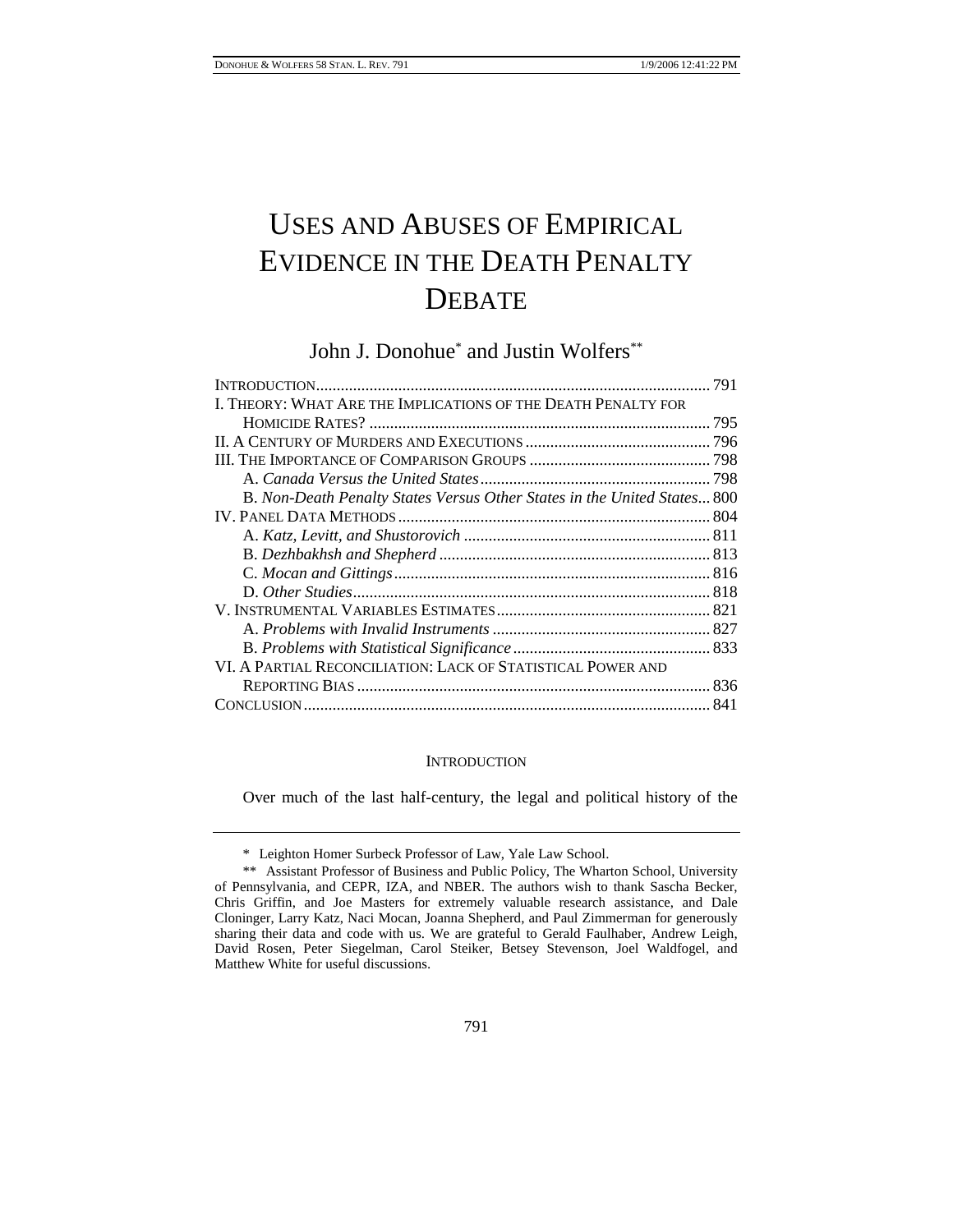# USES AND ABUSES OF EMPIRICAL EVIDENCE IN THE DEATH PENALTY DEBATE

John J. Donohue* and Justin Wolfers**

| | |
|---|---|
| INTRODUCTION | 791 |
| I. THEORY: WHAT ARE THE IMPLICATIONS OF THE DEATH PENALTY FOR HOMICIDE RATES? | 795 |
| II. A CENTURY OF MURDERS AND EXECUTIONS | 796 |
| III. THE IMPORTANCE OF COMPARISON GROUPS | 798 |
| A. *Canada Versus the United States* | 798 |
| B. *Non-Death Penalty States Versus Other States in the United States* | 800 |
| IV. PANEL DATA METHODS | 804 |
| A. *Katz, Levitt, and Shustorovich* | 811 |
| B. *Dezhbakhsh and Shepherd* | 813 |
| C. *Mocan and Gittings* | 816 |
| D. *Other Studies* | 818 |
| V. INSTRUMENTAL VARIABLES ESTIMATES | 821 |
| A. *Problems with Invalid Instruments* | 827 |
| B. *Problems with Statistical Significance* | 833 |
| VI. A PARTIAL RECONCILIATION: LACK OF STATISTICAL POWER AND REPORTING BIAS | 836 |
| CONCLUSION | 841 |

## INTRODUCTION

Over much of the last half-century, the legal and political history of the

---

\* Leighton Homer Surbeck Professor of Law, Yale Law School.

\*\* Assistant Professor of Business and Public Policy, The Wharton School, University of Pennsylvania, and CEPR, IZA, and NBER. The authors wish to thank Sascha Becker, Chris Griffin, and Joe Masters for extremely valuable research assistance, and Dale Cloninger, Larry Katz, Naci Mocan, Joanna Shepherd, and Paul Zimmerman for generously sharing their data and code with us. We are grateful to Gerald Faulhaber, Andrew Leigh, David Rosen, Peter Siegelman, Carol Steiker, Betsey Stevenson, Joel Waldfogel, and Matthew White for useful discussions.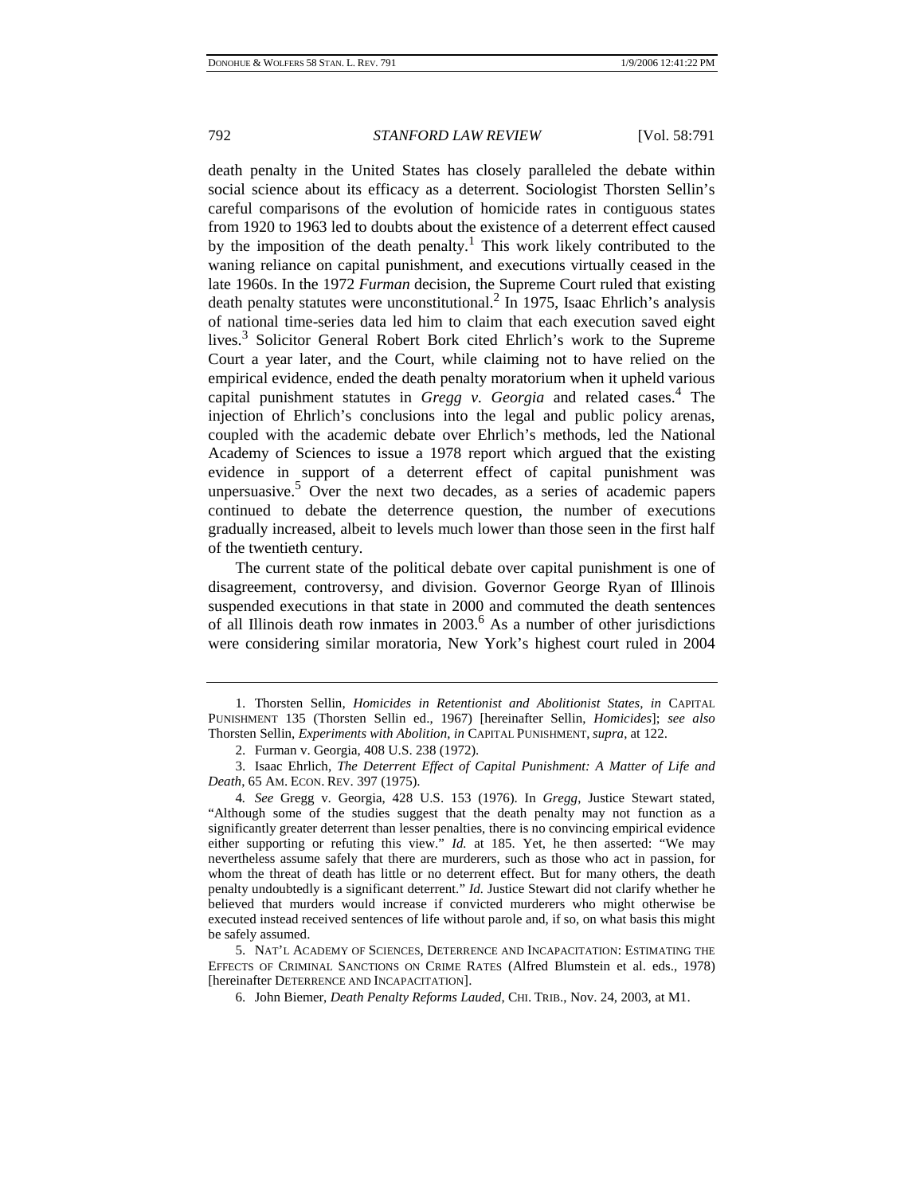death penalty in the United States has closely paralleled the debate within social science about its efficacy as a deterrent. Sociologist Thorsten Sellin's careful comparisons of the evolution of homicide rates in contiguous states from 1920 to 1963 led to doubts about the existence of a deterrent effect caused by the imposition of the death penalty.[1] This work likely contributed to the waning reliance on capital punishment, and executions virtually ceased in the late 1960s. In the 1972 *Furman* decision, the Supreme Court ruled that existing death penalty statutes were unconstitutional.[2] In 1975, Isaac Ehrlich's analysis of national time-series data led him to claim that each execution saved eight lives.[3] Solicitor General Robert Bork cited Ehrlich's work to the Supreme Court a year later, and the Court, while claiming not to have relied on the empirical evidence, ended the death penalty moratorium when it upheld various capital punishment statutes in *Gregg v. Georgia* and related cases.[4] The injection of Ehrlich's conclusions into the legal and public policy arenas, coupled with the academic debate over Ehrlich's methods, led the National Academy of Sciences to issue a 1978 report which argued that the existing evidence in support of a deterrent effect of capital punishment was unpersuasive.[5] Over the next two decades, as a series of academic papers continued to debate the deterrence question, the number of executions gradually increased, albeit to levels much lower than those seen in the first half of the twentieth century.

The current state of the political debate over capital punishment is one of disagreement, controversy, and division. Governor George Ryan of Illinois suspended executions in that state in 2000 and commuted the death sentences of all Illinois death row inmates in 2003.[6] As a number of other jurisdictions were considering similar moratoria, New York's highest court ruled in 2004

---

1. Thorsten Sellin, *Homicides in Retentionist and Abolitionist States*, *in* CAPITAL PUNISHMENT 135 (Thorsten Sellin ed., 1967) [hereinafter Sellin, *Homicides*]; *see also* Thorsten Sellin, *Experiments with Abolition*, *in* CAPITAL PUNISHMENT, *supra*, at 122.

2. Furman v. Georgia, 408 U.S. 238 (1972).

3. Isaac Ehrlich, *The Deterrent Effect of Capital Punishment: A Matter of Life and Death*, 65 AM. ECON. REV. 397 (1975).

4. *See* Gregg v. Georgia, 428 U.S. 153 (1976). In *Gregg*, Justice Stewart stated, "Although some of the studies suggest that the death penalty may not function as a significantly greater deterrent than lesser penalties, there is no convincing empirical evidence either supporting or refuting this view." *Id.* at 185. Yet, he then asserted: "We may nevertheless assume safely that there are murderers, such as those who act in passion, for whom the threat of death has little or no deterrent effect. But for many others, the death penalty undoubtedly is a significant deterrent." *Id.* Justice Stewart did not clarify whether he believed that murders would increase if convicted murderers who might otherwise be executed instead received sentences of life without parole and, if so, on what basis this might be safely assumed.

5. NAT'L ACADEMY OF SCIENCES, DETERRENCE AND INCAPACITATION: ESTIMATING THE EFFECTS OF CRIMINAL SANCTIONS ON CRIME RATES (Alfred Blumstein et al. eds., 1978) [hereinafter DETERRENCE AND INCAPACITATION].

6. John Biemer, *Death Penalty Reforms Lauded*, CHI. TRIB., Nov. 24, 2003, at M1.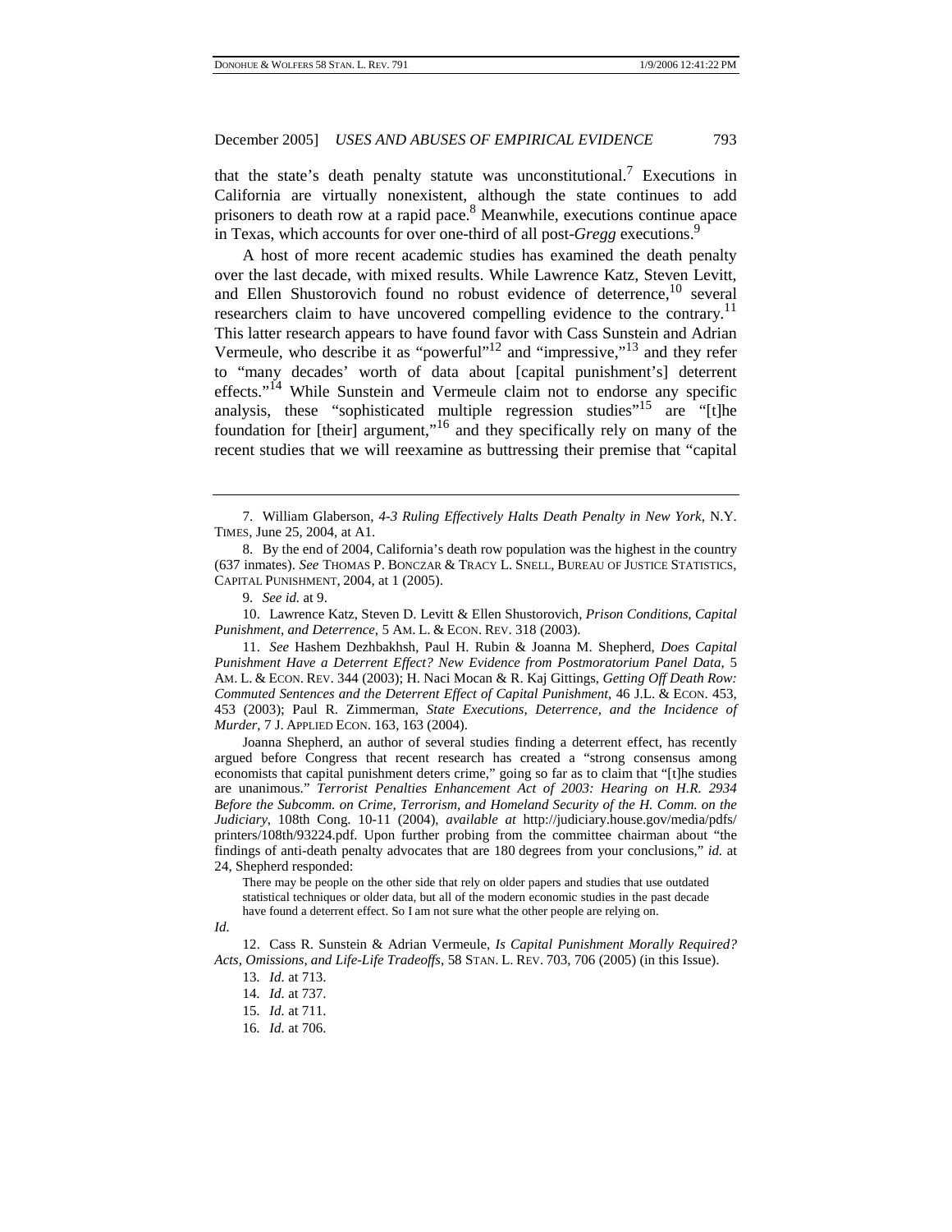that the state's death penalty statute was unconstitutional.[7] Executions in California are virtually nonexistent, although the state continues to add prisoners to death row at a rapid pace.[8] Meanwhile, executions continue apace in Texas, which accounts for over one-third of all post-*Gregg* executions.[9]

A host of more recent academic studies has examined the death penalty over the last decade, with mixed results. While Lawrence Katz, Steven Levitt, and Ellen Shustorovich found no robust evidence of deterrence,[10] several researchers claim to have uncovered compelling evidence to the contrary.[11] This latter research appears to have found favor with Cass Sunstein and Adrian Vermeule, who describe it as "powerful"[12] and "impressive,"[13] and they refer to "many decades' worth of data about [capital punishment's] deterrent effects."[14] While Sunstein and Vermeule claim not to endorse any specific analysis, these "sophisticated multiple regression studies"[15] are "[t]he foundation for [their] argument,"[16] and they specifically rely on many of the recent studies that we will reexamine as buttressing their premise that "capital

---

7. William Glaberson, *4-3 Ruling Effectively Halts Death Penalty in New York*, N.Y. TIMES, June 25, 2004, at A1.

8. By the end of 2004, California's death row population was the highest in the country (637 inmates). *See* THOMAS P. BONCZAR & TRACY L. SNELL, BUREAU OF JUSTICE STATISTICS, CAPITAL PUNISHMENT, 2004, at 1 (2005).

9. *See id.* at 9.

10. Lawrence Katz, Steven D. Levitt & Ellen Shustorovich, *Prison Conditions, Capital Punishment, and Deterrence*, 5 AM. L. & ECON. REV. 318 (2003).

11. *See* Hashem Dezhbakhsh, Paul H. Rubin & Joanna M. Shepherd, *Does Capital Punishment Have a Deterrent Effect? New Evidence from Postmoratorium Panel Data*, 5 AM. L. & ECON. REV. 344 (2003); H. Naci Mocan & R. Kaj Gittings, *Getting Off Death Row: Commuted Sentences and the Deterrent Effect of Capital Punishment*, 46 J.L. & ECON. 453, 453 (2003); Paul R. Zimmerman, *State Executions, Deterrence, and the Incidence of Murder*, 7 J. APPLIED ECON. 163, 163 (2004).

Joanna Shepherd, an author of several studies finding a deterrent effect, has recently argued before Congress that recent research has created a "strong consensus among economists that capital punishment deters crime," going so far as to claim that "[t]he studies are unanimous." *Terrorist Penalties Enhancement Act of 2003: Hearing on H.R. 2934 Before the Subcomm. on Crime, Terrorism, and Homeland Security of the H. Comm. on the Judiciary*, 108th Cong. 10-11 (2004), *available at* http://judiciary.house.gov/media/pdfs/printers/108th/93224.pdf. Upon further probing from the committee chairman about "the findings of anti-death penalty advocates that are 180 degrees from your conclusions," *id.* at 24, Shepherd responded:

> There may be people on the other side that rely on older papers and studies that use outdated statistical techniques or older data, but all of the modern economic studies in the past decade have found a deterrent effect. So I am not sure what the other people are relying on.

*Id.*

12. Cass R. Sunstein & Adrian Vermeule, *Is Capital Punishment Morally Required? Acts, Omissions, and Life-Life Tradeoffs*, 58 STAN. L. REV. 703, 706 (2005) (in this Issue).

13. *Id.* at 713.

14. *Id.* at 737.

15. *Id.* at 711.

16. *Id.* at 706.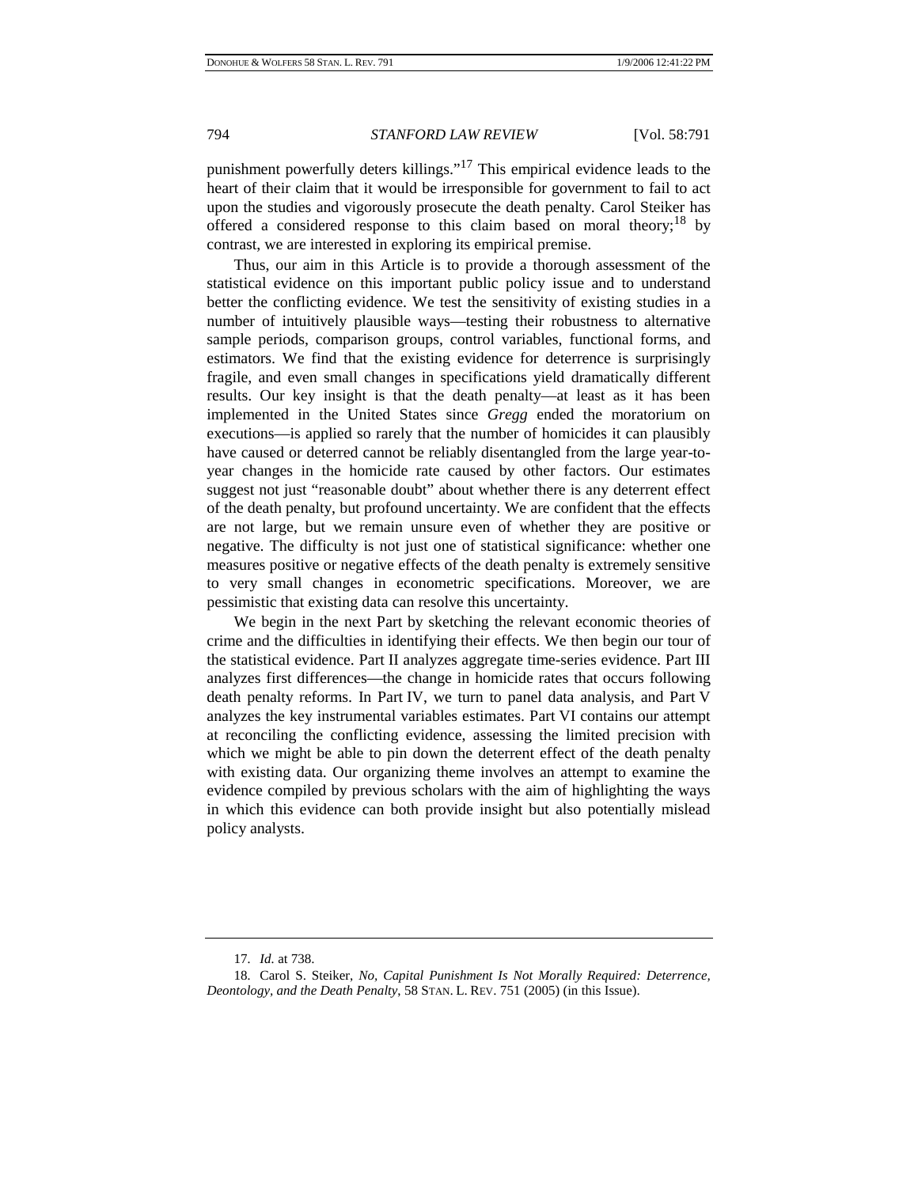punishment powerfully deters killings."[17] This empirical evidence leads to the heart of their claim that it would be irresponsible for government to fail to act upon the studies and vigorously prosecute the death penalty. Carol Steiker has offered a considered response to this claim based on moral theory;[18] by contrast, we are interested in exploring its empirical premise.

Thus, our aim in this Article is to provide a thorough assessment of the statistical evidence on this important public policy issue and to understand better the conflicting evidence. We test the sensitivity of existing studies in a number of intuitively plausible ways—testing their robustness to alternative sample periods, comparison groups, control variables, functional forms, and estimators. We find that the existing evidence for deterrence is surprisingly fragile, and even small changes in specifications yield dramatically different results. Our key insight is that the death penalty—at least as it has been implemented in the United States since *Gregg* ended the moratorium on executions—is applied so rarely that the number of homicides it can plausibly have caused or deterred cannot be reliably disentangled from the large year-to-year changes in the homicide rate caused by other factors. Our estimates suggest not just "reasonable doubt" about whether there is any deterrent effect of the death penalty, but profound uncertainty. We are confident that the effects are not large, but we remain unsure even of whether they are positive or negative. The difficulty is not just one of statistical significance: whether one measures positive or negative effects of the death penalty is extremely sensitive to very small changes in econometric specifications. Moreover, we are pessimistic that existing data can resolve this uncertainty.

We begin in the next Part by sketching the relevant economic theories of crime and the difficulties in identifying their effects. We then begin our tour of the statistical evidence. Part II analyzes aggregate time-series evidence. Part III analyzes first differences—the change in homicide rates that occurs following death penalty reforms. In Part IV, we turn to panel data analysis, and Part V analyzes the key instrumental variables estimates. Part VI contains our attempt at reconciling the conflicting evidence, assessing the limited precision with which we might be able to pin down the deterrent effect of the death penalty with existing data. Our organizing theme involves an attempt to examine the evidence compiled by previous scholars with the aim of highlighting the ways in which this evidence can both provide insight but also potentially mislead policy analysts.

---

17. *Id.* at 738.

18. Carol S. Steiker, *No, Capital Punishment Is Not Morally Required: Deterrence, Deontology, and the Death Penalty*, 58 STAN. L. REV. 751 (2005) (in this Issue).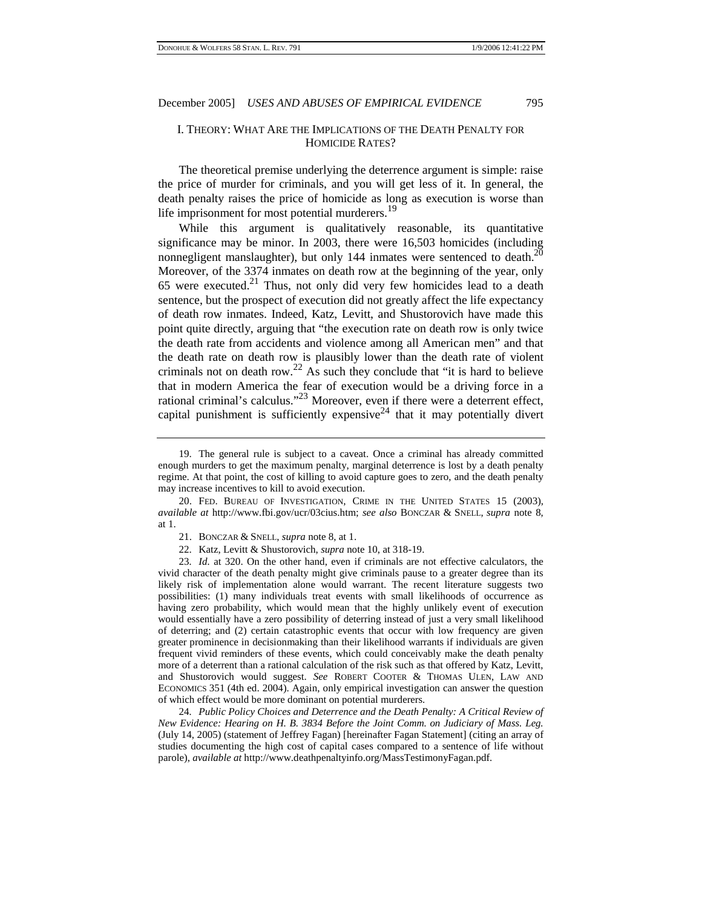## I. THEORY: WHAT ARE THE IMPLICATIONS OF THE DEATH PENALTY FOR HOMICIDE RATES?

The theoretical premise underlying the deterrence argument is simple: raise the price of murder for criminals, and you will get less of it. In general, the death penalty raises the price of homicide as long as execution is worse than life imprisonment for most potential murderers.[19]

While this argument is qualitatively reasonable, its quantitative significance may be minor. In 2003, there were 16,503 homicides (including nonnegligent manslaughter), but only 144 inmates were sentenced to death.[20] Moreover, of the 3374 inmates on death row at the beginning of the year, only 65 were executed.[21] Thus, not only did very few homicides lead to a death sentence, but the prospect of execution did not greatly affect the life expectancy of death row inmates. Indeed, Katz, Levitt, and Shustorovich have made this point quite directly, arguing that "the execution rate on death row is only twice the death rate from accidents and violence among all American men" and that the death rate on death row is plausibly lower than the death rate of violent criminals not on death row.[22] As such they conclude that "it is hard to believe that in modern America the fear of execution would be a driving force in a rational criminal's calculus."[23] Moreover, even if there were a deterrent effect, capital punishment is sufficiently expensive[24] that it may potentially divert

---

19. The general rule is subject to a caveat. Once a criminal has already committed enough murders to get the maximum penalty, marginal deterrence is lost by a death penalty regime. At that point, the cost of killing to avoid capture goes to zero, and the death penalty may increase incentives to kill to avoid execution.

20. FED. BUREAU OF INVESTIGATION, CRIME IN THE UNITED STATES 15 (2003), *available at* http://www.fbi.gov/ucr/03cius.htm; *see also* BONCZAR & SNELL, *supra* note 8, at 1.

21. BONCZAR & SNELL, *supra* note 8, at 1.

22. Katz, Levitt & Shustorovich, *supra* note 10, at 318-19.

23. *Id.* at 320. On the other hand, even if criminals are not effective calculators, the vivid character of the death penalty might give criminals pause to a greater degree than its likely risk of implementation alone would warrant. The recent literature suggests two possibilities: (1) many individuals treat events with small likelihoods of occurrence as having zero probability, which would mean that the highly unlikely event of execution would essentially have a zero possibility of deterring instead of just a very small likelihood of deterring; and (2) certain catastrophic events that occur with low frequency are given greater prominence in decisionmaking than their likelihood warrants if individuals are given frequent vivid reminders of these events, which could conceivably make the death penalty more of a deterrent than a rational calculation of the risk such as that offered by Katz, Levitt, and Shustorovich would suggest. *See* ROBERT COOTER & THOMAS ULEN, LAW AND ECONOMICS 351 (4th ed. 2004). Again, only empirical investigation can answer the question of which effect would be more dominant on potential murderers.

24. *Public Policy Choices and Deterrence and the Death Penalty: A Critical Review of New Evidence: Hearing on H. B. 3834 Before the Joint Comm. on Judiciary of Mass. Leg.* (July 14, 2005) (statement of Jeffrey Fagan) [hereinafter Fagan Statement] (citing an array of studies documenting the high cost of capital cases compared to a sentence of life without parole), *available at* http://www.deathpenaltyinfo.org/MassTestimonyFagan.pdf.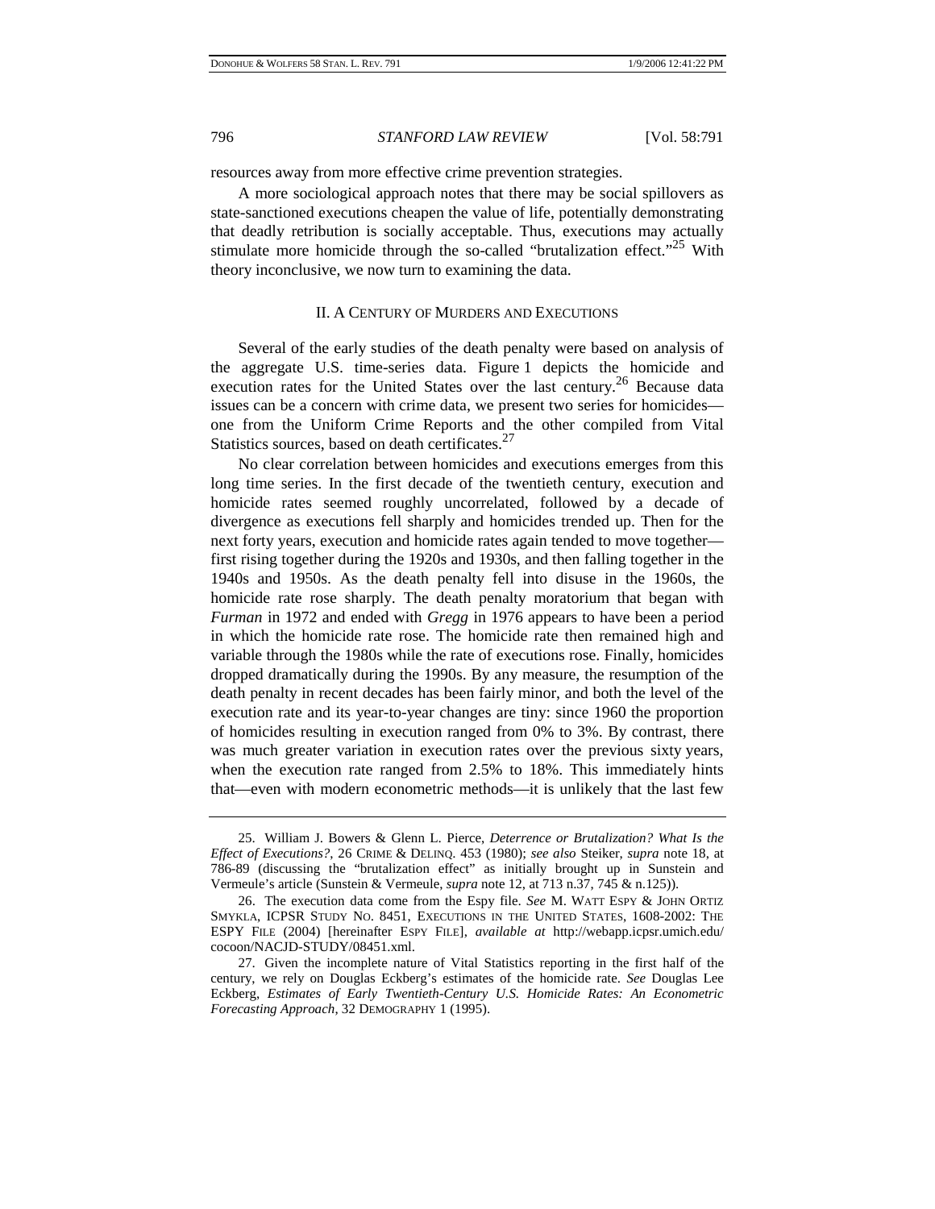resources away from more effective crime prevention strategies.

A more sociological approach notes that there may be social spillovers as state-sanctioned executions cheapen the value of life, potentially demonstrating that deadly retribution is socially acceptable. Thus, executions may actually stimulate more homicide through the so-called "brutalization effect."[25] With theory inconclusive, we now turn to examining the data.

## II. A Century of Murders and Executions

Several of the early studies of the death penalty were based on analysis of the aggregate U.S. time-series data. Figure 1 depicts the homicide and execution rates for the United States over the last century.[26] Because data issues can be a concern with crime data, we present two series for homicides—one from the Uniform Crime Reports and the other compiled from Vital Statistics sources, based on death certificates.[27]

No clear correlation between homicides and executions emerges from this long time series. In the first decade of the twentieth century, execution and homicide rates seemed roughly uncorrelated, followed by a decade of divergence as executions fell sharply and homicides trended up. Then for the next forty years, execution and homicide rates again tended to move together—first rising together during the 1920s and 1930s, and then falling together in the 1940s and 1950s. As the death penalty fell into disuse in the 1960s, the homicide rate rose sharply. The death penalty moratorium that began with *Furman* in 1972 and ended with *Gregg* in 1976 appears to have been a period in which the homicide rate rose. The homicide rate then remained high and variable through the 1980s while the rate of executions rose. Finally, homicides dropped dramatically during the 1990s. By any measure, the resumption of the death penalty in recent decades has been fairly minor, and both the level of the execution rate and its year-to-year changes are tiny: since 1960 the proportion of homicides resulting in execution ranged from 0% to 3%. By contrast, there was much greater variation in execution rates over the previous sixty years, when the execution rate ranged from 2.5% to 18%. This immediately hints that—even with modern econometric methods—it is unlikely that the last few

---

25. William J. Bowers & Glenn L. Pierce, *Deterrence or Brutalization? What Is the Effect of Executions?*, 26 Crime & Delinq. 453 (1980); *see also* Steiker, *supra* note 18, at 786-89 (discussing the "brutalization effect" as initially brought up in Sunstein and Vermeule's article (Sunstein & Vermeule, *supra* note 12, at 713 n.37, 745 & n.125)).

26. The execution data come from the Espy file. *See* M. Watt Espy & John Ortiz Smykla, ICPSR Study No. 8451, Executions in the United States, 1608-2002: The ESPY File (2004) [hereinafter Espy File], *available at* http://webapp.icpsr.umich.edu/cocoon/NACJD-STUDY/08451.xml.

27. Given the incomplete nature of Vital Statistics reporting in the first half of the century, we rely on Douglas Eckberg's estimates of the homicide rate. *See* Douglas Lee Eckberg, *Estimates of Early Twentieth-Century U.S. Homicide Rates: An Econometric Forecasting Approach*, 32 Demography 1 (1995).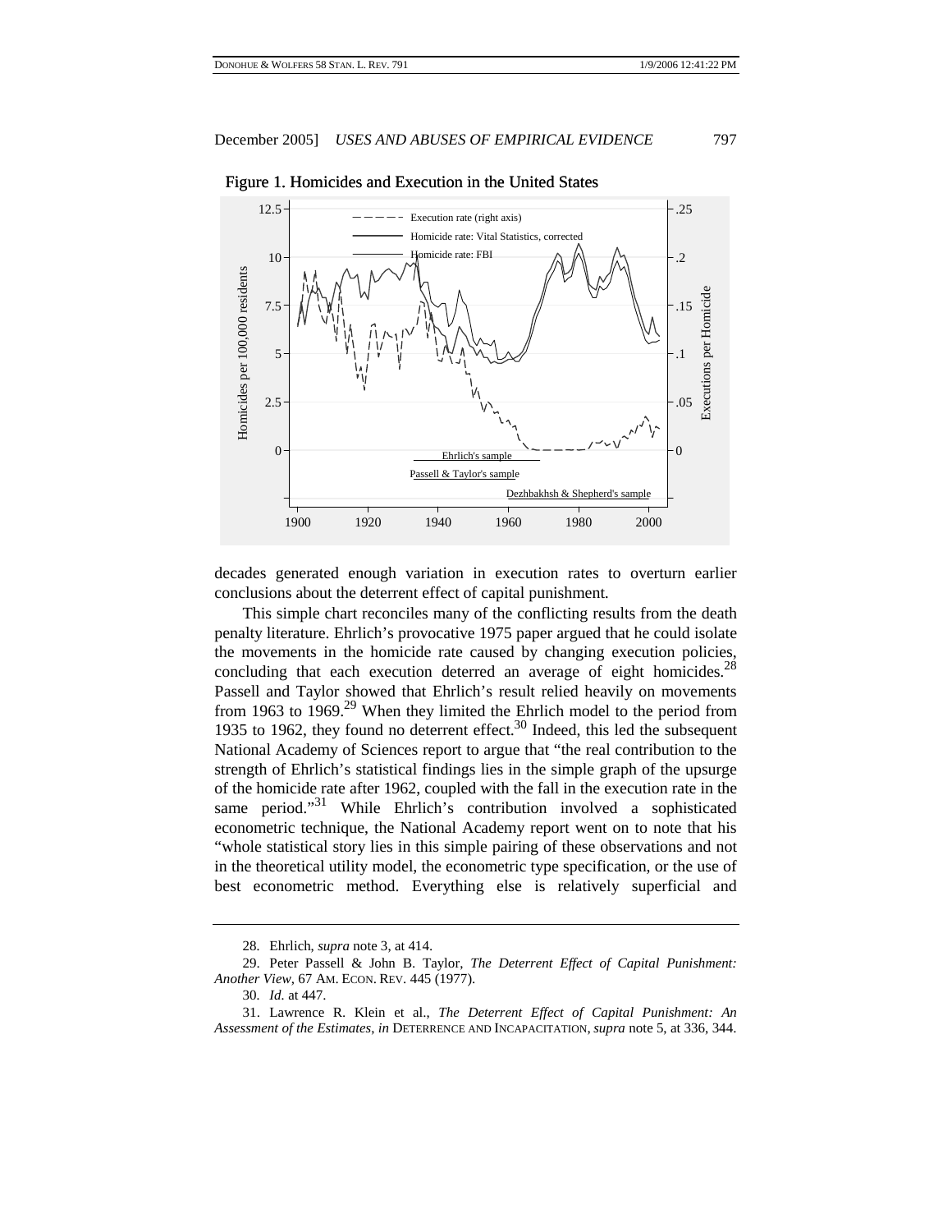Figure 1. Homicides and Execution in the United States

decades generated enough variation in execution rates to overturn earlier conclusions about the deterrent effect of capital punishment.

This simple chart reconciles many of the conflicting results from the death penalty literature. Ehrlich's provocative 1975 paper argued that he could isolate the movements in the homicide rate caused by changing execution policies, concluding that each execution deterred an average of eight homicides.[28] Passell and Taylor showed that Ehrlich's result relied heavily on movements from 1963 to 1969.[29] When they limited the Ehrlich model to the period from 1935 to 1962, they found no deterrent effect.[30] Indeed, this led the subsequent National Academy of Sciences report to argue that "the real contribution to the strength of Ehrlich's statistical findings lies in the simple graph of the upsurge of the homicide rate after 1962, coupled with the fall in the execution rate in the same period."[31] While Ehrlich's contribution involved a sophisticated econometric technique, the National Academy report went on to note that his "whole statistical story lies in this simple pairing of these observations and not in the theoretical utility model, the econometric type specification, or the use of best econometric method. Everything else is relatively superficial and

---

28. Ehrlich, *supra* note 3, at 414.

29. Peter Passell & John B. Taylor, *The Deterrent Effect of Capital Punishment: Another View*, 67 AM. ECON. REV. 445 (1977).

30. *Id.* at 447.

31. Lawrence R. Klein et al., *The Deterrent Effect of Capital Punishment: An Assessment of the Estimates*, *in* DETERRENCE AND INCAPACITATION, *supra* note 5, at 336, 344.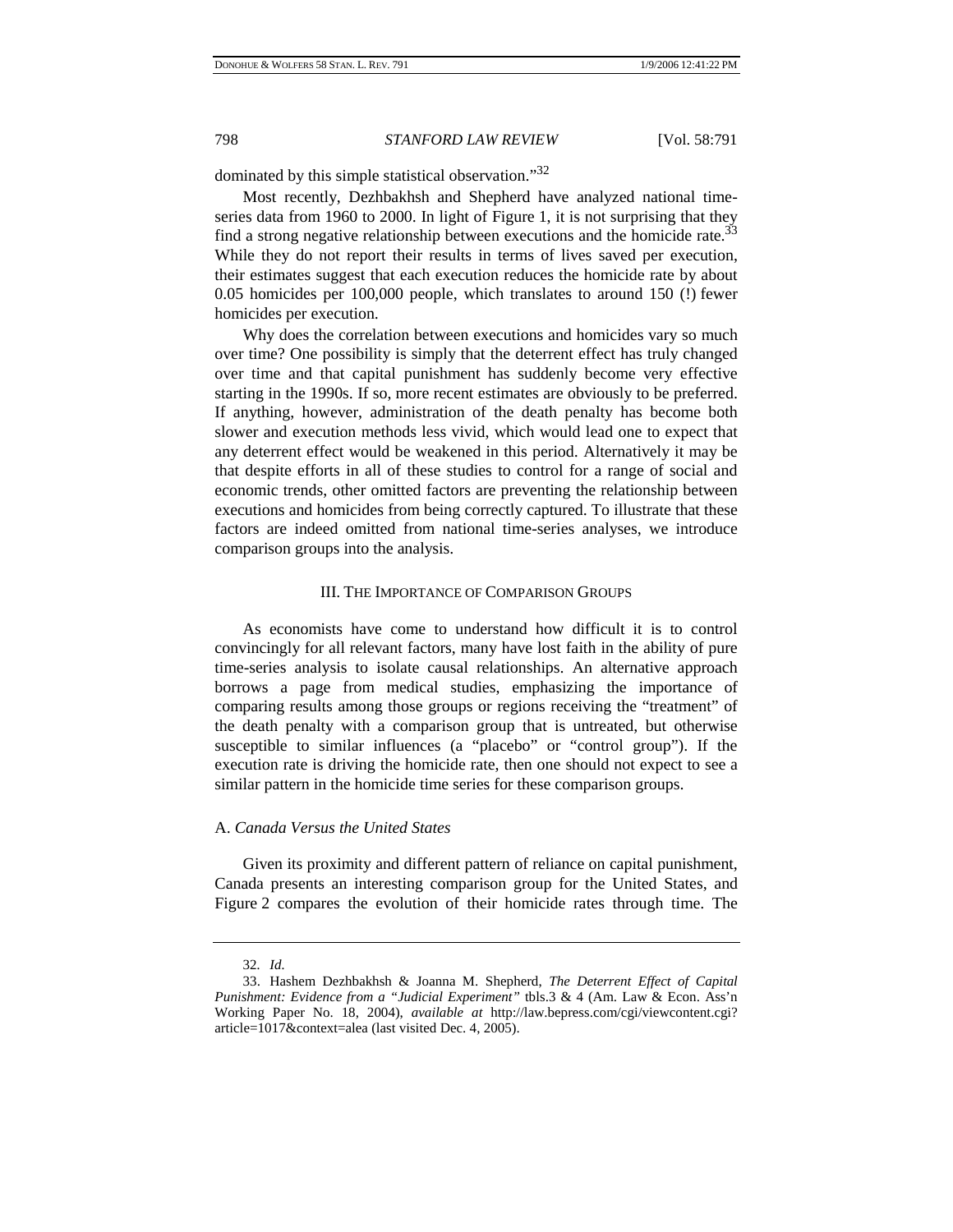dominated by this simple statistical observation."[32]

Most recently, Dezhbakhsh and Shepherd have analyzed national time-series data from 1960 to 2000. In light of Figure 1, it is not surprising that they find a strong negative relationship between executions and the homicide rate.[33] While they do not report their results in terms of lives saved per execution, their estimates suggest that each execution reduces the homicide rate by about 0.05 homicides per 100,000 people, which translates to around 150 (!) fewer homicides per execution.

Why does the correlation between executions and homicides vary so much over time? One possibility is simply that the deterrent effect has truly changed over time and that capital punishment has suddenly become very effective starting in the 1990s. If so, more recent estimates are obviously to be preferred. If anything, however, administration of the death penalty has become both slower and execution methods less vivid, which would lead one to expect that any deterrent effect would be weakened in this period. Alternatively it may be that despite efforts in all of these studies to control for a range of social and economic trends, other omitted factors are preventing the relationship between executions and homicides from being correctly captured. To illustrate that these factors are indeed omitted from national time-series analyses, we introduce comparison groups into the analysis.

## III. THE IMPORTANCE OF COMPARISON GROUPS

As economists have come to understand how difficult it is to control convincingly for all relevant factors, many have lost faith in the ability of pure time-series analysis to isolate causal relationships. An alternative approach borrows a page from medical studies, emphasizing the importance of comparing results among those groups or regions receiving the "treatment" of the death penalty with a comparison group that is untreated, but otherwise susceptible to similar influences (a "placebo" or "control group"). If the execution rate is driving the homicide rate, then one should not expect to see a similar pattern in the homicide time series for these comparison groups.

### A. *Canada Versus the United States*

Given its proximity and different pattern of reliance on capital punishment, Canada presents an interesting comparison group for the United States, and Figure 2 compares the evolution of their homicide rates through time. The

---

32. *Id.*

33. Hashem Dezhbakhsh & Joanna M. Shepherd, *The Deterrent Effect of Capital Punishment: Evidence from a "Judicial Experiment"* tbls.3 & 4 (Am. Law & Econ. Ass'n Working Paper No. 18, 2004), *available at* http://law.bepress.com/cgi/viewcontent.cgi?article=1017&context=alea (last visited Dec. 4, 2005).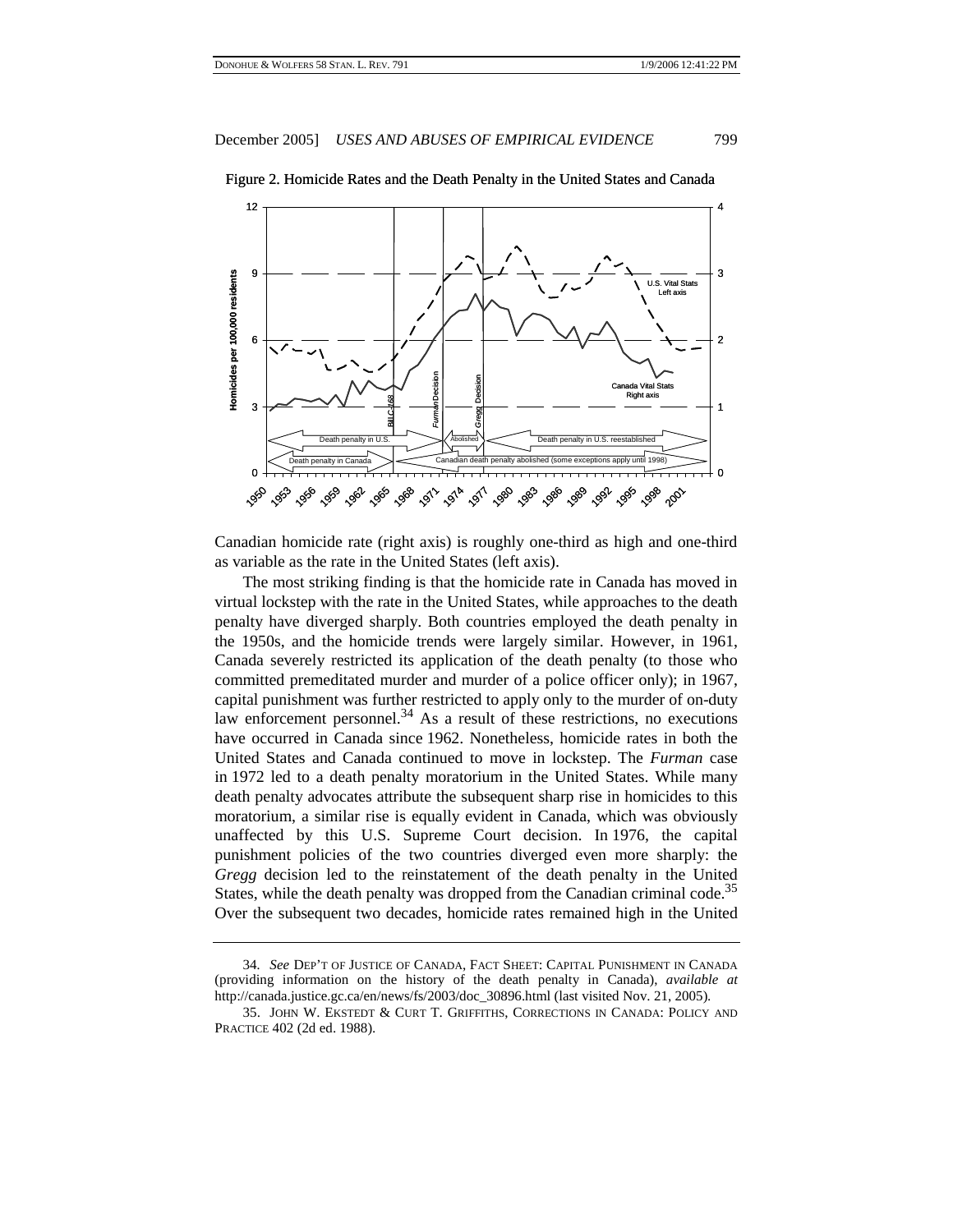Figure 2. Homicide Rates and the Death Penalty in the United States and Canada

Canadian homicide rate (right axis) is roughly one-third as high and one-third as variable as the rate in the United States (left axis).

The most striking finding is that the homicide rate in Canada has moved in virtual lockstep with the rate in the United States, while approaches to the death penalty have diverged sharply. Both countries employed the death penalty in the 1950s, and the homicide trends were largely similar. However, in 1961, Canada severely restricted its application of the death penalty (to those who committed premeditated murder and murder of a police officer only); in 1967, capital punishment was further restricted to apply only to the murder of on-duty law enforcement personnel.[34] As a result of these restrictions, no executions have occurred in Canada since 1962. Nonetheless, homicide rates in both the United States and Canada continued to move in lockstep. The *Furman* case in 1972 led to a death penalty moratorium in the United States. While many death penalty advocates attribute the subsequent sharp rise in homicides to this moratorium, a similar rise is equally evident in Canada, which was obviously unaffected by this U.S. Supreme Court decision. In 1976, the capital punishment policies of the two countries diverged even more sharply: the *Gregg* decision led to the reinstatement of the death penalty in the United States, while the death penalty was dropped from the Canadian criminal code.[35] Over the subsequent two decades, homicide rates remained high in the United

---

34. *See* DEP'T OF JUSTICE OF CANADA, FACT SHEET: CAPITAL PUNISHMENT IN CANADA (providing information on the history of the death penalty in Canada), *available at* http://canada.justice.gc.ca/en/news/fs/2003/doc_30896.html (last visited Nov. 21, 2005).

35. JOHN W. EKSTEDT & CURT T. GRIFFITHS, CORRECTIONS IN CANADA: POLICY AND PRACTICE 402 (2d ed. 1988).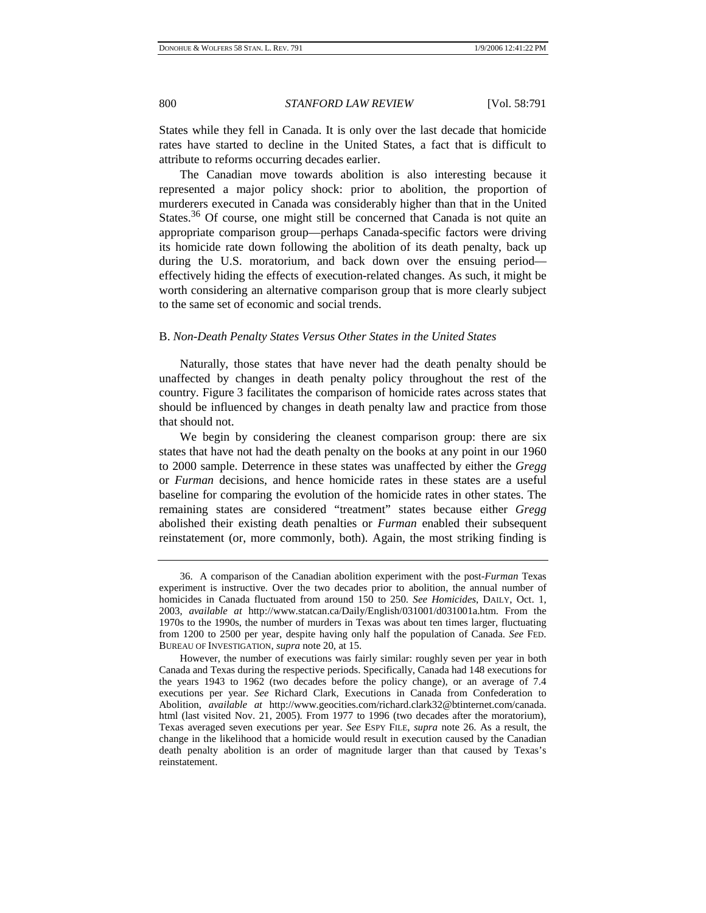States while they fell in Canada. It is only over the last decade that homicide rates have started to decline in the United States, a fact that is difficult to attribute to reforms occurring decades earlier.

The Canadian move towards abolition is also interesting because it represented a major policy shock: prior to abolition, the proportion of murderers executed in Canada was considerably higher than that in the United States.[36] Of course, one might still be concerned that Canada is not quite an appropriate comparison group—perhaps Canada-specific factors were driving its homicide rate down following the abolition of its death penalty, back up during the U.S. moratorium, and back down over the ensuing period—effectively hiding the effects of execution-related changes. As such, it might be worth considering an alternative comparison group that is more clearly subject to the same set of economic and social trends.

### B. *Non-Death Penalty States Versus Other States in the United States*

Naturally, those states that have never had the death penalty should be unaffected by changes in death penalty policy throughout the rest of the country. Figure 3 facilitates the comparison of homicide rates across states that should be influenced by changes in death penalty law and practice from those that should not.

We begin by considering the cleanest comparison group: there are six states that have not had the death penalty on the books at any point in our 1960 to 2000 sample. Deterrence in these states was unaffected by either the *Gregg* or *Furman* decisions, and hence homicide rates in these states are a useful baseline for comparing the evolution of the homicide rates in other states. The remaining states are considered "treatment" states because either *Gregg* abolished their existing death penalties or *Furman* enabled their subsequent reinstatement (or, more commonly, both). Again, the most striking finding is

---

36. A comparison of the Canadian abolition experiment with the post-*Furman* Texas experiment is instructive. Over the two decades prior to abolition, the annual number of homicides in Canada fluctuated from around 150 to 250. *See Homicides*, DAILY, Oct. 1, 2003, *available at* http://www.statcan.ca/Daily/English/031001/d031001a.htm. From the 1970s to the 1990s, the number of murders in Texas was about ten times larger, fluctuating from 1200 to 2500 per year, despite having only half the population of Canada. *See* FED. BUREAU OF INVESTIGATION, *supra* note 20, at 15.

However, the number of executions was fairly similar: roughly seven per year in both Canada and Texas during the respective periods. Specifically, Canada had 148 executions for the years 1943 to 1962 (two decades before the policy change), or an average of 7.4 executions per year. *See* Richard Clark, Executions in Canada from Confederation to Abolition, *available at* http://www.geocities.com/richard.clark32@btinternet.com/canada.html (last visited Nov. 21, 2005). From 1977 to 1996 (two decades after the moratorium), Texas averaged seven executions per year. *See* ESPY FILE, *supra* note 26. As a result, the change in the likelihood that a homicide would result in execution caused by the Canadian death penalty abolition is an order of magnitude larger than that caused by Texas's reinstatement.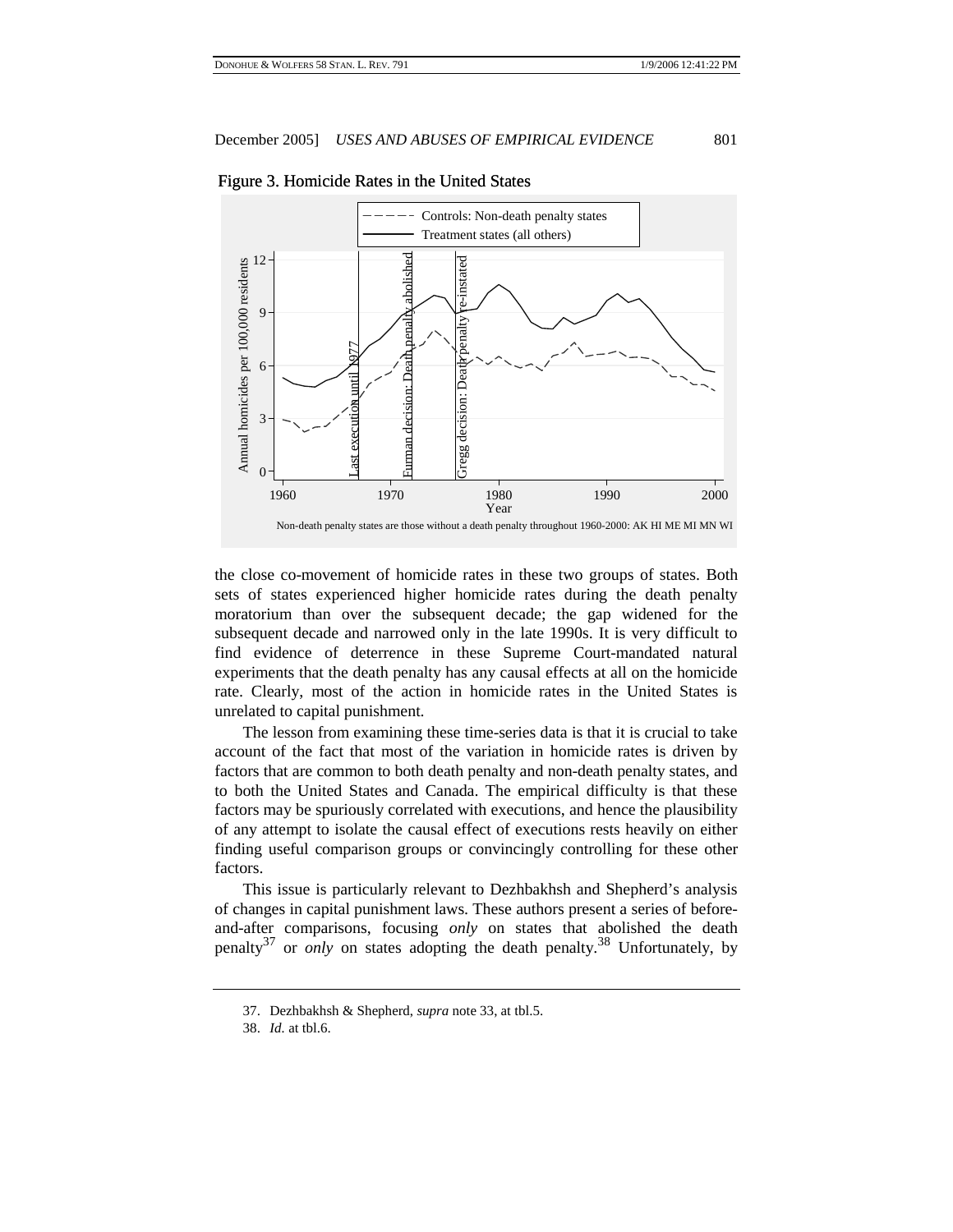Figure 3. Homicide Rates in the United States

Non-death penalty states are those without a death penalty throughout 1960-2000: AK HI ME MI MN WI

the close co-movement of homicide rates in these two groups of states. Both sets of states experienced higher homicide rates during the death penalty moratorium than over the subsequent decade; the gap widened for the subsequent decade and narrowed only in the late 1990s. It is very difficult to find evidence of deterrence in these Supreme Court-mandated natural experiments that the death penalty has any causal effects at all on the homicide rate. Clearly, most of the action in homicide rates in the United States is unrelated to capital punishment.

The lesson from examining these time-series data is that it is crucial to take account of the fact that most of the variation in homicide rates is driven by factors that are common to both death penalty and non-death penalty states, and to both the United States and Canada. The empirical difficulty is that these factors may be spuriously correlated with executions, and hence the plausibility of any attempt to isolate the causal effect of executions rests heavily on either finding useful comparison groups or convincingly controlling for these other factors.

This issue is particularly relevant to Dezhbakhsh and Shepherd's analysis of changes in capital punishment laws. These authors present a series of before-and-after comparisons, focusing *only* on states that abolished the death penalty[37] or *only* on states adopting the death penalty.[38] Unfortunately, by

37. Dezhbakhsh & Shepherd, *supra* note 33, at tbl.5.

38. *Id.* at tbl.6.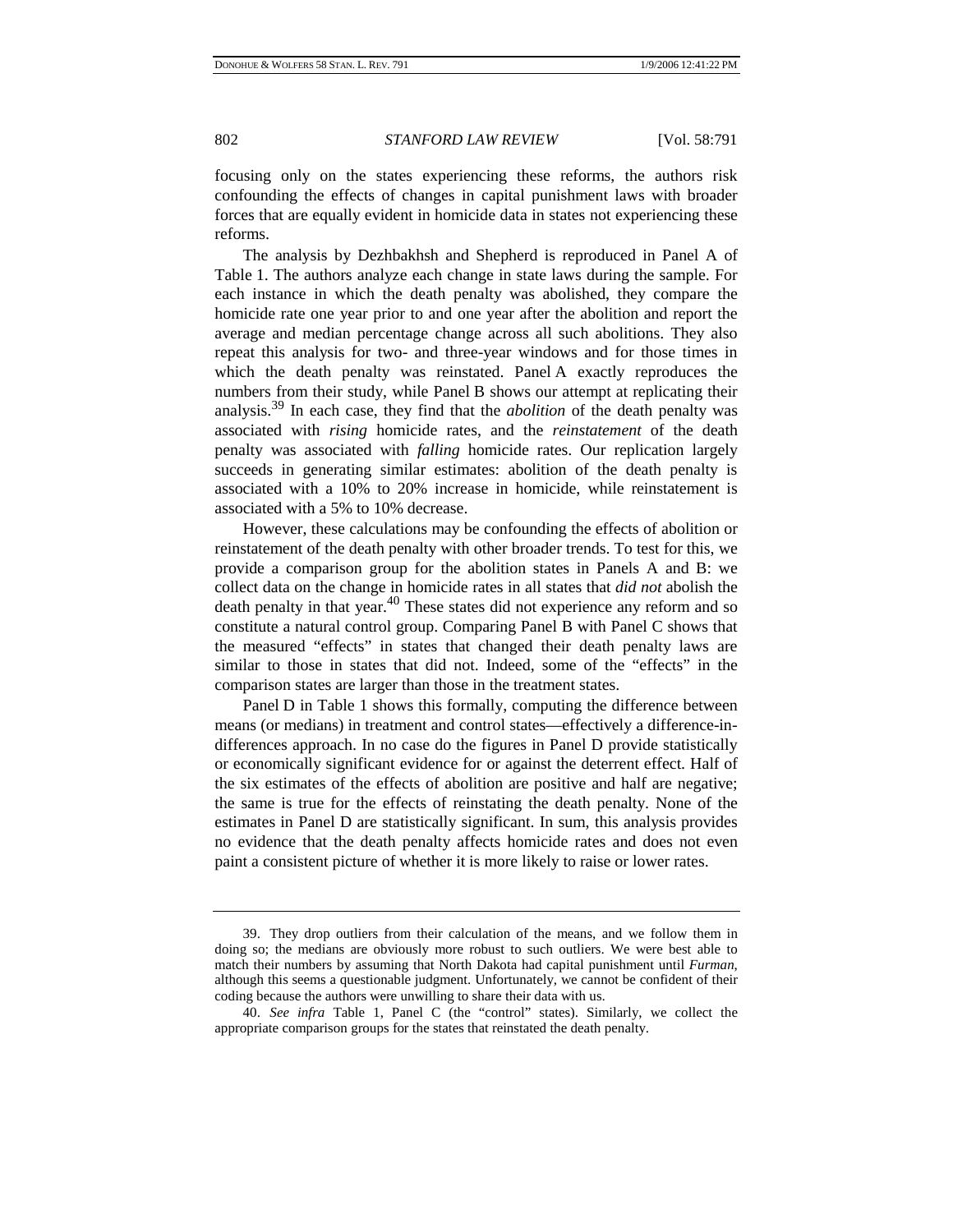focusing only on the states experiencing these reforms, the authors risk confounding the effects of changes in capital punishment laws with broader forces that are equally evident in homicide data in states not experiencing these reforms.

The analysis by Dezhbakhsh and Shepherd is reproduced in Panel A of Table 1. The authors analyze each change in state laws during the sample. For each instance in which the death penalty was abolished, they compare the homicide rate one year prior to and one year after the abolition and report the average and median percentage change across all such abolitions. They also repeat this analysis for two- and three-year windows and for those times in which the death penalty was reinstated. Panel A exactly reproduces the numbers from their study, while Panel B shows our attempt at replicating their analysis.[39] In each case, they find that the *abolition* of the death penalty was associated with *rising* homicide rates, and the *reinstatement* of the death penalty was associated with *falling* homicide rates. Our replication largely succeeds in generating similar estimates: abolition of the death penalty is associated with a 10% to 20% increase in homicide, while reinstatement is associated with a 5% to 10% decrease.

However, these calculations may be confounding the effects of abolition or reinstatement of the death penalty with other broader trends. To test for this, we provide a comparison group for the abolition states in Panels A and B: we collect data on the change in homicide rates in all states that *did not* abolish the death penalty in that year.[40] These states did not experience any reform and so constitute a natural control group. Comparing Panel B with Panel C shows that the measured "effects" in states that changed their death penalty laws are similar to those in states that did not. Indeed, some of the "effects" in the comparison states are larger than those in the treatment states.

Panel D in Table 1 shows this formally, computing the difference between means (or medians) in treatment and control states—effectively a difference-in-differences approach. In no case do the figures in Panel D provide statistically or economically significant evidence for or against the deterrent effect. Half of the six estimates of the effects of abolition are positive and half are negative; the same is true for the effects of reinstating the death penalty. None of the estimates in Panel D are statistically significant. In sum, this analysis provides no evidence that the death penalty affects homicide rates and does not even paint a consistent picture of whether it is more likely to raise or lower rates.

---

39. They drop outliers from their calculation of the means, and we follow them in doing so; the medians are obviously more robust to such outliers. We were best able to match their numbers by assuming that North Dakota had capital punishment until *Furman*, although this seems a questionable judgment. Unfortunately, we cannot be confident of their coding because the authors were unwilling to share their data with us.

40. *See infra* Table 1, Panel C (the "control" states). Similarly, we collect the appropriate comparison groups for the states that reinstated the death penalty.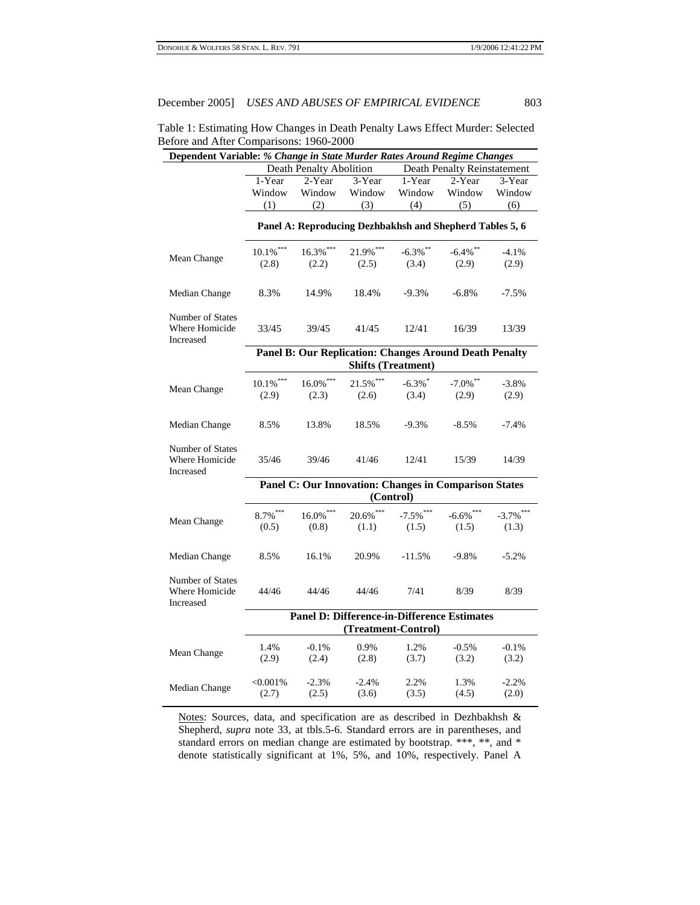Table 1: Estimating How Changes in Death Penalty Laws Effect Murder: Selected Before and After Comparisons: 1960-2000

| **Dependent Variable:** ***% Change in State Murder Rates Around Regime Changes*** | | | | | | |
|---|---|---|---|---|---|---|
| | Death Penalty Abolition | | | Death Penalty Reinstatement | | |
| | 1-Year Window (1) | 2-Year Window (2) | 3-Year Window (3) | 1-Year Window (4) | 2-Year Window (5) | 3-Year Window (6) |
| | **Panel A: Reproducing Dezhbakhsh and Shepherd Tables 5, 6** | | | | | |
| Mean Change | 10.1%*** (2.8) | 16.3%*** (2.2) | 21.9%*** (2.5) | -6.3%** (3.4) | -6.4%** (2.9) | -4.1% (2.9) |
| Median Change | 8.3% | 14.9% | 18.4% | -9.3% | -6.8% | -7.5% |
| Number of States Where Homicide Increased | 33/45 | 39/45 | 41/45 | 12/41 | 16/39 | 13/39 |
| | **Panel B: Our Replication: Changes Around Death Penalty Shifts (Treatment)** | | | | | |
| Mean Change | 10.1%*** (2.9) | 16.0%*** (2.3) | 21.5%*** (2.6) | -6.3%* (3.4) | -7.0%** (2.9) | -3.8% (2.9) |
| Median Change | 8.5% | 13.8% | 18.5% | -9.3% | -8.5% | -7.4% |
| Number of States Where Homicide Increased | 35/46 | 39/46 | 41/46 | 12/41 | 15/39 | 14/39 |
| | **Panel C: Our Innovation: Changes in Comparison States (Control)** | | | | | |
| Mean Change | 8.7%*** (0.5) | 16.0%*** (0.8) | 20.6%*** (1.1) | -7.5%*** (1.5) | -6.6%*** (1.5) | -3.7%*** (1.3) |
| Median Change | 8.5% | 16.1% | 20.9% | -11.5% | -9.8% | -5.2% |
| Number of States Where Homicide Increased | 44/46 | 44/46 | 44/46 | 7/41 | 8/39 | 8/39 |
| | **Panel D: Difference-in-Difference Estimates (Treatment-Control)** | | | | | |
| Mean Change | 1.4% (2.9) | -0.1% (2.4) | 0.9% (2.8) | 1.2% (3.7) | -0.5% (3.2) | -0.1% (3.2) |
| Median Change | <0.001% (2.7) | -2.3% (2.5) | -2.4% (3.6) | 2.2% (3.5) | 1.3% (4.5) | -2.2% (2.0) |

Notes: Sources, data, and specification are as described in Dezhbakhsh & Shepherd, *supra* note 33, at tbls.5-6. Standard errors are in parentheses, and standard errors on median change are estimated by bootstrap. ***, **, and * denote statistically significant at 1%, 5%, and 10%, respectively. Panel A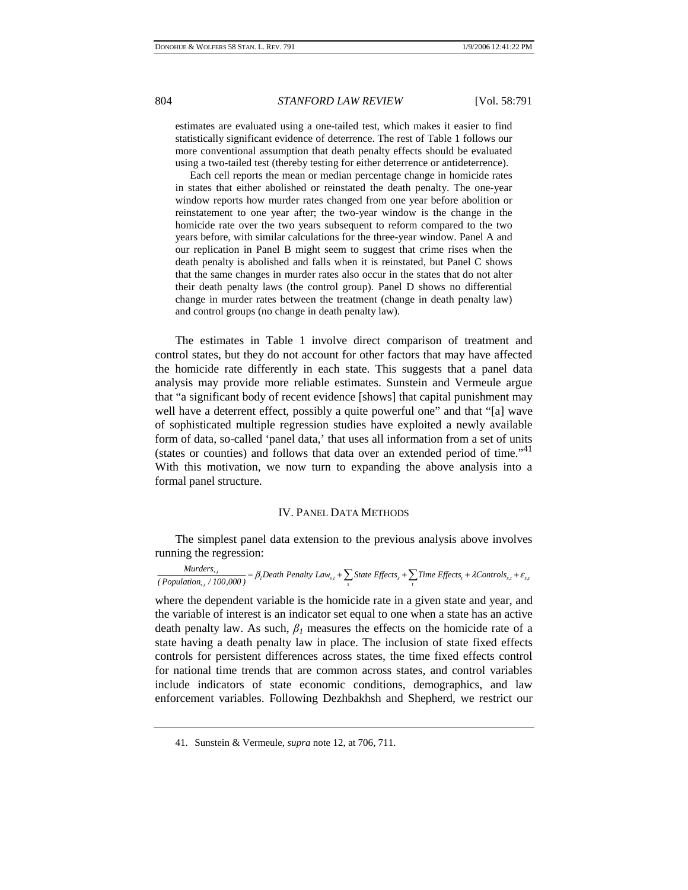estimates are evaluated using a one-tailed test, which makes it easier to find statistically significant evidence of deterrence. The rest of Table 1 follows our more conventional assumption that death penalty effects should be evaluated using a two-tailed test (thereby testing for either deterrence or antideterrence).

Each cell reports the mean or median percentage change in homicide rates in states that either abolished or reinstated the death penalty. The one-year window reports how murder rates changed from one year before abolition or reinstatement to one year after; the two-year window is the change in the homicide rate over the two years subsequent to reform compared to the two years before, with similar calculations for the three-year window. Panel A and our replication in Panel B might seem to suggest that crime rises when the death penalty is abolished and falls when it is reinstated, but Panel C shows that the same changes in murder rates also occur in the states that do not alter their death penalty laws (the control group). Panel D shows no differential change in murder rates between the treatment (change in death penalty law) and control groups (no change in death penalty law).

The estimates in Table 1 involve direct comparison of treatment and control states, but they do not account for other factors that may have affected the homicide rate differently in each state. This suggests that a panel data analysis may provide more reliable estimates. Sunstein and Vermeule argue that "a significant body of recent evidence [shows] that capital punishment may well have a deterrent effect, possibly a quite powerful one" and that "[a] wave of sophisticated multiple regression studies have exploited a newly available form of data, so-called 'panel data,' that uses all information from a set of units (states or counties) and follows that data over an extended period of time."[41] With this motivation, we now turn to expanding the above analysis into a formal panel structure.

## IV. PANEL DATA METHODS

The simplest panel data extension to the previous analysis above involves running the regression:

$$\frac{Murders_{s,t}}{(Population_{s,t}/100{,}000)} = \beta_1 Death\ Penalty\ Law_{s,t} + \sum_s State\ Effects_s + \sum_t Time\ Effects_t + \lambda Controls_{s,t} + \varepsilon_{s,t}$$

where the dependent variable is the homicide rate in a given state and year, and the variable of interest is an indicator set equal to one when a state has an active death penalty law. As such, $\beta_1$ measures the effects on the homicide rate of a state having a death penalty law in place. The inclusion of state fixed effects controls for persistent differences across states, the time fixed effects control for national time trends that are common across states, and control variables include indicators of state economic conditions, demographics, and law enforcement variables. Following Dezhbakhsh and Shepherd, we restrict our

41. Sunstein & Vermeule, *supra* note 12, at 706, 711.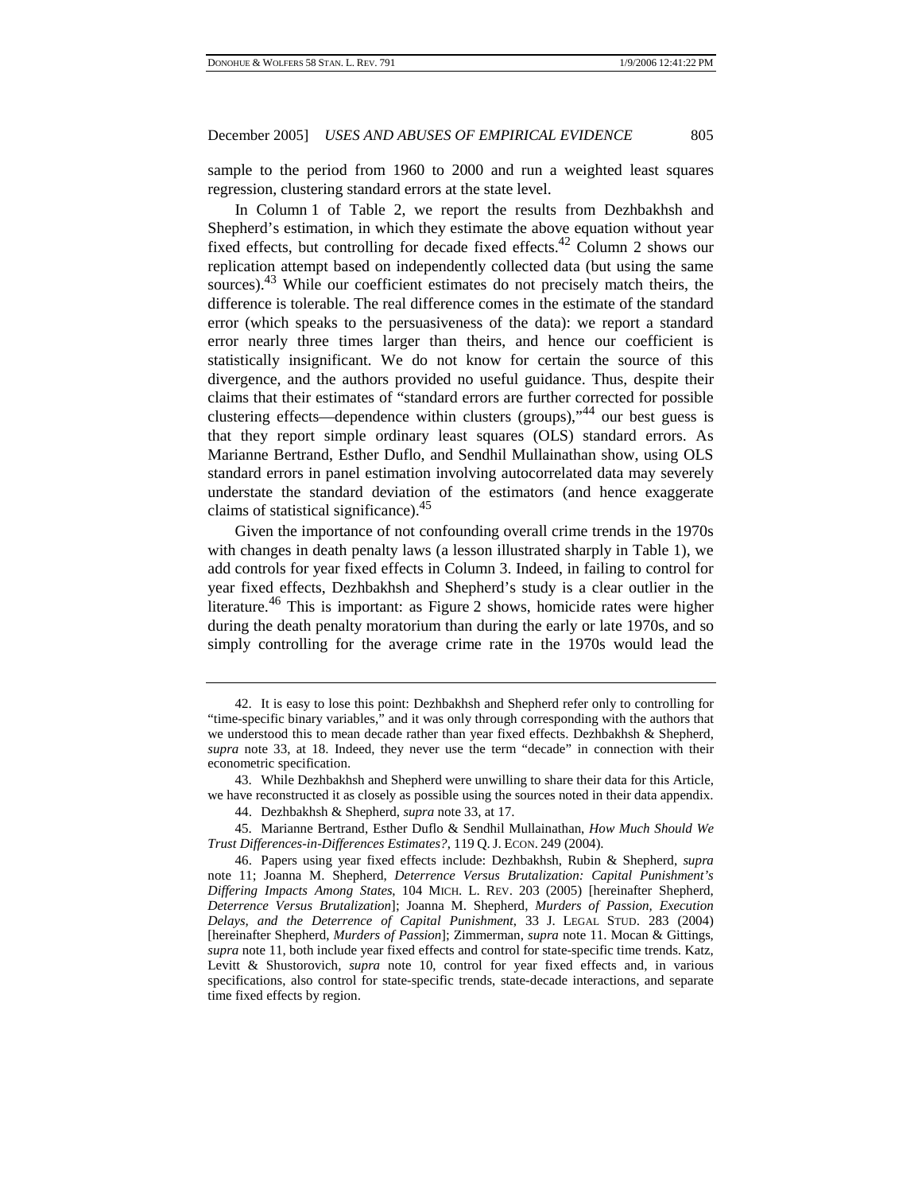sample to the period from 1960 to 2000 and run a weighted least squares regression, clustering standard errors at the state level.

In Column 1 of Table 2, we report the results from Dezhbakhsh and Shepherd's estimation, in which they estimate the above equation without year fixed effects, but controlling for decade fixed effects.[42] Column 2 shows our replication attempt based on independently collected data (but using the same sources).[43] While our coefficient estimates do not precisely match theirs, the difference is tolerable. The real difference comes in the estimate of the standard error (which speaks to the persuasiveness of the data): we report a standard error nearly three times larger than theirs, and hence our coefficient is statistically insignificant. We do not know for certain the source of this divergence, and the authors provided no useful guidance. Thus, despite their claims that their estimates of "standard errors are further corrected for possible clustering effects—dependence within clusters (groups),"[44] our best guess is that they report simple ordinary least squares (OLS) standard errors. As Marianne Bertrand, Esther Duflo, and Sendhil Mullainathan show, using OLS standard errors in panel estimation involving autocorrelated data may severely understate the standard deviation of the estimators (and hence exaggerate claims of statistical significance).[45]

Given the importance of not confounding overall crime trends in the 1970s with changes in death penalty laws (a lesson illustrated sharply in Table 1), we add controls for year fixed effects in Column 3. Indeed, in failing to control for year fixed effects, Dezhbakhsh and Shepherd's study is a clear outlier in the literature.[46] This is important: as Figure 2 shows, homicide rates were higher during the death penalty moratorium than during the early or late 1970s, and so simply controlling for the average crime rate in the 1970s would lead the

---

42. It is easy to lose this point: Dezhbakhsh and Shepherd refer only to controlling for "time-specific binary variables," and it was only through corresponding with the authors that we understood this to mean decade rather than year fixed effects. Dezhbakhsh & Shepherd, *supra* note 33, at 18. Indeed, they never use the term "decade" in connection with their econometric specification.

43. While Dezhbakhsh and Shepherd were unwilling to share their data for this Article, we have reconstructed it as closely as possible using the sources noted in their data appendix.

44. Dezhbakhsh & Shepherd, *supra* note 33, at 17.

45. Marianne Bertrand, Esther Duflo & Sendhil Mullainathan, *How Much Should We Trust Differences-in-Differences Estimates?*, 119 Q. J. ECON. 249 (2004).

46. Papers using year fixed effects include: Dezhbakhsh, Rubin & Shepherd, *supra* note 11; Joanna M. Shepherd, *Deterrence Versus Brutalization: Capital Punishment's Differing Impacts Among States*, 104 MICH. L. REV. 203 (2005) [hereinafter Shepherd, *Deterrence Versus Brutalization*]; Joanna M. Shepherd, *Murders of Passion, Execution Delays, and the Deterrence of Capital Punishment*, 33 J. LEGAL STUD. 283 (2004) [hereinafter Shepherd, *Murders of Passion*]; Zimmerman, *supra* note 11. Mocan & Gittings, *supra* note 11, both include year fixed effects and control for state-specific time trends. Katz, Levitt & Shustorovich, *supra* note 10, control for year fixed effects and, in various specifications, also control for state-specific trends, state-decade interactions, and separate time fixed effects by region.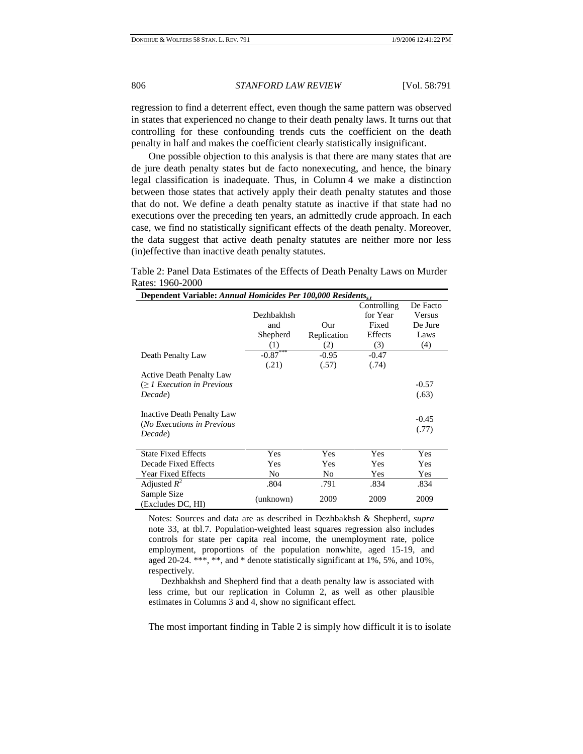regression to find a deterrent effect, even though the same pattern was observed in states that experienced no change to their death penalty laws. It turns out that controlling for these confounding trends cuts the coefficient on the death penalty in half and makes the coefficient clearly statistically insignificant.

One possible objection to this analysis is that there are many states that are de jure death penalty states but de facto nonexecuting, and hence, the binary legal classification is inadequate. Thus, in Column 4 we make a distinction between those states that actively apply their death penalty statutes and those that do not. We define a death penalty statute as inactive if that state had no executions over the preceding ten years, an admittedly crude approach. In each case, we find no statistically significant effects of the death penalty. Moreover, the data suggest that active death penalty statutes are neither more nor less (in)effective than inactive death penalty statutes.

Table 2: Panel Data Estimates of the Effects of Death Penalty Laws on Murder Rates: 1960-2000

| **Dependent Variable:** ***Annual Homicides Per 100,000 Residents$_{s,t}$*** | Dezhbakhsh and Shepherd (1) | Our Replication (2) | Controlling for Year Fixed Effects (3) | De Facto Versus De Jure Laws (4) |
|---|---|---|---|---|
| Death Penalty Law | $-0.87^{***}$ | -0.95 | -0.47 | |
| | (.21) | (.57) | (.74) | |
| Active Death Penalty Law ($\geq$ *1 Execution in Previous Decade*) | | | | -0.57 |
| | | | | (.63) |
| Inactive Death Penalty Law (*No Executions in Previous Decade*) | | | | -0.45 |
| | | | | (.77) |
| State Fixed Effects | Yes | Yes | Yes | Yes |
| Decade Fixed Effects | Yes | Yes | Yes | Yes |
| Year Fixed Effects | No | No | Yes | Yes |
| Adjusted $R^2$ | .804 | .791 | .834 | .834 |
| Sample Size (Excludes DC, HI) | (unknown) | 2009 | 2009 | 2009 |

Notes: Sources and data are as described in Dezhbakhsh & Shepherd, *supra* note 33, at tbl.7. Population-weighted least squares regression also includes controls for state per capita real income, the unemployment rate, police employment, proportions of the population nonwhite, aged 15-19, and aged 20-24. ***, **, and * denote statistically significant at 1%, 5%, and 10%, respectively.

Dezhbakhsh and Shepherd find that a death penalty law is associated with less crime, but our replication in Column 2, as well as other plausible estimates in Columns 3 and 4, show no significant effect.

The most important finding in Table 2 is simply how difficult it is to isolate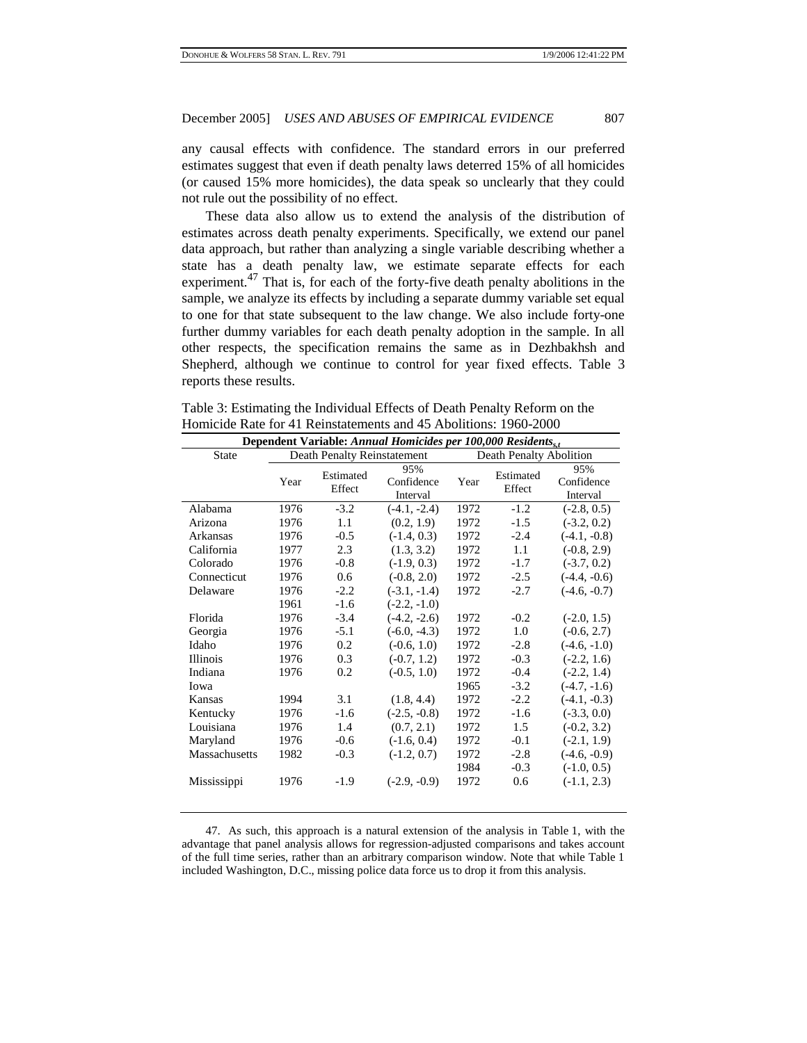any causal effects with confidence. The standard errors in our preferred estimates suggest that even if death penalty laws deterred 15% of all homicides (or caused 15% more homicides), the data speak so unclearly that they could not rule out the possibility of no effect.

These data also allow us to extend the analysis of the distribution of estimates across death penalty experiments. Specifically, we extend our panel data approach, but rather than analyzing a single variable describing whether a state has a death penalty law, we estimate separate effects for each experiment.[47] That is, for each of the forty-five death penalty abolitions in the sample, we analyze its effects by including a separate dummy variable set equal to one for that state subsequent to the law change. We also include forty-one further dummy variables for each death penalty adoption in the sample. In all other respects, the specification remains the same as in Dezhbakhsh and Shepherd, although we continue to control for year fixed effects. Table 3 reports these results.

Table 3: Estimating the Individual Effects of Death Penalty Reform on the Homicide Rate for 41 Reinstatements and 45 Abolitions: 1960-2000

**Dependent Variable:** ***Annual Homicides per 100,000 Residents*** $_{s,t}$

| State | Death Penalty Reinstatement | | | Death Penalty Abolition | | |
|---|---|---|---|---|---|---|
| | Year | Estimated Effect | 95% Confidence Interval | Year | Estimated Effect | 95% Confidence Interval |
| Alabama | 1976 | -3.2 | (-4.1, -2.4) | 1972 | -1.2 | (-2.8, 0.5) |
| Arizona | 1976 | 1.1 | (0.2, 1.9) | 1972 | -1.5 | (-3.2, 0.2) |
| Arkansas | 1976 | -0.5 | (-1.4, 0.3) | 1972 | -2.4 | (-4.1, -0.8) |
| California | 1977 | 2.3 | (1.3, 3.2) | 1972 | 1.1 | (-0.8, 2.9) |
| Colorado | 1976 | -0.8 | (-1.9, 0.3) | 1972 | -1.7 | (-3.7, 0.2) |
| Connecticut | 1976 | 0.6 | (-0.8, 2.0) | 1972 | -2.5 | (-4.4, -0.6) |
| Delaware | 1976 | -2.2 | (-3.1, -1.4) | 1972 | -2.7 | (-4.6, -0.7) |
| | 1961 | -1.6 | (-2.2, -1.0) | | | |
| Florida | 1976 | -3.4 | (-4.2, -2.6) | 1972 | -0.2 | (-2.0, 1.5) |
| Georgia | 1976 | -5.1 | (-6.0, -4.3) | 1972 | 1.0 | (-0.6, 2.7) |
| Idaho | 1976 | 0.2 | (-0.6, 1.0) | 1972 | -2.8 | (-4.6, -1.0) |
| Illinois | 1976 | 0.3 | (-0.7, 1.2) | 1972 | -0.3 | (-2.2, 1.6) |
| Indiana | 1976 | 0.2 | (-0.5, 1.0) | 1972 | -0.4 | (-2.2, 1.4) |
| Iowa | | | | 1965 | -3.2 | (-4.7, -1.6) |
| Kansas | 1994 | 3.1 | (1.8, 4.4) | 1972 | -2.2 | (-4.1, -0.3) |
| Kentucky | 1976 | -1.6 | (-2.5, -0.8) | 1972 | -1.6 | (-3.3, 0.0) |
| Louisiana | 1976 | 1.4 | (0.7, 2.1) | 1972 | 1.5 | (-0.2, 3.2) |
| Maryland | 1976 | -0.6 | (-1.6, 0.4) | 1972 | -0.1 | (-2.1, 1.9) |
| Massachusetts | 1982 | -0.3 | (-1.2, 0.7) | 1972 | -2.8 | (-4.6, -0.9) |
| | | | | 1984 | -0.3 | (-1.0, 0.5) |
| Mississippi | 1976 | -1.9 | (-2.9, -0.9) | 1972 | 0.6 | (-1.1, 2.3) |

47. As such, this approach is a natural extension of the analysis in Table 1, with the advantage that panel analysis allows for regression-adjusted comparisons and takes account of the full time series, rather than an arbitrary comparison window. Note that while Table 1 included Washington, D.C., missing police data force us to drop it from this analysis.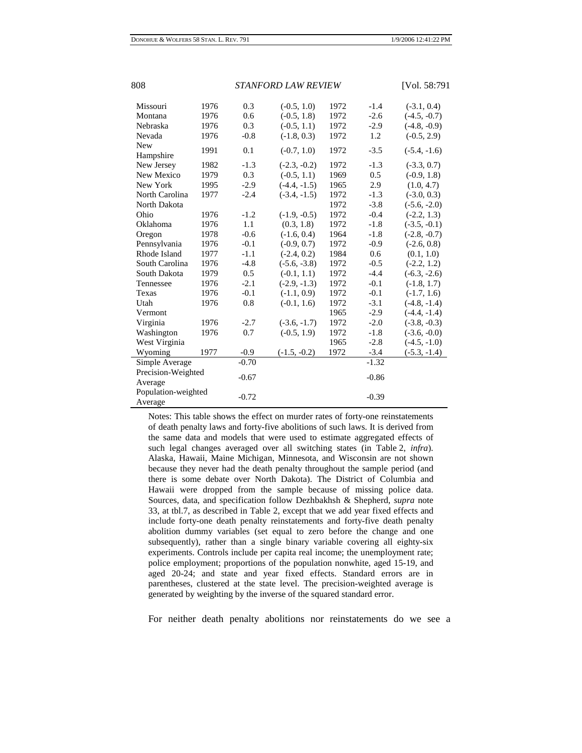| | | | | | | |
|---|---|---|---|---|---|---|
| Missouri | 1976 | 0.3 | (-0.5, 1.0) | 1972 | -1.4 | (-3.1, 0.4) |
| Montana | 1976 | 0.6 | (-0.5, 1.8) | 1972 | -2.6 | (-4.5, -0.7) |
| Nebraska | 1976 | 0.3 | (-0.5, 1.1) | 1972 | -2.9 | (-4.8, -0.9) |
| Nevada | 1976 | -0.8 | (-1.8, 0.3) | 1972 | 1.2 | (-0.5, 2.9) |
| New Hampshire | 1991 | 0.1 | (-0.7, 1.0) | 1972 | -3.5 | (-5.4, -1.6) |
| New Jersey | 1982 | -1.3 | (-2.3, -0.2) | 1972 | -1.3 | (-3.3, 0.7) |
| New Mexico | 1979 | 0.3 | (-0.5, 1.1) | 1969 | 0.5 | (-0.9, 1.8) |
| New York | 1995 | -2.9 | (-4.4, -1.5) | 1965 | 2.9 | (1.0, 4.7) |
| North Carolina | 1977 | -2.4 | (-3.4, -1.5) | 1972 | -1.3 | (-3.0, 0.3) |
| North Dakota | | | | 1972 | -3.8 | (-5.6, -2.0) |
| Ohio | 1976 | -1.2 | (-1.9, -0.5) | 1972 | -0.4 | (-2.2, 1.3) |
| Oklahoma | 1976 | 1.1 | (0.3, 1.8) | 1972 | -1.8 | (-3.5, -0.1) |
| Oregon | 1978 | -0.6 | (-1.6, 0.4) | 1964 | -1.8 | (-2.8, -0.7) |
| Pennsylvania | 1976 | -0.1 | (-0.9, 0.7) | 1972 | -0.9 | (-2.6, 0.8) |
| Rhode Island | 1977 | -1.1 | (-2.4, 0.2) | 1984 | 0.6 | (0.1, 1.0) |
| South Carolina | 1976 | -4.8 | (-5.6, -3.8) | 1972 | -0.5 | (-2.2, 1.2) |
| South Dakota | 1979 | 0.5 | (-0.1, 1.1) | 1972 | -4.4 | (-6.3, -2.6) |
| Tennessee | 1976 | -2.1 | (-2.9, -1.3) | 1972 | -0.1 | (-1.8, 1.7) |
| Texas | 1976 | -0.1 | (-1.1, 0.9) | 1972 | -0.1 | (-1.7, 1.6) |
| Utah | 1976 | 0.8 | (-0.1, 1.6) | 1972 | -3.1 | (-4.8, -1.4) |
| Vermont | | | | 1965 | -2.9 | (-4.4, -1.4) |
| Virginia | 1976 | -2.7 | (-3.6, -1.7) | 1972 | -2.0 | (-3.8, -0.3) |
| Washington | 1976 | 0.7 | (-0.5, 1.9) | 1972 | -1.8 | (-3.6, -0.0) |
| West Virginia | | | | 1965 | -2.8 | (-4.5, -1.0) |
| Wyoming | 1977 | -0.9 | (-1.5, -0.2) | 1972 | -3.4 | (-5.3, -1.4) |
| Simple Average | | -0.70 | | | -1.32 | |
| Precision-Weighted Average | | -0.67 | | | -0.86 | |
| Population-weighted Average | | -0.72 | | | -0.39 | |

Notes: This table shows the effect on murder rates of forty-one reinstatements of death penalty laws and forty-five abolitions of such laws. It is derived from the same data and models that were used to estimate aggregated effects of such legal changes averaged over all switching states (in Table 2, *infra*). Alaska, Hawaii, Maine Michigan, Minnesota, and Wisconsin are not shown because they never had the death penalty throughout the sample period (and there is some debate over North Dakota). The District of Columbia and Hawaii were dropped from the sample because of missing police data. Sources, data, and specification follow Dezhbakhsh & Shepherd, *supra* note 33, at tbl.7, as described in Table 2, except that we add year fixed effects and include forty-one death penalty reinstatements and forty-five death penalty abolition dummy variables (set equal to zero before the change and one subsequently), rather than a single binary variable covering all eighty-six experiments. Controls include per capita real income; the unemployment rate; police employment; proportions of the population nonwhite, aged 15-19, and aged 20-24; and state and year fixed effects. Standard errors are in parentheses, clustered at the state level. The precision-weighted average is generated by weighting by the inverse of the squared standard error.

For neither death penalty abolitions nor reinstatements do we see a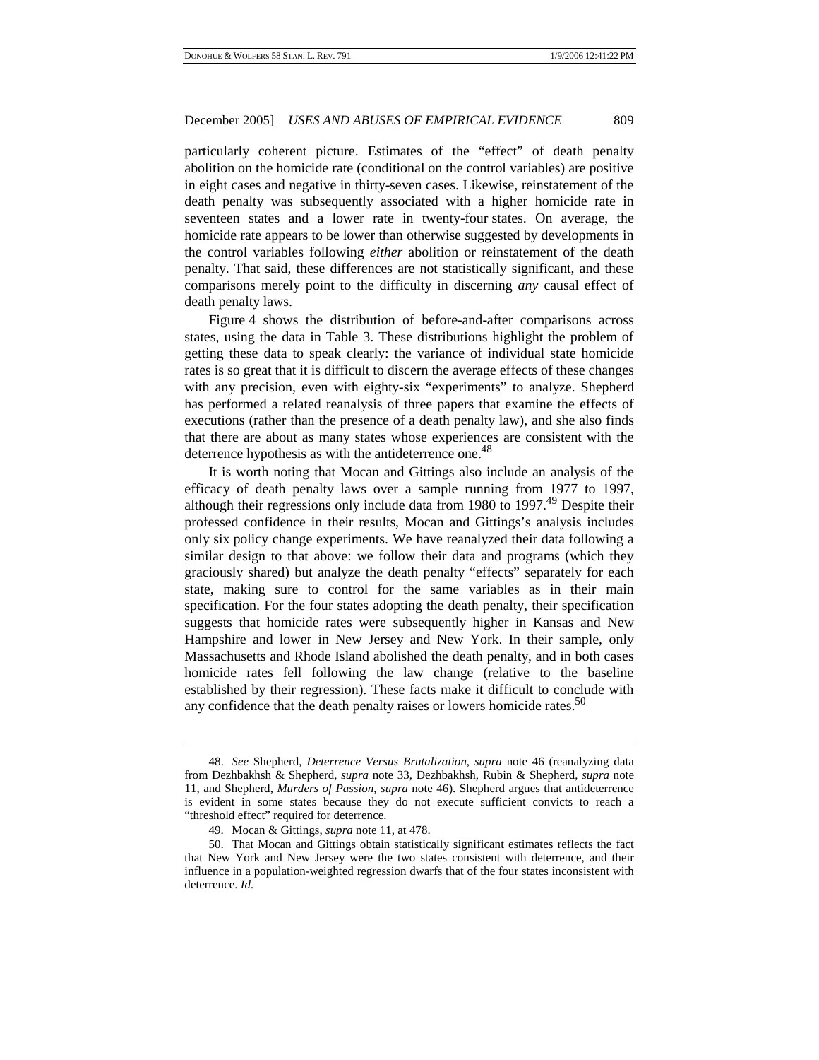particularly coherent picture. Estimates of the "effect" of death penalty abolition on the homicide rate (conditional on the control variables) are positive in eight cases and negative in thirty-seven cases. Likewise, reinstatement of the death penalty was subsequently associated with a higher homicide rate in seventeen states and a lower rate in twenty-four states. On average, the homicide rate appears to be lower than otherwise suggested by developments in the control variables following *either* abolition or reinstatement of the death penalty. That said, these differences are not statistically significant, and these comparisons merely point to the difficulty in discerning *any* causal effect of death penalty laws.

Figure 4 shows the distribution of before-and-after comparisons across states, using the data in Table 3. These distributions highlight the problem of getting these data to speak clearly: the variance of individual state homicide rates is so great that it is difficult to discern the average effects of these changes with any precision, even with eighty-six "experiments" to analyze. Shepherd has performed a related reanalysis of three papers that examine the effects of executions (rather than the presence of a death penalty law), and she also finds that there are about as many states whose experiences are consistent with the deterrence hypothesis as with the antideterrence one.[48]

It is worth noting that Mocan and Gittings also include an analysis of the efficacy of death penalty laws over a sample running from 1977 to 1997, although their regressions only include data from 1980 to 1997.[49] Despite their professed confidence in their results, Mocan and Gittings's analysis includes only six policy change experiments. We have reanalyzed their data following a similar design to that above: we follow their data and programs (which they graciously shared) but analyze the death penalty "effects" separately for each state, making sure to control for the same variables as in their main specification. For the four states adopting the death penalty, their specification suggests that homicide rates were subsequently higher in Kansas and New Hampshire and lower in New Jersey and New York. In their sample, only Massachusetts and Rhode Island abolished the death penalty, and in both cases homicide rates fell following the law change (relative to the baseline established by their regression). These facts make it difficult to conclude with any confidence that the death penalty raises or lowers homicide rates.[50]

---

48. *See* Shepherd, *Deterrence Versus Brutalization*, *supra* note 46 (reanalyzing data from Dezhbakhsh & Shepherd, *supra* note 33, Dezhbakhsh, Rubin & Shepherd, *supra* note 11, and Shepherd, *Murders of Passion*, *supra* note 46). Shepherd argues that antideterrence is evident in some states because they do not execute sufficient convicts to reach a "threshold effect" required for deterrence.

49. Mocan & Gittings, *supra* note 11, at 478.

50. That Mocan and Gittings obtain statistically significant estimates reflects the fact that New York and New Jersey were the two states consistent with deterrence, and their influence in a population-weighted regression dwarfs that of the four states inconsistent with deterrence. *Id.*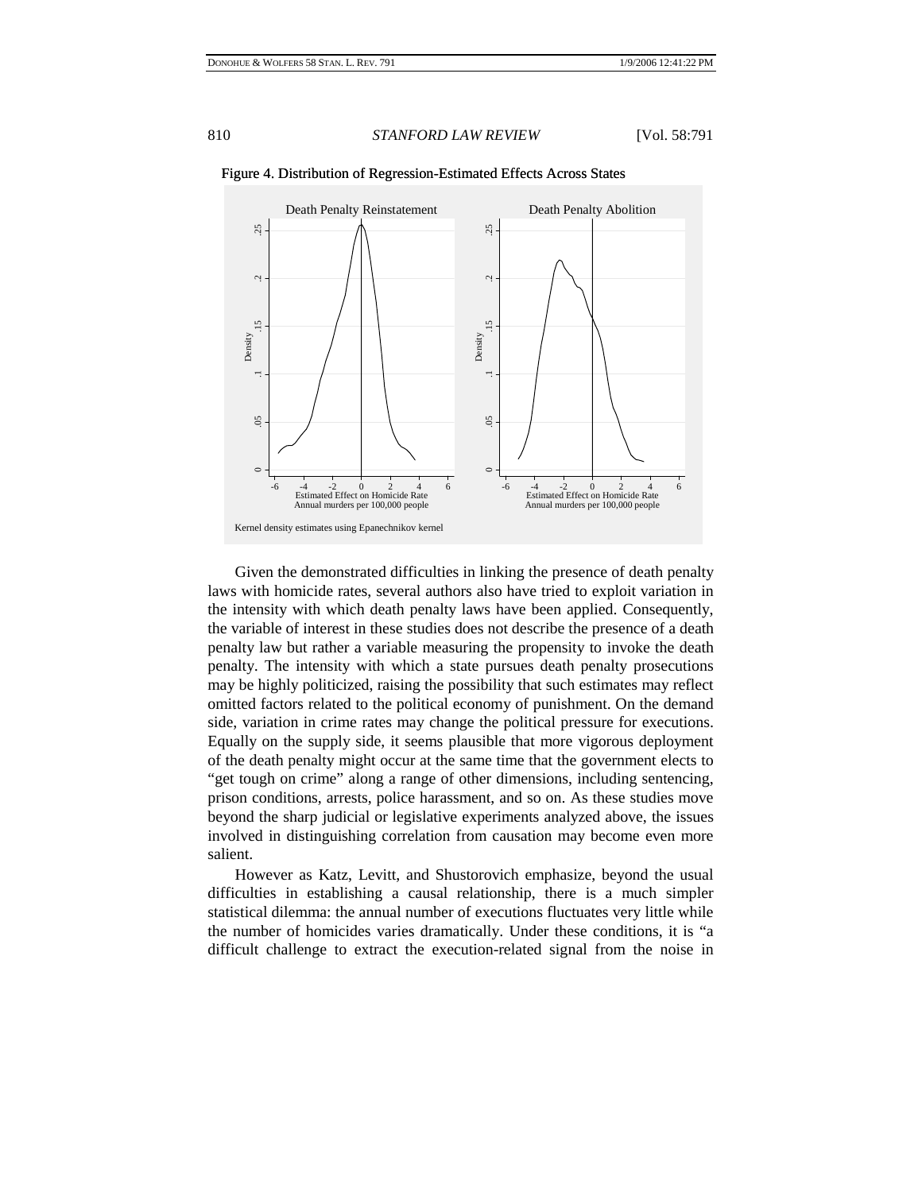Figure 4. Distribution of Regression-Estimated Effects Across States

Kernel density estimates using Epanechnikov kernel

Given the demonstrated difficulties in linking the presence of death penalty laws with homicide rates, several authors also have tried to exploit variation in the intensity with which death penalty laws have been applied. Consequently, the variable of interest in these studies does not describe the presence of a death penalty law but rather a variable measuring the propensity to invoke the death penalty. The intensity with which a state pursues death penalty prosecutions may be highly politicized, raising the possibility that such estimates may reflect omitted factors related to the political economy of punishment. On the demand side, variation in crime rates may change the political pressure for executions. Equally on the supply side, it seems plausible that more vigorous deployment of the death penalty might occur at the same time that the government elects to "get tough on crime" along a range of other dimensions, including sentencing, prison conditions, arrests, police harassment, and so on. As these studies move beyond the sharp judicial or legislative experiments analyzed above, the issues involved in distinguishing correlation from causation may become even more salient.

However as Katz, Levitt, and Shustorovich emphasize, beyond the usual difficulties in establishing a causal relationship, there is a much simpler statistical dilemma: the annual number of executions fluctuates very little while the number of homicides varies dramatically. Under these conditions, it is "a difficult challenge to extract the execution-related signal from the noise in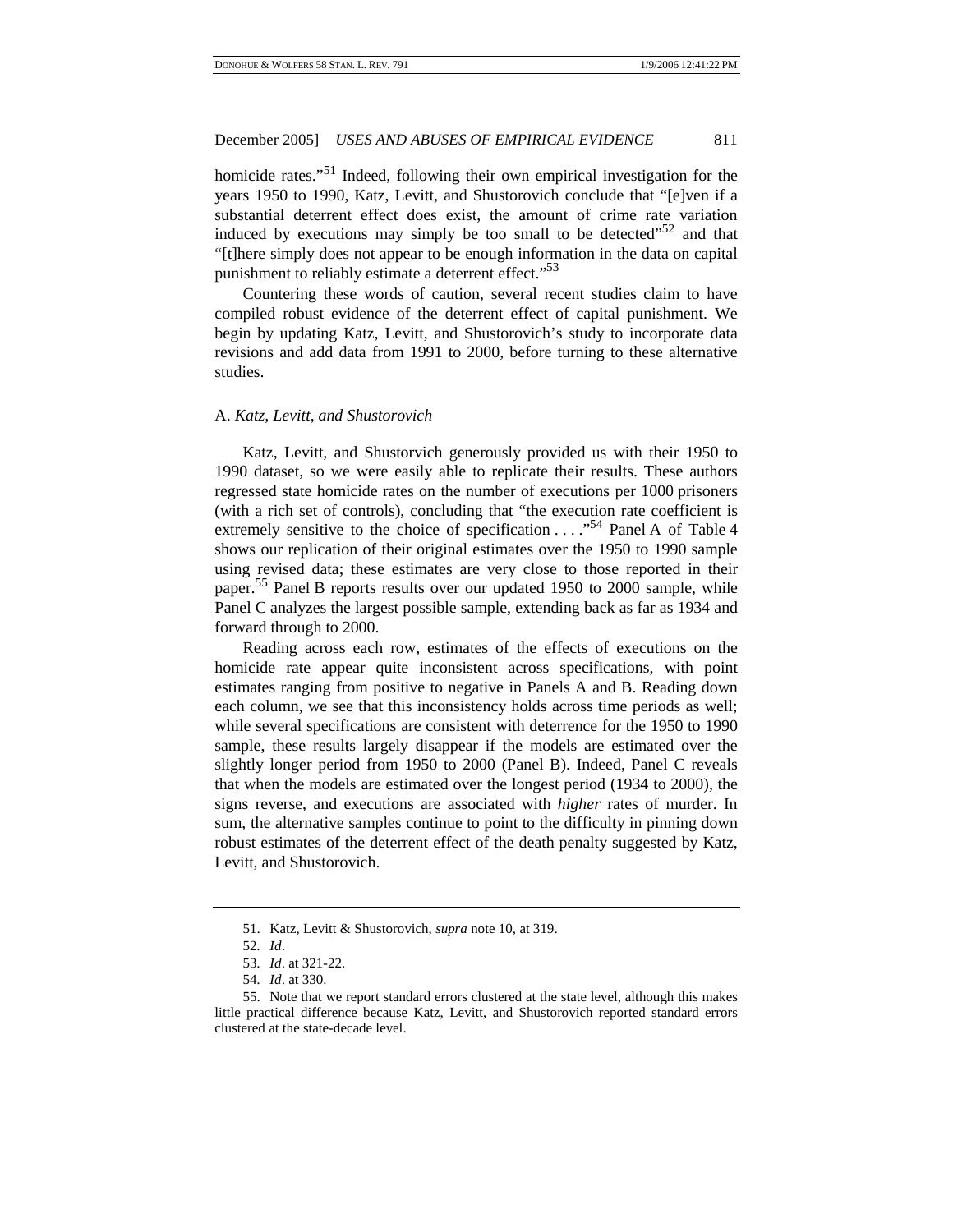homicide rates."[51] Indeed, following their own empirical investigation for the years 1950 to 1990, Katz, Levitt, and Shustorovich conclude that "[e]ven if a substantial deterrent effect does exist, the amount of crime rate variation induced by executions may simply be too small to be detected"[52] and that "[t]here simply does not appear to be enough information in the data on capital punishment to reliably estimate a deterrent effect."[53]

Countering these words of caution, several recent studies claim to have compiled robust evidence of the deterrent effect of capital punishment. We begin by updating Katz, Levitt, and Shustorovich's study to incorporate data revisions and add data from 1991 to 2000, before turning to these alternative studies.

### A. *Katz, Levitt, and Shustorovich*

Katz, Levitt, and Shustorvich generously provided us with their 1950 to 1990 dataset, so we were easily able to replicate their results. These authors regressed state homicide rates on the number of executions per 1000 prisoners (with a rich set of controls), concluding that "the execution rate coefficient is extremely sensitive to the choice of specification . . . ."[54] Panel A of Table 4 shows our replication of their original estimates over the 1950 to 1990 sample using revised data; these estimates are very close to those reported in their paper.[55] Panel B reports results over our updated 1950 to 2000 sample, while Panel C analyzes the largest possible sample, extending back as far as 1934 and forward through to 2000.

Reading across each row, estimates of the effects of executions on the homicide rate appear quite inconsistent across specifications, with point estimates ranging from positive to negative in Panels A and B. Reading down each column, we see that this inconsistency holds across time periods as well; while several specifications are consistent with deterrence for the 1950 to 1990 sample, these results largely disappear if the models are estimated over the slightly longer period from 1950 to 2000 (Panel B). Indeed, Panel C reveals that when the models are estimated over the longest period (1934 to 2000), the signs reverse, and executions are associated with *higher* rates of murder. In sum, the alternative samples continue to point to the difficulty in pinning down robust estimates of the deterrent effect of the death penalty suggested by Katz, Levitt, and Shustorovich.

---

51. Katz, Levitt & Shustorovich, *supra* note 10, at 319.

52. *Id*.

53. *Id*. at 321-22.

54. *Id*. at 330.

55. Note that we report standard errors clustered at the state level, although this makes little practical difference because Katz, Levitt, and Shustorovich reported standard errors clustered at the state-decade level.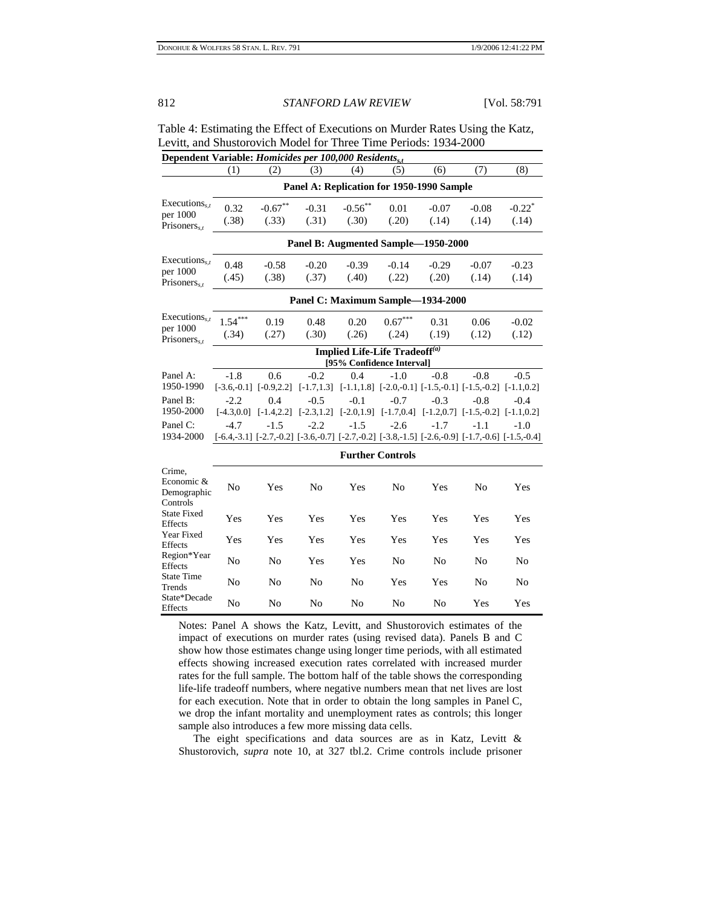Table 4: Estimating the Effect of Executions on Murder Rates Using the Katz, Levitt, and Shustorovich Model for Three Time Periods: 1934-2000

| Dependent Variable: *Homicides per 100,000 Residents$_{s,t}$* | (1) | (2) | (3) | (4) | (5) | (6) | (7) | (8) |
|---|---|---|---|---|---|---|---|---|
| | **Panel A: Replication for 1950-1990 Sample** | | | | | | | |
| Executions$_{s,t}$ per 1000 Prisoners$_{s,t}$ | 0.32 (.38) | -0.67** (.33) | -0.31 (.31) | -0.56** (.30) | 0.01 (.20) | -0.07 (.14) | -0.08 (.14) | -0.22* (.14) |
| | **Panel B: Augmented Sample—1950-2000** | | | | | | | |
| Executions$_{s,t}$ per 1000 Prisoners$_{s,t}$ | 0.48 (.45) | -0.58 (.38) | -0.20 (.37) | -0.39 (.40) | -0.14 (.22) | -0.29 (.20) | -0.07 (.14) | -0.23 (.14) |
| | **Panel C: Maximum Sample—1934-2000** | | | | | | | |
| Executions$_{s,t}$ per 1000 Prisoners$_{s,t}$ | 1.54*** (.34) | 0.19 (.27) | 0.48 (.30) | 0.20 (.26) | 0.67*** (.24) | 0.31 (.19) | 0.06 (.12) | -0.02 (.12) |
| | **Implied Life-Life Tradeoff[(a)] [95% Confidence Interval]** | | | | | | | |
| Panel A: 1950-1990 | -1.8 [-3.6,-0.1] | 0.6 [-0.9,2.2] | -0.2 [-1.7,1.3] | 0.4 [-1.1,1.8] | -1.0 [-2.0,-0.1] | -0.8 [-1.5,-0.1] | -0.8 [-1.5,-0.2] | -0.5 [-1.1,0.2] |
| Panel B: 1950-2000 | -2.2 [-4.3,0.0] | 0.4 [-1.4,2.2] | -0.5 [-2.3,1.2] | -0.1 [-2.0,1.9] | -0.7 [-1.7,0.4] | -0.3 [-1.2,0.7] | -0.8 [-1.5,-0.2] | -0.4 [-1.1,0.2] |
| Panel C: 1934-2000 | -4.7 [-6.4,-3.1] | -1.5 [-2.7,-0.2] | -2.2 [-3.6,-0.7] | -1.5 [-2.7,-0.2] | -2.6 [-3.8,-1.5] | -1.7 [-2.6,-0.9] | -1.1 [-1.7,-0.6] | -1.0 [-1.5,-0.4] |
| | **Further Controls** | | | | | | | |
| Crime, Economic & Demographic Controls | No | Yes | No | Yes | No | Yes | No | Yes |
| State Fixed Effects | Yes | Yes | Yes | Yes | Yes | Yes | Yes | Yes |
| Year Fixed Effects | Yes | Yes | Yes | Yes | Yes | Yes | Yes | Yes |
| Region*Year Effects | No | No | Yes | Yes | No | No | No | No |
| State Time Trends | No | No | No | No | Yes | Yes | No | No |
| State*Decade Effects | No | No | No | No | No | No | Yes | Yes |

Notes: Panel A shows the Katz, Levitt, and Shustorovich estimates of the impact of executions on murder rates (using revised data). Panels B and C show how those estimates change using longer time periods, with all estimated effects showing increased execution rates correlated with increased murder rates for the full sample. The bottom half of the table shows the corresponding life-life tradeoff numbers, where negative numbers mean that net lives are lost for each execution. Note that in order to obtain the long samples in Panel C, we drop the infant mortality and unemployment rates as controls; this longer sample also introduces a few more missing data cells.

The eight specifications and data sources are as in Katz, Levitt & Shustorovich, *supra* note 10, at 327 tbl.2. Crime controls include prisoner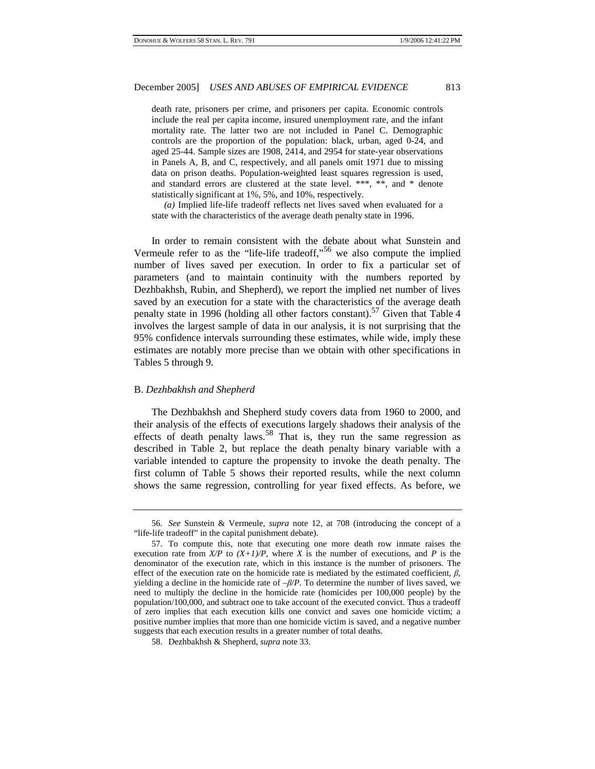death rate, prisoners per crime, and prisoners per capita. Economic controls include the real per capita income, insured unemployment rate, and the infant mortality rate. The latter two are not included in Panel C. Demographic controls are the proportion of the population: black, urban, aged 0-24, and aged 25-44. Sample sizes are 1908, 2414, and 2954 for state-year observations in Panels A, B, and C, respectively, and all panels omit 1971 due to missing data on prison deaths. Population-weighted least squares regression is used, and standard errors are clustered at the state level. ***, **, and * denote statistically significant at 1%, 5%, and 10%, respectively.

*(a)* Implied life-life tradeoff reflects net lives saved when evaluated for a state with the characteristics of the average death penalty state in 1996.

In order to remain consistent with the debate about what Sunstein and Vermeule refer to as the "life-life tradeoff,"[56] we also compute the implied number of lives saved per execution. In order to fix a particular set of parameters (and to maintain continuity with the numbers reported by Dezhbakhsh, Rubin, and Shepherd), we report the implied net number of lives saved by an execution for a state with the characteristics of the average death penalty state in 1996 (holding all other factors constant).[57] Given that Table 4 involves the largest sample of data in our analysis, it is not surprising that the 95% confidence intervals surrounding these estimates, while wide, imply these estimates are notably more precise than we obtain with other specifications in Tables 5 through 9.

### B. *Dezhbakhsh and Shepherd*

The Dezhbakhsh and Shepherd study covers data from 1960 to 2000, and their analysis of the effects of executions largely shadows their analysis of the effects of death penalty laws.[58] That is, they run the same regression as described in Table 2, but replace the death penalty binary variable with a variable intended to capture the propensity to invoke the death penalty. The first column of Table 5 shows their reported results, while the next column shows the same regression, controlling for year fixed effects. As before, we

---

56. *See* Sunstein & Vermeule, *supra* note 12, at 708 (introducing the concept of a "life-life tradeoff" in the capital punishment debate).

57. To compute this, note that executing one more death row inmate raises the execution rate from $X/P$ to $(X+1)/P$, where $X$ is the number of executions, and $P$ is the denominator of the execution rate, which in this instance is the number of prisoners. The effect of the execution rate on the homicide rate is mediated by the estimated coefficient, $\beta$, yielding a decline in the homicide rate of $-\beta/P$. To determine the number of lives saved, we need to multiply the decline in the homicide rate (homicides per 100,000 people) by the population/100,000, and subtract one to take account of the executed convict. Thus a tradeoff of zero implies that each execution kills one convict and saves one homicide victim; a positive number implies that more than one homicide victim is saved, and a negative number suggests that each execution results in a greater number of total deaths.

58. Dezhbakhsh & Shepherd, *supra* note 33.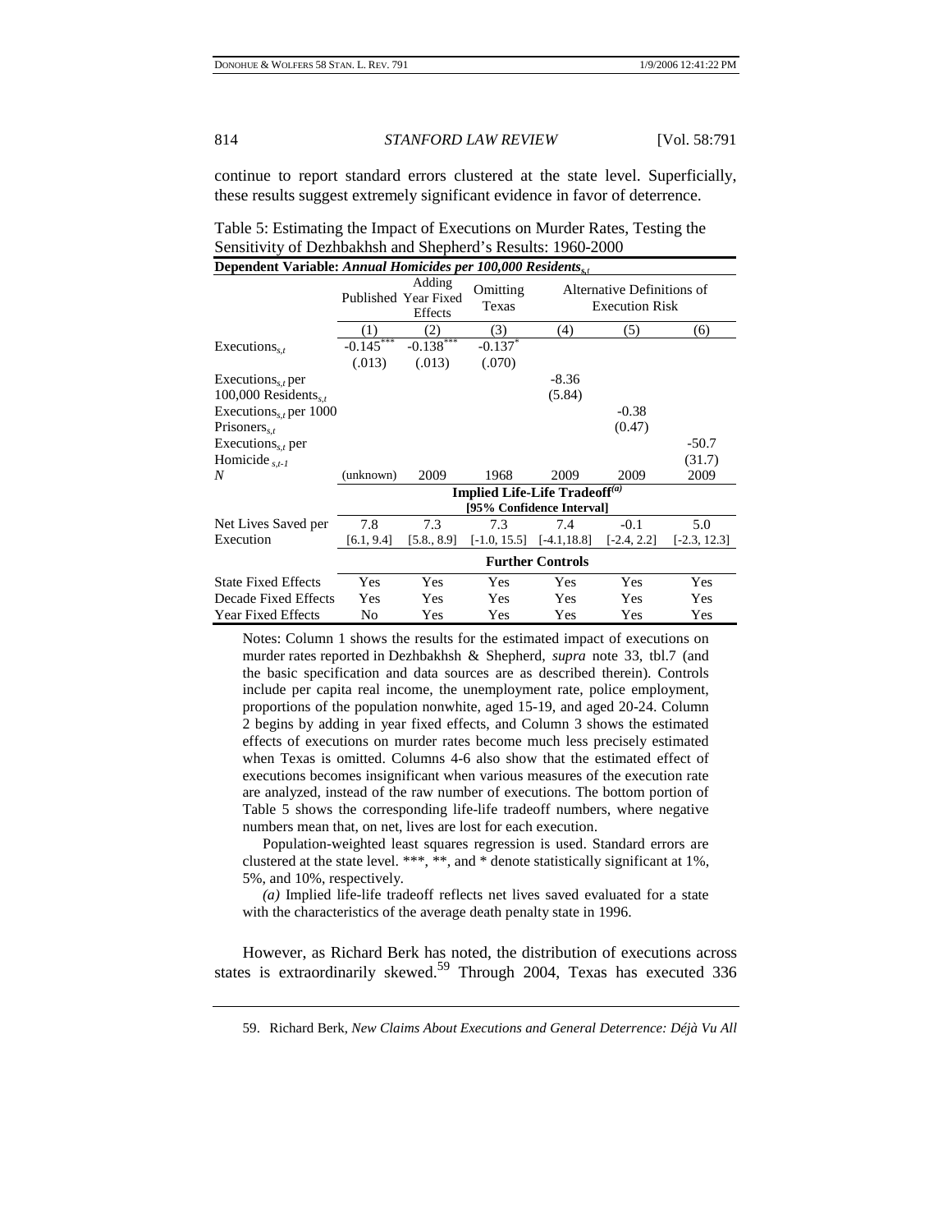continue to report standard errors clustered at the state level. Superficially, these results suggest extremely significant evidence in favor of deterrence.

Table 5: Estimating the Impact of Executions on Murder Rates, Testing the Sensitivity of Dezhbakhsh and Shepherd's Results: 1960-2000

| **Dependent Variable: *Annual Homicides per 100,000 Residents*$_{s,t}$** | | | | | | |
|---|---|---|---|---|---|---|
| | Published | Adding Year Fixed Effects | Omitting Texas | Alternative Definitions of Execution Risk | | |
| | (1) | (2) | (3) | (4) | (5) | (6) |
| Executions$_{s,t}$ | -0.145*** | -0.138*** | -0.137* | | | |
| | (.013) | (.013) | (.070) | | | |
| Executions$_{s,t}$ per 100,000 Residents$_{s,t}$ | | | | -8.36 | | |
| | | | | (5.84) | | |
| Executions$_{s,t}$ per 1000 Prisoners$_{s,t}$ | | | | | -0.38 | |
| | | | | | (0.47) | |
| Executions$_{s,t}$ per Homicide$_{s,t-1}$ | | | | | | -50.7 |
| | | | | | | (31.7) |
| *N* | (unknown) | 2009 | 1968 | 2009 | 2009 | 2009 |
| | **Implied Life-Life Tradeoff[(a)]** **[95% Confidence Interval]** | | | | | |
| Net Lives Saved per Execution | 7.8 | 7.3 | 7.3 | 7.4 | -0.1 | 5.0 |
| | [6.1, 9.4] | [5.8., 8.9] | [-1.0, 15.5] | [-4.1,18.8] | [-2.4, 2.2] | [-2.3, 12.3] |
| | **Further Controls** | | | | | |
| State Fixed Effects | Yes | Yes | Yes | Yes | Yes | Yes |
| Decade Fixed Effects | Yes | Yes | Yes | Yes | Yes | Yes |
| Year Fixed Effects | No | Yes | Yes | Yes | Yes | Yes |

Notes: Column 1 shows the results for the estimated impact of executions on murder rates reported in Dezhbakhsh & Shepherd, *supra* note 33, tbl.7 (and the basic specification and data sources are as described therein). Controls include per capita real income, the unemployment rate, police employment, proportions of the population nonwhite, aged 15-19, and aged 20-24. Column 2 begins by adding in year fixed effects, and Column 3 shows the estimated effects of executions on murder rates become much less precisely estimated when Texas is omitted. Columns 4-6 also show that the estimated effect of executions becomes insignificant when various measures of the execution rate are analyzed, instead of the raw number of executions. The bottom portion of Table 5 shows the corresponding life-life tradeoff numbers, where negative numbers mean that, on net, lives are lost for each execution.

Population-weighted least squares regression is used. Standard errors are clustered at the state level. ***, **, and * denote statistically significant at 1%, 5%, and 10%, respectively.

*(a)* Implied life-life tradeoff reflects net lives saved evaluated for a state with the characteristics of the average death penalty state in 1996.

However, as Richard Berk has noted, the distribution of executions across states is extraordinarily skewed.[59] Through 2004, Texas has executed 336

59. Richard Berk, *New Claims About Executions and General Deterrence: Déjà Vu All*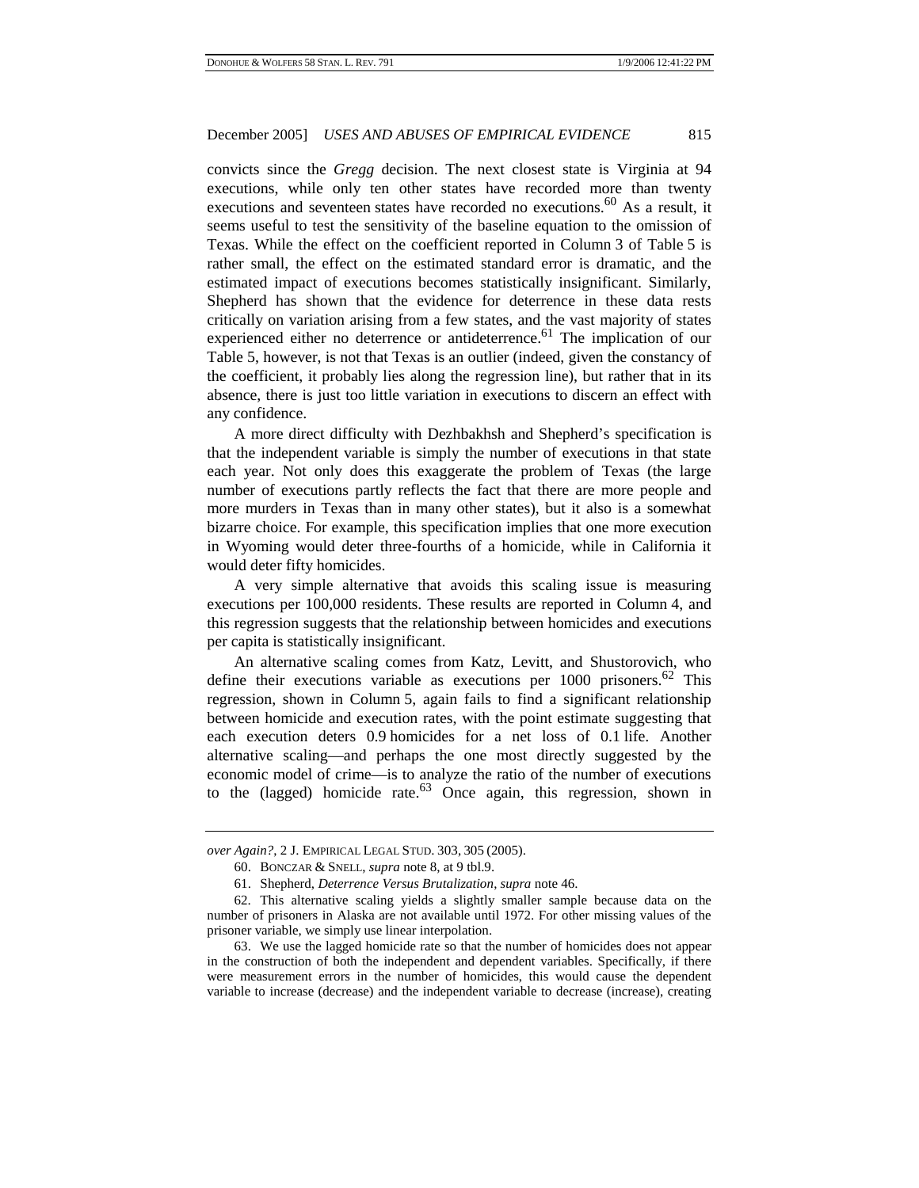convicts since the *Gregg* decision. The next closest state is Virginia at 94 executions, while only ten other states have recorded more than twenty executions and seventeen states have recorded no executions.[60] As a result, it seems useful to test the sensitivity of the baseline equation to the omission of Texas. While the effect on the coefficient reported in Column 3 of Table 5 is rather small, the effect on the estimated standard error is dramatic, and the estimated impact of executions becomes statistically insignificant. Similarly, Shepherd has shown that the evidence for deterrence in these data rests critically on variation arising from a few states, and the vast majority of states experienced either no deterrence or antideterrence.[61] The implication of our Table 5, however, is not that Texas is an outlier (indeed, given the constancy of the coefficient, it probably lies along the regression line), but rather that in its absence, there is just too little variation in executions to discern an effect with any confidence.

A more direct difficulty with Dezhbakhsh and Shepherd's specification is that the independent variable is simply the number of executions in that state each year. Not only does this exaggerate the problem of Texas (the large number of executions partly reflects the fact that there are more people and more murders in Texas than in many other states), but it also is a somewhat bizarre choice. For example, this specification implies that one more execution in Wyoming would deter three-fourths of a homicide, while in California it would deter fifty homicides.

A very simple alternative that avoids this scaling issue is measuring executions per 100,000 residents. These results are reported in Column 4, and this regression suggests that the relationship between homicides and executions per capita is statistically insignificant.

An alternative scaling comes from Katz, Levitt, and Shustorovich, who define their executions variable as executions per 1000 prisoners.[62] This regression, shown in Column 5, again fails to find a significant relationship between homicide and execution rates, with the point estimate suggesting that each execution deters 0.9 homicides for a net loss of 0.1 life. Another alternative scaling—and perhaps the one most directly suggested by the economic model of crime—is to analyze the ratio of the number of executions to the (lagged) homicide rate.[63] Once again, this regression, shown in

---

*over Again?*, 2 J. EMPIRICAL LEGAL STUD. 303, 305 (2005).

60. BONCZAR & SNELL, *supra* note 8, at 9 tbl.9.

61. Shepherd, *Deterrence Versus Brutalization*, *supra* note 46.

62. This alternative scaling yields a slightly smaller sample because data on the number of prisoners in Alaska are not available until 1972. For other missing values of the prisoner variable, we simply use linear interpolation.

63. We use the lagged homicide rate so that the number of homicides does not appear in the construction of both the independent and dependent variables. Specifically, if there were measurement errors in the number of homicides, this would cause the dependent variable to increase (decrease) and the independent variable to decrease (increase), creating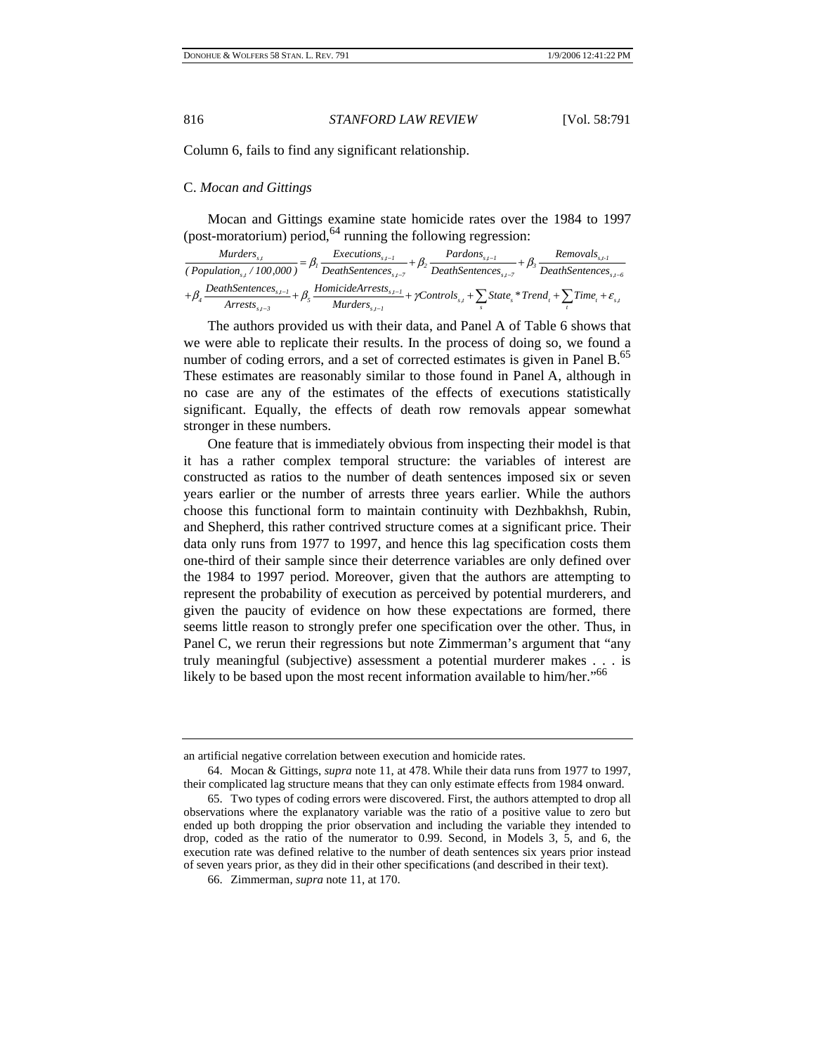Column 6, fails to find any significant relationship.

### C. *Mocan and Gittings*

Mocan and Gittings examine state homicide rates over the 1984 to 1997 (post-moratorium) period,[64] running the following regression:

$$\frac{Murders_{s,t}}{(Population_{s,t}/100{,}000)} = \beta_1 \frac{Executions_{s,t-1}}{DeathSentences_{s,t-7}} + \beta_2 \frac{Pardons_{s,t-1}}{DeathSentences_{s,t-7}} + \beta_3 \frac{Removals_{s,t-1}}{DeathSentences_{s,t-6}}$$
$$+ \beta_4 \frac{DeathSentences_{s,t-1}}{Arrests_{s,t-3}} + \beta_5 \frac{HomicideArrests_{s,t-1}}{Murders_{s,t-1}} + \gamma Controls_{s,t} + \sum_s State_s * Trend_t + \sum_t Time_t + \varepsilon_{s,t}$$

The authors provided us with their data, and Panel A of Table 6 shows that we were able to replicate their results. In the process of doing so, we found a number of coding errors, and a set of corrected estimates is given in Panel B.[65] These estimates are reasonably similar to those found in Panel A, although in no case are any of the estimates of the effects of executions statistically significant. Equally, the effects of death row removals appear somewhat stronger in these numbers.

One feature that is immediately obvious from inspecting their model is that it has a rather complex temporal structure: the variables of interest are constructed as ratios to the number of death sentences imposed six or seven years earlier or the number of arrests three years earlier. While the authors choose this functional form to maintain continuity with Dezhbakhsh, Rubin, and Shepherd, this rather contrived structure comes at a significant price. Their data only runs from 1977 to 1997, and hence this lag specification costs them one-third of their sample since their deterrence variables are only defined over the 1984 to 1997 period. Moreover, given that the authors are attempting to represent the probability of execution as perceived by potential murderers, and given the paucity of evidence on how these expectations are formed, there seems little reason to strongly prefer one specification over the other. Thus, in Panel C, we rerun their regressions but note Zimmerman's argument that "any truly meaningful (subjective) assessment a potential murderer makes . . . is likely to be based upon the most recent information available to him/her."[66]

---

an artificial negative correlation between execution and homicide rates.

64. Mocan & Gittings, *supra* note 11, at 478. While their data runs from 1977 to 1997, their complicated lag structure means that they can only estimate effects from 1984 onward.

65. Two types of coding errors were discovered. First, the authors attempted to drop all observations where the explanatory variable was the ratio of a positive value to zero but ended up both dropping the prior observation and including the variable they intended to drop, coded as the ratio of the numerator to 0.99. Second, in Models 3, 5, and 6, the execution rate was defined relative to the number of death sentences six years prior instead of seven years prior, as they did in their other specifications (and described in their text).

66. Zimmerman, *supra* note 11, at 170.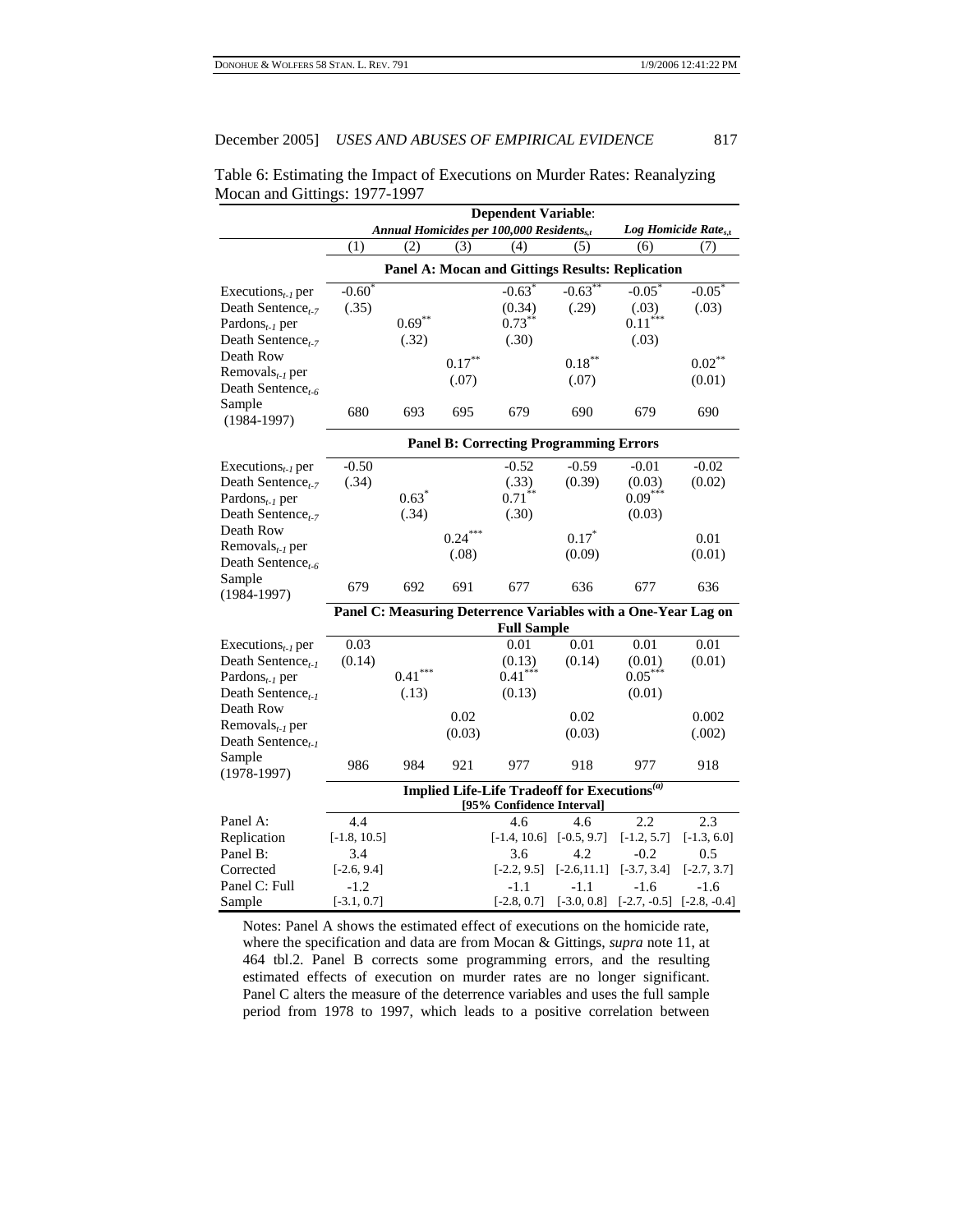Table 6: Estimating the Impact of Executions on Murder Rates: Reanalyzing Mocan and Gittings: 1977-1997

| | Dependent Variable: | | | | | | |
|---|---|---|---|---|---|---|---|
| | *Annual Homicides per 100,000 Residents$_{s,t}$* | | | | | *Log Homicide Rate$_{s,t}$* | |
| | (1) | (2) | (3) | (4) | (5) | (6) | (7) |
| | **Panel A: Mocan and Gittings Results: Replication** | | | | | | |
| Executions$_{t-1}$ per Death Sentence$_{t-7}$ | $-0.60^{*}$ (.35) | | | $-0.63^{*}$ (0.34) | $-0.63^{**}$ (.29) | $-0.05^{*}$ (.03) | $-0.05^{*}$ (.03) |
| Pardons$_{t-1}$ per Death Sentence$_{t-7}$ | | $0.69^{**}$ (.32) | | $0.73^{**}$ (.30) | | $0.11^{***}$ (.03) | |
| Death Row Removals$_{t-1}$ per Death Sentence$_{t-6}$ | | | $0.17^{**}$ (.07) | | $0.18^{**}$ (.07) | | $0.02^{**}$ (0.01) |
| Sample (1984-1997) | 680 | 693 | 695 | 679 | 690 | 679 | 690 |
| | **Panel B: Correcting Programming Errors** | | | | | | |
| Executions$_{t-1}$ per Death Sentence$_{t-7}$ | -0.50 (.34) | | | -0.52 (.33) | -0.59 (0.39) | -0.01 (0.03) | -0.02 (0.02) |
| Pardons$_{t-1}$ per Death Sentence$_{t-7}$ | | $0.63^{*}$ (.34) | | $0.71^{**}$ (.30) | | $0.09^{***}$ (0.03) | |
| Death Row Removals$_{t-1}$ per Death Sentence$_{t-6}$ | | | $0.24^{***}$ (.08) | | $0.17^{*}$ (0.09) | | 0.01 (0.01) |
| Sample (1984-1997) | 679 | 692 | 691 | 677 | 636 | 677 | 636 |
| | **Panel C: Measuring Deterrence Variables with a One-Year Lag on Full Sample** | | | | | | |
| Executions$_{t-1}$ per Death Sentence$_{t-1}$ | 0.03 (0.14) | | | 0.01 (0.13) | 0.01 (0.14) | 0.01 (0.01) | 0.01 (0.01) |
| Pardons$_{t-1}$ per Death Sentence$_{t-1}$ | | $0.41^{***}$ (.13) | | $0.41^{***}$ (0.13) | | $0.05^{***}$ (0.01) | |
| Death Row Removals$_{t-1}$ per Death Sentence$_{t-1}$ | | | 0.02 (0.03) | | 0.02 (0.03) | | 0.002 (.002) |
| Sample (1978-1997) | 986 | 984 | 921 | 977 | 918 | 977 | 918 |
| | **Implied Life-Life Tradeoff for Executions$^{(a)}$ [95% Confidence Interval]** | | | | | | |
| Panel A: Replication | 4.4 [-1.8, 10.5] | | | 4.6 [-1.4, 10.6] | 4.6 [-0.5, 9.7] | 2.2 [-1.2, 5.7] | 2.3 [-1.3, 6.0] |
| Panel B: Corrected | 3.4 [-2.6, 9.4] | | | 3.6 [-2.2, 9.5] | 4.2 [-2.6,11.1] | -0.2 [-3.7, 3.4] | 0.5 [-2.7, 3.7] |
| Panel C: Full Sample | -1.2 [-3.1, 0.7] | | | -1.1 [-2.8, 0.7] | -1.1 [-3.0, 0.8] | -1.6 [-2.7, -0.5] | -1.6 [-2.8, -0.4] |

Notes: Panel A shows the estimated effect of executions on the homicide rate, where the specification and data are from Mocan & Gittings, *supra* note 11, at 464 tbl.2. Panel B corrects some programming errors, and the resulting estimated effects of execution on murder rates are no longer significant. Panel C alters the measure of the deterrence variables and uses the full sample period from 1978 to 1997, which leads to a positive correlation between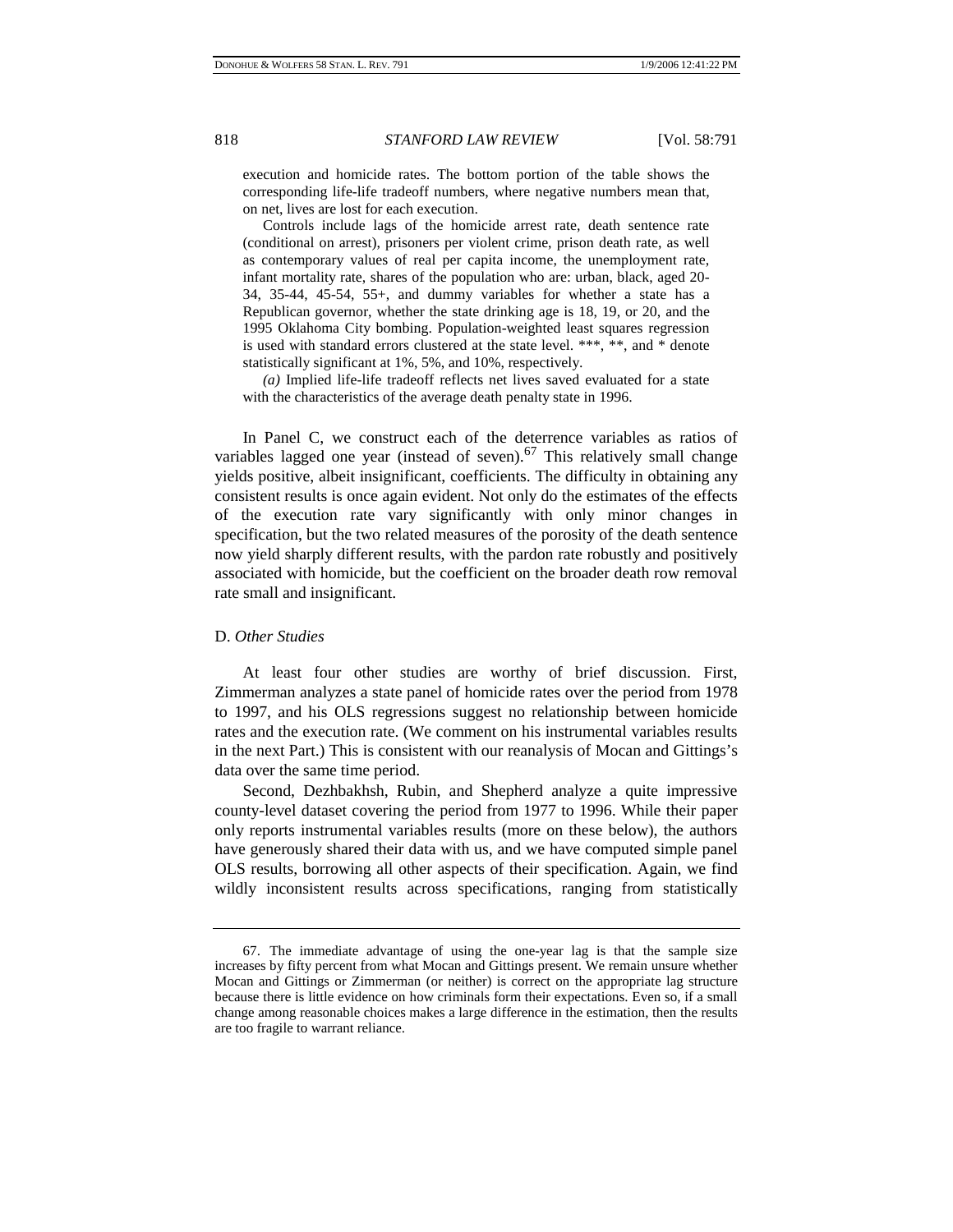execution and homicide rates. The bottom portion of the table shows the corresponding life-life tradeoff numbers, where negative numbers mean that, on net, lives are lost for each execution.

Controls include lags of the homicide arrest rate, death sentence rate (conditional on arrest), prisoners per violent crime, prison death rate, as well as contemporary values of real per capita income, the unemployment rate, infant mortality rate, shares of the population who are: urban, black, aged 20-34, 35-44, 45-54, 55+, and dummy variables for whether a state has a Republican governor, whether the state drinking age is 18, 19, or 20, and the 1995 Oklahoma City bombing. Population-weighted least squares regression is used with standard errors clustered at the state level. ***, **, and * denote statistically significant at 1%, 5%, and 10%, respectively.

*(a)* Implied life-life tradeoff reflects net lives saved evaluated for a state with the characteristics of the average death penalty state in 1996.

In Panel C, we construct each of the deterrence variables as ratios of variables lagged one year (instead of seven).[67] This relatively small change yields positive, albeit insignificant, coefficients. The difficulty in obtaining any consistent results is once again evident. Not only do the estimates of the effects of the execution rate vary significantly with only minor changes in specification, but the two related measures of the porosity of the death sentence now yield sharply different results, with the pardon rate robustly and positively associated with homicide, but the coefficient on the broader death row removal rate small and insignificant.

### D. *Other Studies*

At least four other studies are worthy of brief discussion. First, Zimmerman analyzes a state panel of homicide rates over the period from 1978 to 1997, and his OLS regressions suggest no relationship between homicide rates and the execution rate. (We comment on his instrumental variables results in the next Part.) This is consistent with our reanalysis of Mocan and Gittings's data over the same time period.

Second, Dezhbakhsh, Rubin, and Shepherd analyze a quite impressive county-level dataset covering the period from 1977 to 1996. While their paper only reports instrumental variables results (more on these below), the authors have generously shared their data with us, and we have computed simple panel OLS results, borrowing all other aspects of their specification. Again, we find wildly inconsistent results across specifications, ranging from statistically

---

67. The immediate advantage of using the one-year lag is that the sample size increases by fifty percent from what Mocan and Gittings present. We remain unsure whether Mocan and Gittings or Zimmerman (or neither) is correct on the appropriate lag structure because there is little evidence on how criminals form their expectations. Even so, if a small change among reasonable choices makes a large difference in the estimation, then the results are too fragile to warrant reliance.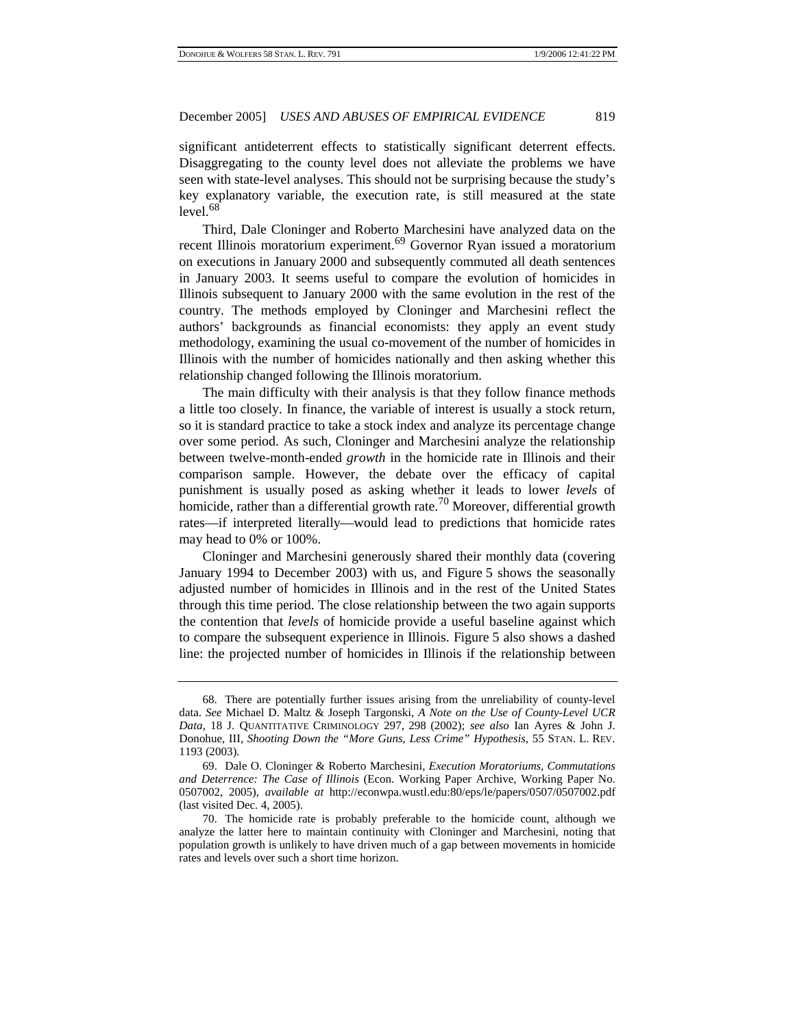significant antideterrent effects to statistically significant deterrent effects. Disaggregating to the county level does not alleviate the problems we have seen with state-level analyses. This should not be surprising because the study's key explanatory variable, the execution rate, is still measured at the state level.[68]

Third, Dale Cloninger and Roberto Marchesini have analyzed data on the recent Illinois moratorium experiment.[69] Governor Ryan issued a moratorium on executions in January 2000 and subsequently commuted all death sentences in January 2003. It seems useful to compare the evolution of homicides in Illinois subsequent to January 2000 with the same evolution in the rest of the country. The methods employed by Cloninger and Marchesini reflect the authors' backgrounds as financial economists: they apply an event study methodology, examining the usual co-movement of the number of homicides in Illinois with the number of homicides nationally and then asking whether this relationship changed following the Illinois moratorium.

The main difficulty with their analysis is that they follow finance methods a little too closely. In finance, the variable of interest is usually a stock return, so it is standard practice to take a stock index and analyze its percentage change over some period. As such, Cloninger and Marchesini analyze the relationship between twelve-month-ended *growth* in the homicide rate in Illinois and their comparison sample. However, the debate over the efficacy of capital punishment is usually posed as asking whether it leads to lower *levels* of homicide, rather than a differential growth rate.[70] Moreover, differential growth rates—if interpreted literally—would lead to predictions that homicide rates may head to 0% or 100%.

Cloninger and Marchesini generously shared their monthly data (covering January 1994 to December 2003) with us, and Figure 5 shows the seasonally adjusted number of homicides in Illinois and in the rest of the United States through this time period. The close relationship between the two again supports the contention that *levels* of homicide provide a useful baseline against which to compare the subsequent experience in Illinois. Figure 5 also shows a dashed line: the projected number of homicides in Illinois if the relationship between

---

68. There are potentially further issues arising from the unreliability of county-level data. *See* Michael D. Maltz & Joseph Targonski, *A Note on the Use of County-Level UCR Data*, 18 J. QUANTITATIVE CRIMINOLOGY 297, 298 (2002); *see also* Ian Ayres & John J. Donohue, III, *Shooting Down the "More Guns, Less Crime" Hypothesis*, 55 STAN. L. REV. 1193 (2003).

69. Dale O. Cloninger & Roberto Marchesini, *Execution Moratoriums, Commutations and Deterrence: The Case of Illinois* (Econ. Working Paper Archive, Working Paper No. 0507002, 2005), *available at* http://econwpa.wustl.edu:80/eps/le/papers/0507/0507002.pdf (last visited Dec. 4, 2005).

70. The homicide rate is probably preferable to the homicide count, although we analyze the latter here to maintain continuity with Cloninger and Marchesini, noting that population growth is unlikely to have driven much of a gap between movements in homicide rates and levels over such a short time horizon.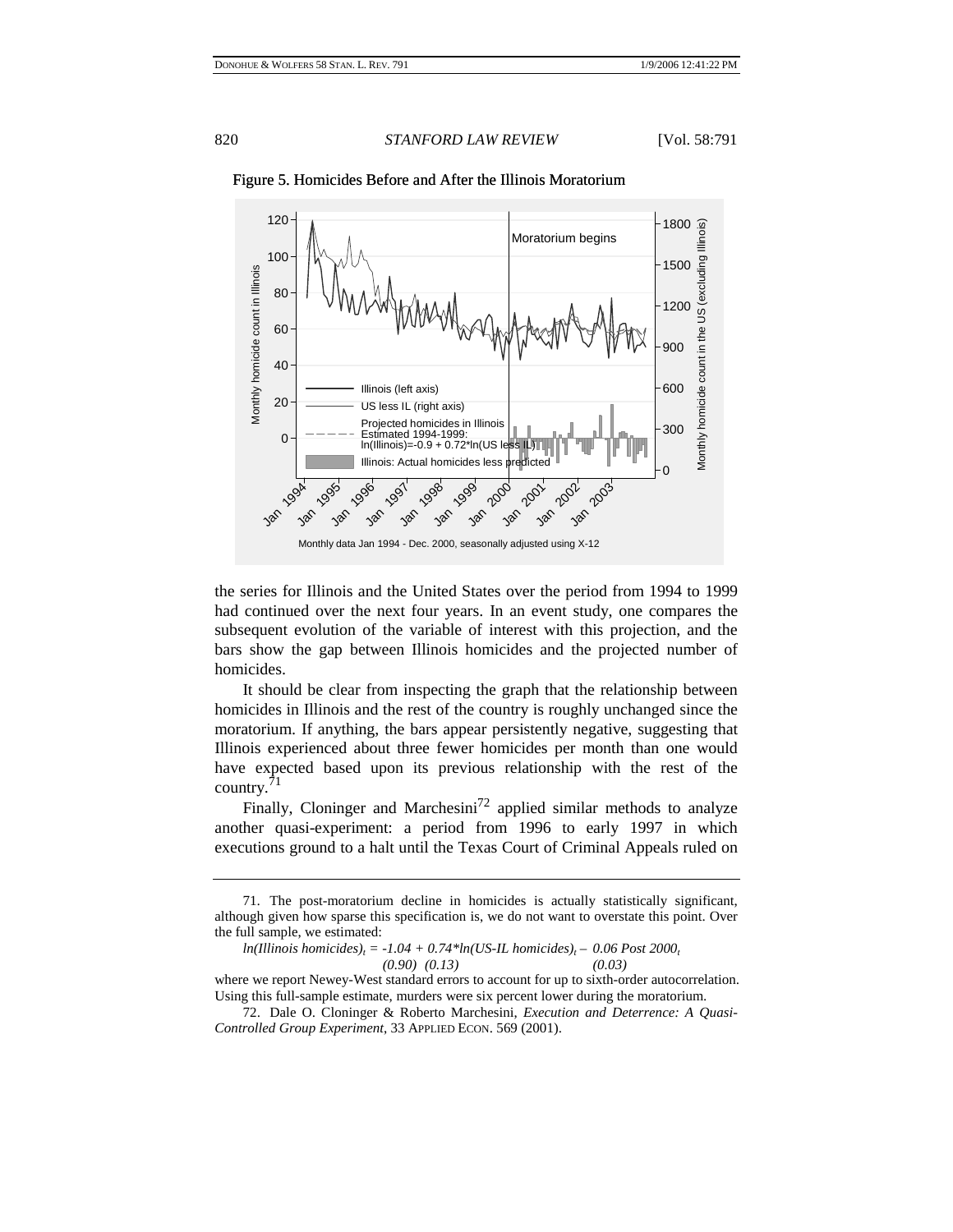Figure 5. Homicides Before and After the Illinois Moratorium

the series for Illinois and the United States over the period from 1994 to 1999 had continued over the next four years. In an event study, one compares the subsequent evolution of the variable of interest with this projection, and the bars show the gap between Illinois homicides and the projected number of homicides.

It should be clear from inspecting the graph that the relationship between homicides in Illinois and the rest of the country is roughly unchanged since the moratorium. If anything, the bars appear persistently negative, suggesting that Illinois experienced about three fewer homicides per month than one would have expected based upon its previous relationship with the rest of the country.[71]

Finally, Cloninger and Marchesini[72] applied similar methods to analyze another quasi-experiment: a period from 1996 to early 1997 in which executions ground to a halt until the Texas Court of Criminal Appeals ruled on

---

71. The post-moratorium decline in homicides is actually statistically significant, although given how sparse this specification is, we do not want to overstate this point. Over the full sample, we estimated:

$$ln(Illinois\ homicides)_t = \underset{(0.90)}{-1.04} + \underset{(0.13)}{0.74}*ln(US\text{-}IL\ homicides)_t - \underset{(0.03)}{0.06}\ Post\ 2000_t$$

where we report Newey-West standard errors to account for up to sixth-order autocorrelation. Using this full-sample estimate, murders were six percent lower during the moratorium.

72. Dale O. Cloninger & Roberto Marchesini, *Execution and Deterrence: A Quasi-Controlled Group Experiment*, 33 APPLIED ECON. 569 (2001).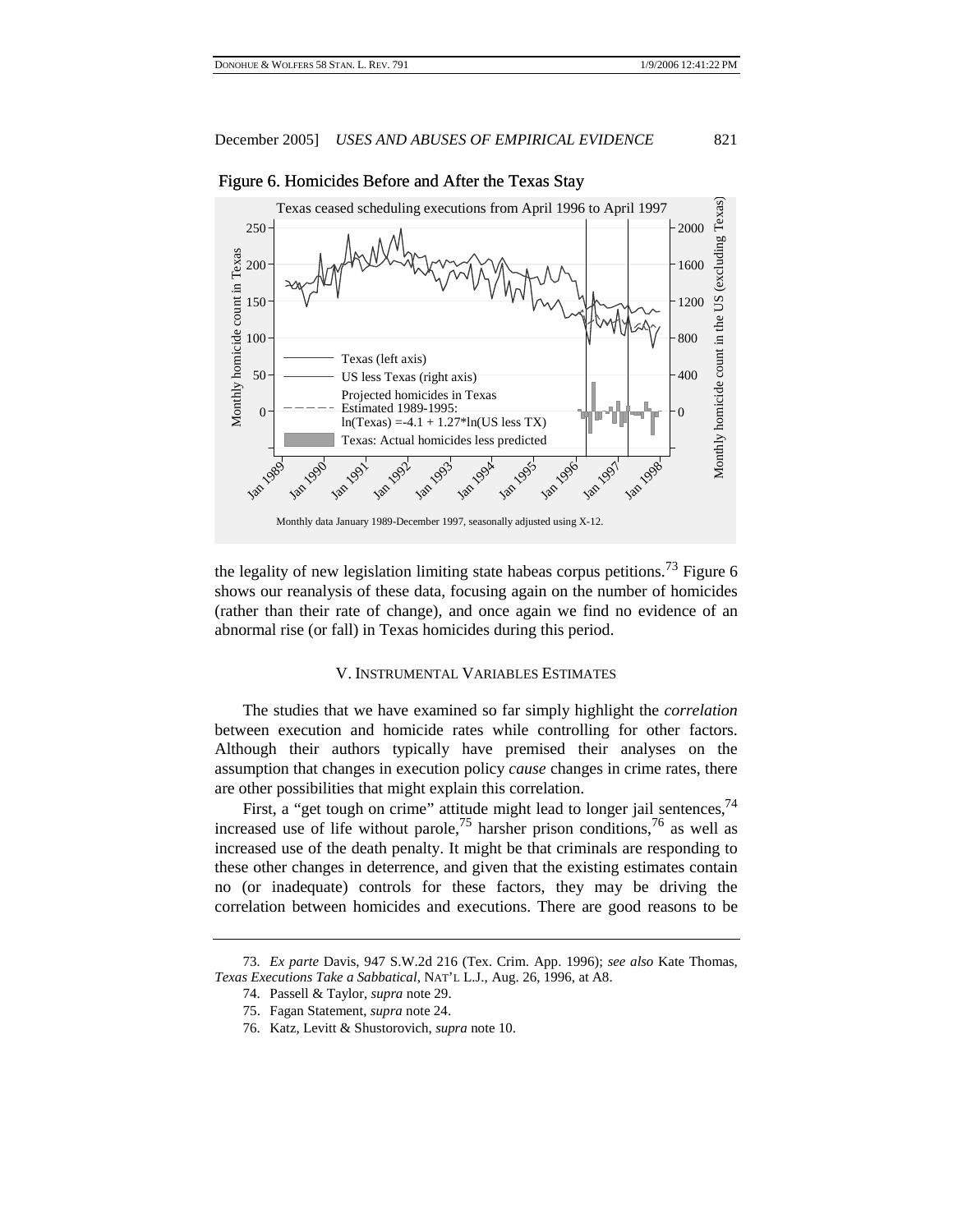Figure 6. Homicides Before and After the Texas Stay

the legality of new legislation limiting state habeas corpus petitions.[73] Figure 6 shows our reanalysis of these data, focusing again on the number of homicides (rather than their rate of change), and once again we find no evidence of an abnormal rise (or fall) in Texas homicides during this period.

## V. Instrumental Variables Estimates

The studies that we have examined so far simply highlight the *correlation* between execution and homicide rates while controlling for other factors. Although their authors typically have premised their analyses on the assumption that changes in execution policy *cause* changes in crime rates, there are other possibilities that might explain this correlation.

First, a "get tough on crime" attitude might lead to longer jail sentences,[74] increased use of life without parole,[75] harsher prison conditions,[76] as well as increased use of the death penalty. It might be that criminals are responding to these other changes in deterrence, and given that the existing estimates contain no (or inadequate) controls for these factors, they may be driving the correlation between homicides and executions. There are good reasons to be

73. *Ex parte* Davis, 947 S.W.2d 216 (Tex. Crim. App. 1996); *see also* Kate Thomas, *Texas Executions Take a Sabbatical*, NAT'L L.J., Aug. 26, 1996, at A8.

74. Passell & Taylor, *supra* note 29.

75. Fagan Statement, *supra* note 24.

76. Katz, Levitt & Shustorovich, *supra* note 10.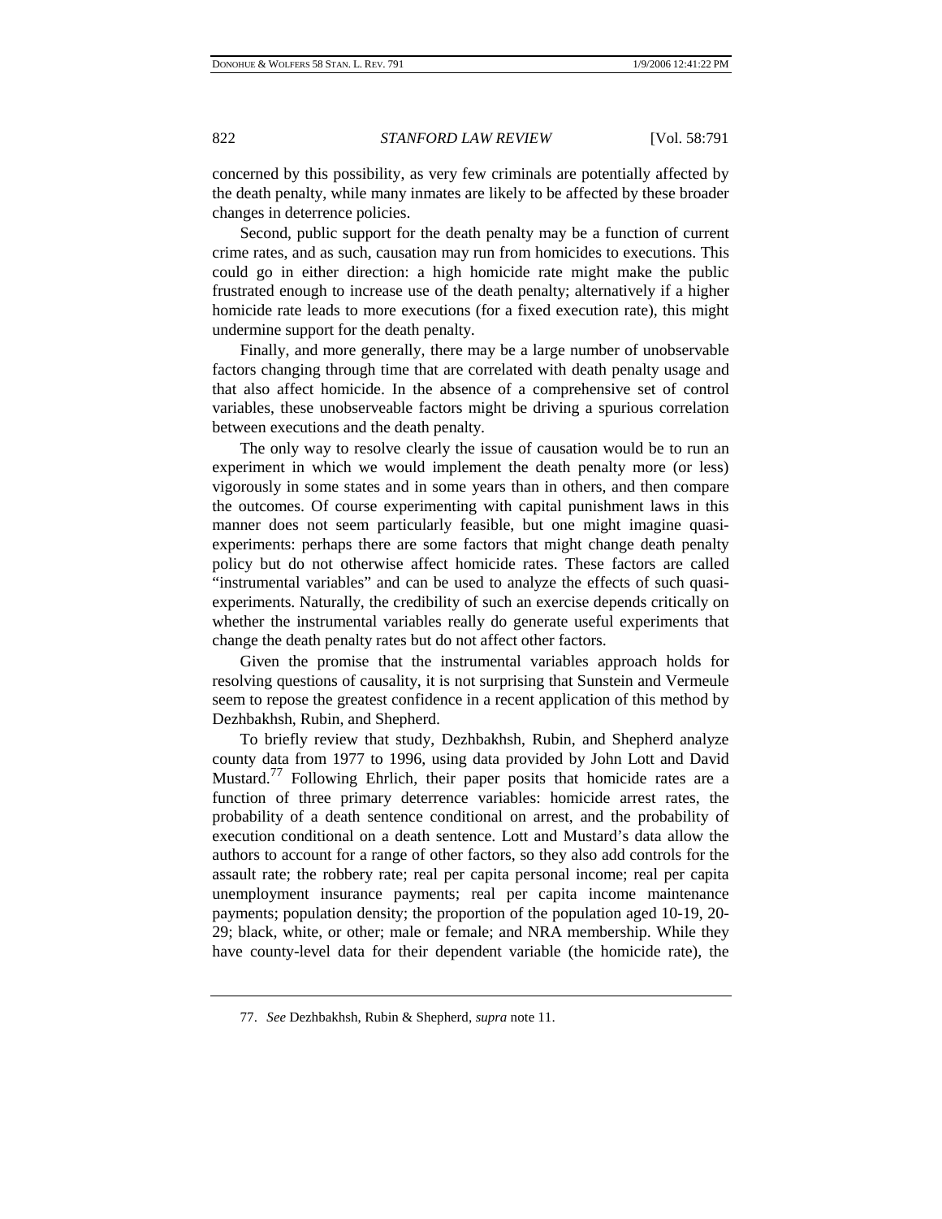concerned by this possibility, as very few criminals are potentially affected by the death penalty, while many inmates are likely to be affected by these broader changes in deterrence policies.

Second, public support for the death penalty may be a function of current crime rates, and as such, causation may run from homicides to executions. This could go in either direction: a high homicide rate might make the public frustrated enough to increase use of the death penalty; alternatively if a higher homicide rate leads to more executions (for a fixed execution rate), this might undermine support for the death penalty.

Finally, and more generally, there may be a large number of unobservable factors changing through time that are correlated with death penalty usage and that also affect homicide. In the absence of a comprehensive set of control variables, these unobserveable factors might be driving a spurious correlation between executions and the death penalty.

The only way to resolve clearly the issue of causation would be to run an experiment in which we would implement the death penalty more (or less) vigorously in some states and in some years than in others, and then compare the outcomes. Of course experimenting with capital punishment laws in this manner does not seem particularly feasible, but one might imagine quasi-experiments: perhaps there are some factors that might change death penalty policy but do not otherwise affect homicide rates. These factors are called "instrumental variables" and can be used to analyze the effects of such quasi-experiments. Naturally, the credibility of such an exercise depends critically on whether the instrumental variables really do generate useful experiments that change the death penalty rates but do not affect other factors.

Given the promise that the instrumental variables approach holds for resolving questions of causality, it is not surprising that Sunstein and Vermeule seem to repose the greatest confidence in a recent application of this method by Dezhbakhsh, Rubin, and Shepherd.

To briefly review that study, Dezhbakhsh, Rubin, and Shepherd analyze county data from 1977 to 1996, using data provided by John Lott and David Mustard.[77] Following Ehrlich, their paper posits that homicide rates are a function of three primary deterrence variables: homicide arrest rates, the probability of a death sentence conditional on arrest, and the probability of execution conditional on a death sentence. Lott and Mustard's data allow the authors to account for a range of other factors, so they also add controls for the assault rate; the robbery rate; real per capita personal income; real per capita unemployment insurance payments; real per capita income maintenance payments; population density; the proportion of the population aged 10-19, 20-29; black, white, or other; male or female; and NRA membership. While they have county-level data for their dependent variable (the homicide rate), the

77. *See* Dezhbakhsh, Rubin & Shepherd, *supra* note 11.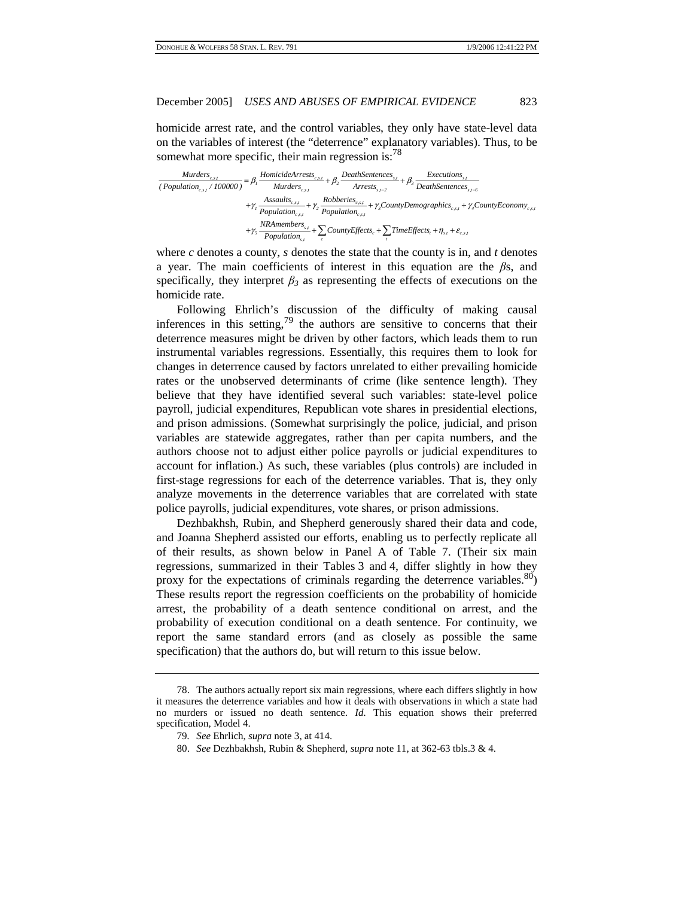homicide arrest rate, and the control variables, they only have state-level data on the variables of interest (the "deterrence" explanatory variables). Thus, to be somewhat more specific, their main regression is:[78]

$$\frac{Murders_{c,s,t}}{(Population_{c,s,t}/100000)} = \beta_1 \frac{HomicideArrests_{c,s,t}}{Murders_{c,s,t}} + \beta_2 \frac{DeathSentences_{s,t}}{Arrests_{s,t-2}} + \beta_3 \frac{Executions_{s,t}}{DeathSentences_{s,t-6}}$$
$$+\gamma_1 \frac{Assaults_{c,s,t}}{Population_{c,s,t}} + \gamma_2 \frac{Robberies_{c,s,t}}{Population_{c,s,t}} + \gamma_3 CountyDemographics_{c,s,t} + \gamma_4 CountyEconomy_{c,s,t}$$
$$+\gamma_5 \frac{NRAmembers_{s,t}}{Population_{s,t}} + \sum_c CountyEffects_c + \sum_t TimeEffects_t + \eta_{c,t} + \varepsilon_{c,s,t}$$

where *c* denotes a county, *s* denotes the state that the county is in, and *t* denotes a year. The main coefficients of interest in this equation are the $\beta$s, and specifically, they interpret $\beta_3$ as representing the effects of executions on the homicide rate.

Following Ehrlich's discussion of the difficulty of making causal inferences in this setting,[79] the authors are sensitive to concerns that their deterrence measures might be driven by other factors, which leads them to run instrumental variables regressions. Essentially, this requires them to look for changes in deterrence caused by factors unrelated to either prevailing homicide rates or the unobserved determinants of crime (like sentence length). They believe that they have identified several such variables: state-level police payroll, judicial expenditures, Republican vote shares in presidential elections, and prison admissions. (Somewhat surprisingly the police, judicial, and prison variables are statewide aggregates, rather than per capita numbers, and the authors choose not to adjust either police payrolls or judicial expenditures to account for inflation.) As such, these variables (plus controls) are included in first-stage regressions for each of the deterrence variables. That is, they only analyze movements in the deterrence variables that are correlated with state police payrolls, judicial expenditures, vote shares, or prison admissions.

Dezhbakhsh, Rubin, and Shepherd generously shared their data and code, and Joanna Shepherd assisted our efforts, enabling us to perfectly replicate all of their results, as shown below in Panel A of Table 7. (Their six main regressions, summarized in their Tables 3 and 4, differ slightly in how they proxy for the expectations of criminals regarding the deterrence variables.[80]) These results report the regression coefficients on the probability of homicide arrest, the probability of a death sentence conditional on arrest, and the probability of execution conditional on a death sentence. For continuity, we report the same standard errors (and as closely as possible the same specification) that the authors do, but will return to this issue below.

---

78. The authors actually report six main regressions, where each differs slightly in how it measures the deterrence variables and how it deals with observations in which a state had no murders or issued no death sentence. *Id.* This equation shows their preferred specification, Model 4.

79. *See* Ehrlich, *supra* note 3, at 414.

80. *See* Dezhbakhsh, Rubin & Shepherd, *supra* note 11, at 362-63 tbls.3 & 4.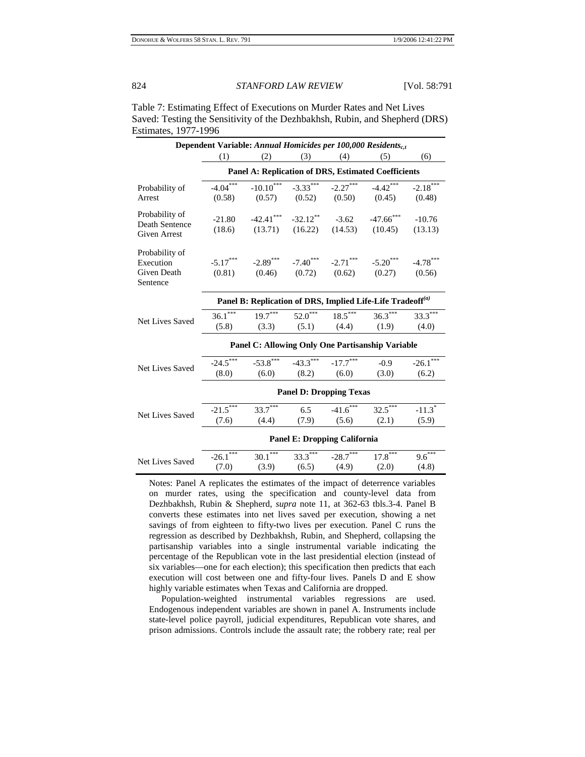Table 7: Estimating Effect of Executions on Murder Rates and Net Lives Saved: Testing the Sensitivity of the Dezhbakhsh, Rubin, and Shepherd (DRS) Estimates, 1977-1996

| Dependent Variable: *Annual Homicides per 100,000 Residents$_{c,t}$* | | | | | | |
|---|---|---|---|---|---|---|
| | (1) | (2) | (3) | (4) | (5) | (6) |
| | **Panel A: Replication of DRS, Estimated Coefficients** | | | | | |
| Probability of Arrest | $-4.04^{***}$ (0.58) | $-10.10^{***}$ (0.57) | $-3.33^{***}$ (0.52) | $-2.27^{***}$ (0.50) | $-4.42^{***}$ (0.45) | $-2.18^{***}$ (0.48) |
| Probability of Death Sentence Given Arrest | -21.80 (18.6) | $-42.41^{***}$ (13.71) | $-32.12^{**}$ (16.22) | -3.62 (14.53) | $-47.66^{***}$ (10.45) | -10.76 (13.13) |
| Probability of Execution Given Death Sentence | $-5.17^{***}$ (0.81) | $-2.89^{***}$ (0.46) | $-7.40^{***}$ (0.72) | $-2.71^{***}$ (0.62) | $-5.20^{***}$ (0.27) | $-4.78^{***}$ (0.56) |
| | **Panel B: Replication of DRS, Implied Life-Life Tradeoff$^{(a)}$** | | | | | |
| Net Lives Saved | $36.1^{***}$ (5.8) | $19.7^{***}$ (3.3) | $52.0^{***}$ (5.1) | $18.5^{***}$ (4.4) | $36.3^{***}$ (1.9) | $33.3^{***}$ (4.0) |
| | **Panel C: Allowing Only One Partisanship Variable** | | | | | |
| Net Lives Saved | $-24.5^{***}$ (8.0) | $-53.8^{***}$ (6.0) | $-43.3^{***}$ (8.2) | $-17.7^{***}$ (6.0) | -0.9 (3.0) | $-26.1^{***}$ (6.2) |
| | **Panel D: Dropping Texas** | | | | | |
| Net Lives Saved | $-21.5^{***}$ (7.6) | $33.7^{***}$ (4.4) | 6.5 (7.9) | $-41.6^{***}$ (5.6) | $32.5^{***}$ (2.1) | $-11.3^{*}$ (5.9) |
| | **Panel E: Dropping California** | | | | | |
| Net Lives Saved | $-26.1^{***}$ (7.0) | $30.1^{***}$ (3.9) | $33.3^{***}$ (6.5) | $-28.7^{***}$ (4.9) | $17.8^{***}$ (2.0) | $9.6^{***}$ (4.8) |

Notes: Panel A replicates the estimates of the impact of deterrence variables on murder rates, using the specification and county-level data from Dezhbakhsh, Rubin & Shepherd, *supra* note 11, at 362-63 tbls.3-4. Panel B converts these estimates into net lives saved per execution, showing a net savings of from eighteen to fifty-two lives per execution. Panel C runs the regression as described by Dezhbakhsh, Rubin, and Shepherd, collapsing the partisanship variables into a single instrumental variable indicating the percentage of the Republican vote in the last presidential election (instead of six variables—one for each election); this specification then predicts that each execution will cost between one and fifty-four lives. Panels D and E show highly variable estimates when Texas and California are dropped.

Population-weighted instrumental variables regressions are used. Endogenous independent variables are shown in panel A. Instruments include state-level police payroll, judicial expenditures, Republican vote shares, and prison admissions. Controls include the assault rate; the robbery rate; real per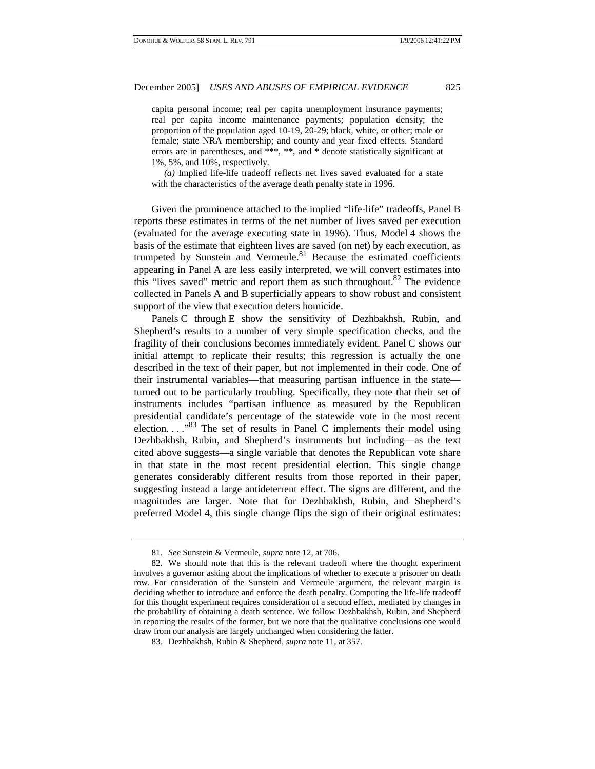capita personal income; real per capita unemployment insurance payments; real per capita income maintenance payments; population density; the proportion of the population aged 10-19, 20-29; black, white, or other; male or female; state NRA membership; and county and year fixed effects. Standard errors are in parentheses, and ***, **, and * denote statistically significant at 1%, 5%, and 10%, respectively.

*(a)* Implied life-life tradeoff reflects net lives saved evaluated for a state with the characteristics of the average death penalty state in 1996.

Given the prominence attached to the implied "life-life" tradeoffs, Panel B reports these estimates in terms of the net number of lives saved per execution (evaluated for the average executing state in 1996). Thus, Model 4 shows the basis of the estimate that eighteen lives are saved (on net) by each execution, as trumpeted by Sunstein and Vermeule.[81] Because the estimated coefficients appearing in Panel A are less easily interpreted, we will convert estimates into this "lives saved" metric and report them as such throughout.[82] The evidence collected in Panels A and B superficially appears to show robust and consistent support of the view that execution deters homicide.

Panels C through E show the sensitivity of Dezhbakhsh, Rubin, and Shepherd's results to a number of very simple specification checks, and the fragility of their conclusions becomes immediately evident. Panel C shows our initial attempt to replicate their results; this regression is actually the one described in the text of their paper, but not implemented in their code. One of their instrumental variables—that measuring partisan influence in the state—turned out to be particularly troubling. Specifically, they note that their set of instruments includes "partisan influence as measured by the Republican presidential candidate's percentage of the statewide vote in the most recent election. . . ."[83] The set of results in Panel C implements their model using Dezhbakhsh, Rubin, and Shepherd's instruments but including—as the text cited above suggests—a single variable that denotes the Republican vote share in that state in the most recent presidential election. This single change generates considerably different results from those reported in their paper, suggesting instead a large antideterrent effect. The signs are different, and the magnitudes are larger. Note that for Dezhbakhsh, Rubin, and Shepherd's preferred Model 4, this single change flips the sign of their original estimates:

---

81. *See* Sunstein & Vermeule, *supra* note 12, at 706.

82. We should note that this is the relevant tradeoff where the thought experiment involves a governor asking about the implications of whether to execute a prisoner on death row. For consideration of the Sunstein and Vermeule argument, the relevant margin is deciding whether to introduce and enforce the death penalty. Computing the life-life tradeoff for this thought experiment requires consideration of a second effect, mediated by changes in the probability of obtaining a death sentence. We follow Dezhbakhsh, Rubin, and Shepherd in reporting the results of the former, but we note that the qualitative conclusions one would draw from our analysis are largely unchanged when considering the latter.

83. Dezhbakhsh, Rubin & Shepherd, *supra* note 11, at 357.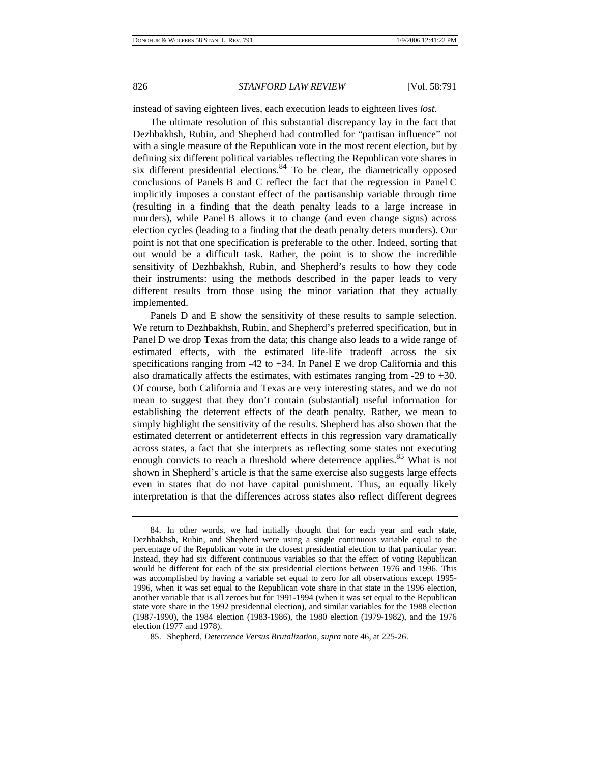instead of saving eighteen lives, each execution leads to eighteen lives *lost*.

The ultimate resolution of this substantial discrepancy lay in the fact that Dezhbakhsh, Rubin, and Shepherd had controlled for "partisan influence" not with a single measure of the Republican vote in the most recent election, but by defining six different political variables reflecting the Republican vote shares in six different presidential elections.[84] To be clear, the diametrically opposed conclusions of Panels B and C reflect the fact that the regression in Panel C implicitly imposes a constant effect of the partisanship variable through time (resulting in a finding that the death penalty leads to a large increase in murders), while Panel B allows it to change (and even change signs) across election cycles (leading to a finding that the death penalty deters murders). Our point is not that one specification is preferable to the other. Indeed, sorting that out would be a difficult task. Rather, the point is to show the incredible sensitivity of Dezhbakhsh, Rubin, and Shepherd's results to how they code their instruments: using the methods described in the paper leads to very different results from those using the minor variation that they actually implemented.

Panels D and E show the sensitivity of these results to sample selection. We return to Dezhbakhsh, Rubin, and Shepherd's preferred specification, but in Panel D we drop Texas from the data; this change also leads to a wide range of estimated effects, with the estimated life-life tradeoff across the six specifications ranging from -42 to +34. In Panel E we drop California and this also dramatically affects the estimates, with estimates ranging from -29 to +30. Of course, both California and Texas are very interesting states, and we do not mean to suggest that they don't contain (substantial) useful information for establishing the deterrent effects of the death penalty. Rather, we mean to simply highlight the sensitivity of the results. Shepherd has also shown that the estimated deterrent or antideterrent effects in this regression vary dramatically across states, a fact that she interprets as reflecting some states not executing enough convicts to reach a threshold where deterrence applies.[85] What is not shown in Shepherd's article is that the same exercise also suggests large effects even in states that do not have capital punishment. Thus, an equally likely interpretation is that the differences across states also reflect different degrees

---

84. In other words, we had initially thought that for each year and each state, Dezhbakhsh, Rubin, and Shepherd were using a single continuous variable equal to the percentage of the Republican vote in the closest presidential election to that particular year. Instead, they had six different continuous variables so that the effect of voting Republican would be different for each of the six presidential elections between 1976 and 1996. This was accomplished by having a variable set equal to zero for all observations except 1995-1996, when it was set equal to the Republican vote share in that state in the 1996 election, another variable that is all zeroes but for 1991-1994 (when it was set equal to the Republican state vote share in the 1992 presidential election), and similar variables for the 1988 election (1987-1990), the 1984 election (1983-1986), the 1980 election (1979-1982), and the 1976 election (1977 and 1978).

85. Shepherd, *Deterrence Versus Brutalization*, *supra* note 46, at 225-26.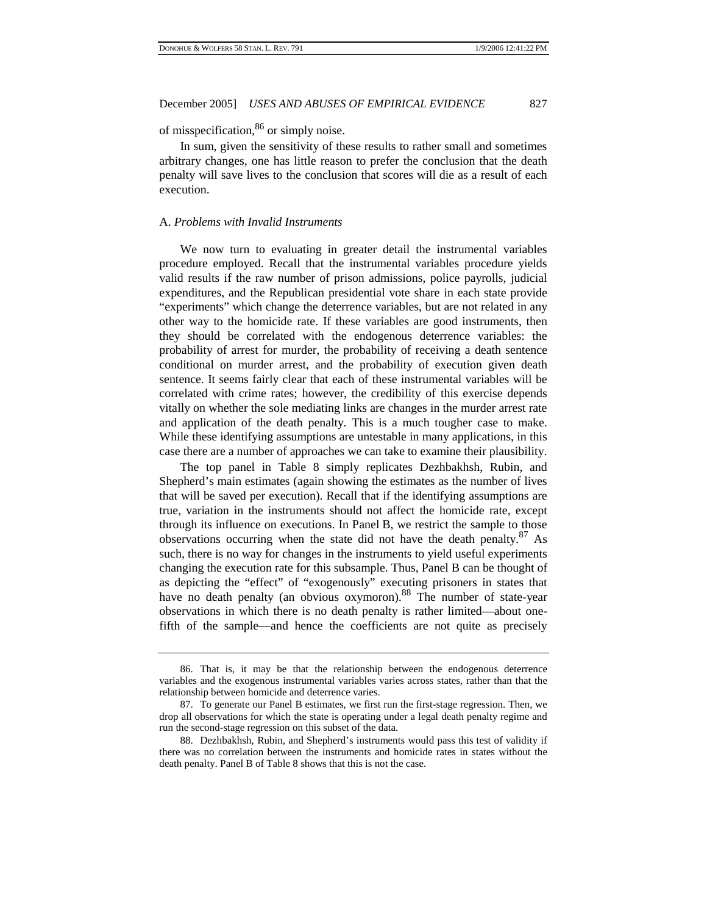of misspecification,[86] or simply noise.

In sum, given the sensitivity of these results to rather small and sometimes arbitrary changes, one has little reason to prefer the conclusion that the death penalty will save lives to the conclusion that scores will die as a result of each execution.

### A. *Problems with Invalid Instruments*

We now turn to evaluating in greater detail the instrumental variables procedure employed. Recall that the instrumental variables procedure yields valid results if the raw number of prison admissions, police payrolls, judicial expenditures, and the Republican presidential vote share in each state provide "experiments" which change the deterrence variables, but are not related in any other way to the homicide rate. If these variables are good instruments, then they should be correlated with the endogenous deterrence variables: the probability of arrest for murder, the probability of receiving a death sentence conditional on murder arrest, and the probability of execution given death sentence. It seems fairly clear that each of these instrumental variables will be correlated with crime rates; however, the credibility of this exercise depends vitally on whether the sole mediating links are changes in the murder arrest rate and application of the death penalty. This is a much tougher case to make. While these identifying assumptions are untestable in many applications, in this case there are a number of approaches we can take to examine their plausibility.

The top panel in Table 8 simply replicates Dezhbakhsh, Rubin, and Shepherd's main estimates (again showing the estimates as the number of lives that will be saved per execution). Recall that if the identifying assumptions are true, variation in the instruments should not affect the homicide rate, except through its influence on executions. In Panel B, we restrict the sample to those observations occurring when the state did not have the death penalty.[87] As such, there is no way for changes in the instruments to yield useful experiments changing the execution rate for this subsample. Thus, Panel B can be thought of as depicting the "effect" of "exogenously" executing prisoners in states that have no death penalty (an obvious oxymoron).[88] The number of state-year observations in which there is no death penalty is rather limited—about one-fifth of the sample—and hence the coefficients are not quite as precisely

86. That is, it may be that the relationship between the endogenous deterrence variables and the exogenous instrumental variables varies across states, rather than that the relationship between homicide and deterrence varies.

87. To generate our Panel B estimates, we first run the first-stage regression. Then, we drop all observations for which the state is operating under a legal death penalty regime and run the second-stage regression on this subset of the data.

88. Dezhbakhsh, Rubin, and Shepherd's instruments would pass this test of validity if there was no correlation between the instruments and homicide rates in states without the death penalty. Panel B of Table 8 shows that this is not the case.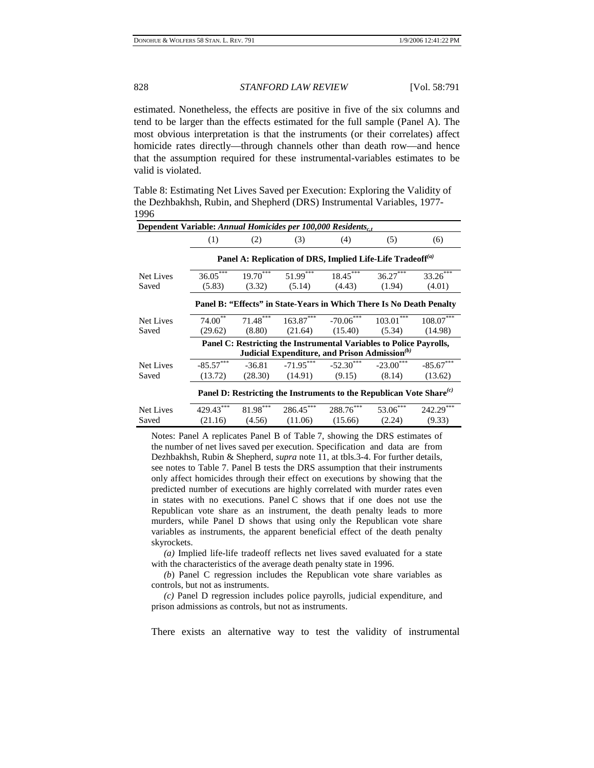estimated. Nonetheless, the effects are positive in five of the six columns and tend to be larger than the effects estimated for the full sample (Panel A). The most obvious interpretation is that the instruments (or their correlates) affect homicide rates directly—through channels other than death row—and hence that the assumption required for these instrumental-variables estimates to be valid is violated.

Table 8: Estimating Net Lives Saved per Execution: Exploring the Validity of the Dezhbakhsh, Rubin, and Shepherd (DRS) Instrumental Variables, 1977-1996

| **Dependent Variable:** ***Annual Homicides per 100,000 Residents$_{c,t}$*** | | | | | | |
|---|---|---|---|---|---|---|
| | (1) | (2) | (3) | (4) | (5) | (6) |
| | **Panel A: Replication of DRS, Implied Life-Life Tradeoff*(a)*** | | | | | |
| Net Lives Saved | 36.05*** (5.83) | 19.70*** (3.32) | 51.99*** (5.14) | 18.45*** (4.43) | 36.27*** (1.94) | 33.26*** (4.01) |
| | **Panel B: "Effects" in State-Years in Which There Is No Death Penalty** | | | | | |
| Net Lives Saved | 74.00** (29.62) | 71.48*** (8.80) | 163.87*** (21.64) | -70.06*** (15.40) | 103.01*** (5.34) | 108.07*** (14.98) |
| | **Panel C: Restricting the Instrumental Variables to Police Payrolls, Judicial Expenditure, and Prison Admission*(b)*** | | | | | |
| Net Lives Saved | -85.57*** (13.72) | -36.81 (28.30) | -71.95*** (14.91) | -52.30*** (9.15) | -23.00*** (8.14) | -85.67*** (13.62) |
| | **Panel D: Restricting the Instruments to the Republican Vote Share*(c)*** | | | | | |
| Net Lives Saved | 429.43*** (21.16) | 81.98*** (4.56) | 286.45*** (11.06) | 288.76*** (15.66) | 53.06*** (2.24) | 242.29*** (9.33) |

Notes: Panel A replicates Panel B of Table 7, showing the DRS estimates of the number of net lives saved per execution. Specification and data are from Dezhbakhsh, Rubin & Shepherd, *supra* note 11, at tbls.3-4. For further details, see notes to Table 7. Panel B tests the DRS assumption that their instruments only affect homicides through their effect on executions by showing that the predicted number of executions are highly correlated with murder rates even in states with no executions. Panel C shows that if one does not use the Republican vote share as an instrument, the death penalty leads to more murders, while Panel D shows that using only the Republican vote share variables as instruments, the apparent beneficial effect of the death penalty skyrockets.

*(a)* Implied life-life tradeoff reflects net lives saved evaluated for a state with the characteristics of the average death penalty state in 1996.

*(b)* Panel C regression includes the Republican vote share variables as controls, but not as instruments.

*(c)* Panel D regression includes police payrolls, judicial expenditure, and prison admissions as controls, but not as instruments.

There exists an alternative way to test the validity of instrumental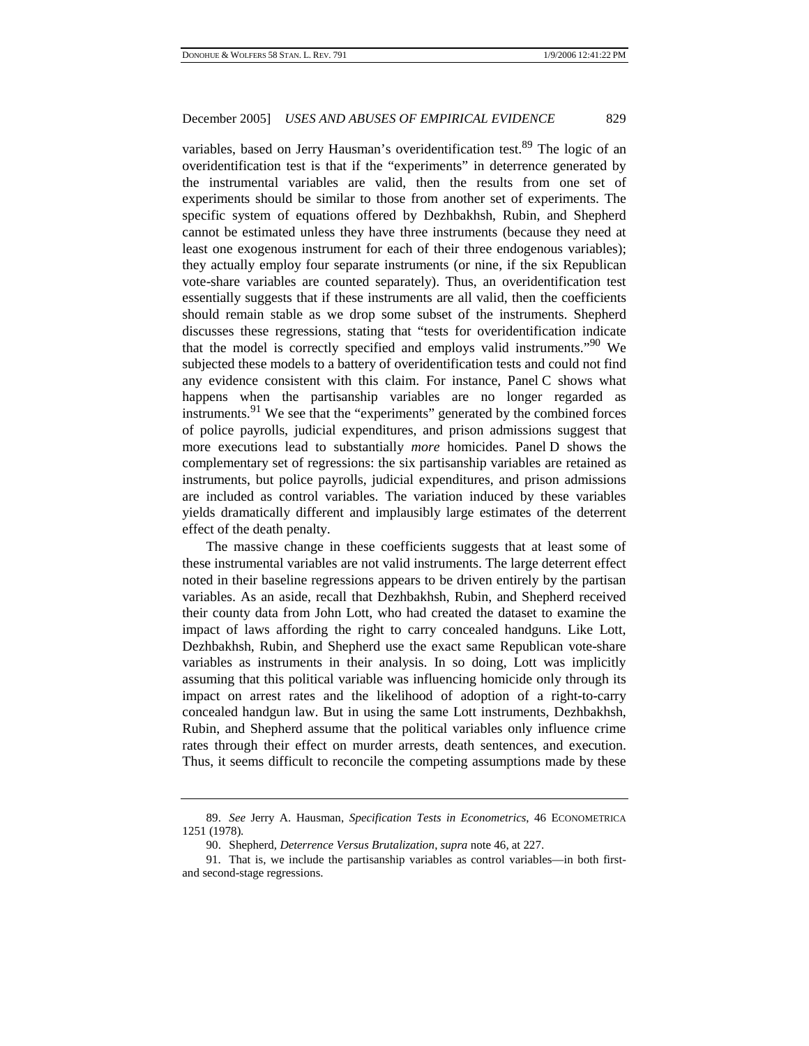variables, based on Jerry Hausman's overidentification test.[89] The logic of an overidentification test is that if the "experiments" in deterrence generated by the instrumental variables are valid, then the results from one set of experiments should be similar to those from another set of experiments. The specific system of equations offered by Dezhbakhsh, Rubin, and Shepherd cannot be estimated unless they have three instruments (because they need at least one exogenous instrument for each of their three endogenous variables); they actually employ four separate instruments (or nine, if the six Republican vote-share variables are counted separately). Thus, an overidentification test essentially suggests that if these instruments are all valid, then the coefficients should remain stable as we drop some subset of the instruments. Shepherd discusses these regressions, stating that "tests for overidentification indicate that the model is correctly specified and employs valid instruments."[90] We subjected these models to a battery of overidentification tests and could not find any evidence consistent with this claim. For instance, Panel C shows what happens when the partisanship variables are no longer regarded as instruments.[91] We see that the "experiments" generated by the combined forces of police payrolls, judicial expenditures, and prison admissions suggest that more executions lead to substantially *more* homicides. Panel D shows the complementary set of regressions: the six partisanship variables are retained as instruments, but police payrolls, judicial expenditures, and prison admissions are included as control variables. The variation induced by these variables yields dramatically different and implausibly large estimates of the deterrent effect of the death penalty.

The massive change in these coefficients suggests that at least some of these instrumental variables are not valid instruments. The large deterrent effect noted in their baseline regressions appears to be driven entirely by the partisan variables. As an aside, recall that Dezhbakhsh, Rubin, and Shepherd received their county data from John Lott, who had created the dataset to examine the impact of laws affording the right to carry concealed handguns. Like Lott, Dezhbakhsh, Rubin, and Shepherd use the exact same Republican vote-share variables as instruments in their analysis. In so doing, Lott was implicitly assuming that this political variable was influencing homicide only through its impact on arrest rates and the likelihood of adoption of a right-to-carry concealed handgun law. But in using the same Lott instruments, Dezhbakhsh, Rubin, and Shepherd assume that the political variables only influence crime rates through their effect on murder arrests, death sentences, and execution. Thus, it seems difficult to reconcile the competing assumptions made by these

---

89. *See* Jerry A. Hausman, *Specification Tests in Econometrics*, 46 ECONOMETRICA 1251 (1978).

90. Shepherd, *Deterrence Versus Brutalization*, *supra* note 46, at 227.

91. That is, we include the partisanship variables as control variables—in both first- and second-stage regressions.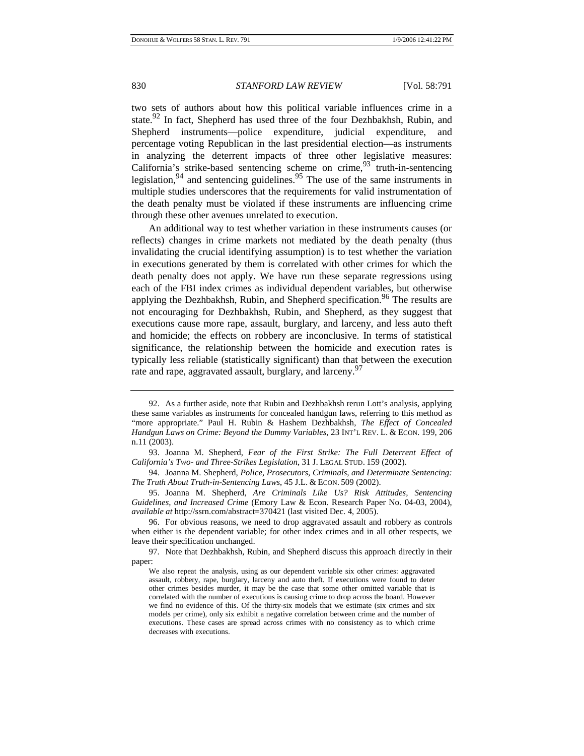two sets of authors about how this political variable influences crime in a state.[92] In fact, Shepherd has used three of the four Dezhbakhsh, Rubin, and Shepherd instruments—police expenditure, judicial expenditure, and percentage voting Republican in the last presidential election—as instruments in analyzing the deterrent impacts of three other legislative measures: California's strike-based sentencing scheme on crime,[93] truth-in-sentencing legislation,[94] and sentencing guidelines.[95] The use of the same instruments in multiple studies underscores that the requirements for valid instrumentation of the death penalty must be violated if these instruments are influencing crime through these other avenues unrelated to execution.

An additional way to test whether variation in these instruments causes (or reflects) changes in crime markets not mediated by the death penalty (thus invalidating the crucial identifying assumption) is to test whether the variation in executions generated by them is correlated with other crimes for which the death penalty does not apply. We have run these separate regressions using each of the FBI index crimes as individual dependent variables, but otherwise applying the Dezhbakhsh, Rubin, and Shepherd specification.[96] The results are not encouraging for Dezhbakhsh, Rubin, and Shepherd, as they suggest that executions cause more rape, assault, burglary, and larceny, and less auto theft and homicide; the effects on robbery are inconclusive. In terms of statistical significance, the relationship between the homicide and execution rates is typically less reliable (statistically significant) than that between the execution rate and rape, aggravated assault, burglary, and larceny.[97]

---

92. As a further aside, note that Rubin and Dezhbakhsh rerun Lott's analysis, applying these same variables as instruments for concealed handgun laws, referring to this method as "more appropriate." Paul H. Rubin & Hashem Dezhbakhsh, *The Effect of Concealed Handgun Laws on Crime: Beyond the Dummy Variables*, 23 INT'L REV. L. & ECON. 199, 206 n.11 (2003).

93. Joanna M. Shepherd, *Fear of the First Strike: The Full Deterrent Effect of California's Two- and Three-Strikes Legislation*, 31 J. LEGAL STUD. 159 (2002).

94. Joanna M. Shepherd, *Police, Prosecutors, Criminals, and Determinate Sentencing: The Truth About Truth-in-Sentencing Laws*, 45 J.L. & ECON. 509 (2002).

95. Joanna M. Shepherd, *Are Criminals Like Us? Risk Attitudes, Sentencing Guidelines, and Increased Crime* (Emory Law & Econ. Research Paper No. 04-03, 2004), *available at* http://ssrn.com/abstract=370421 (last visited Dec. 4, 2005).

96. For obvious reasons, we need to drop aggravated assault and robbery as controls when either is the dependent variable; for other index crimes and in all other respects, we leave their specification unchanged.

97. Note that Dezhbakhsh, Rubin, and Shepherd discuss this approach directly in their paper:

> We also repeat the analysis, using as our dependent variable six other crimes: aggravated assault, robbery, rape, burglary, larceny and auto theft. If executions were found to deter other crimes besides murder, it may be the case that some other omitted variable that is correlated with the number of executions is causing crime to drop across the board. However we find no evidence of this. Of the thirty-six models that we estimate (six crimes and six models per crime), only six exhibit a negative correlation between crime and the number of executions. These cases are spread across crimes with no consistency as to which crime decreases with executions.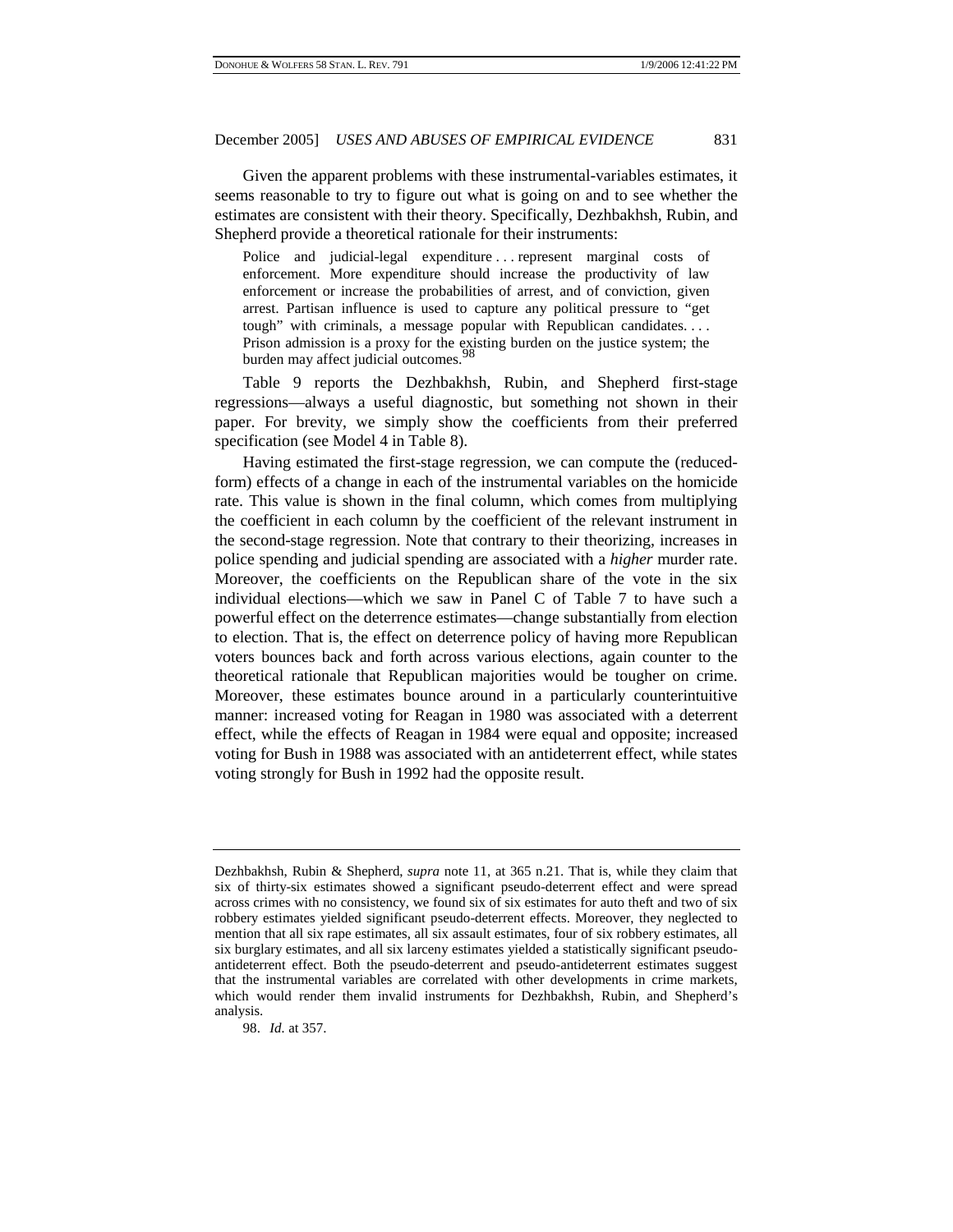Given the apparent problems with these instrumental-variables estimates, it seems reasonable to try to figure out what is going on and to see whether the estimates are consistent with their theory. Specifically, Dezhbakhsh, Rubin, and Shepherd provide a theoretical rationale for their instruments:

> Police and judicial-legal expenditure . . . represent marginal costs of enforcement. More expenditure should increase the productivity of law enforcement or increase the probabilities of arrest, and of conviction, given arrest. Partisan influence is used to capture any political pressure to "get tough" with criminals, a message popular with Republican candidates. . . . Prison admission is a proxy for the existing burden on the justice system; the burden may affect judicial outcomes.[98]

Table 9 reports the Dezhbakhsh, Rubin, and Shepherd first-stage regressions—always a useful diagnostic, but something not shown in their paper. For brevity, we simply show the coefficients from their preferred specification (see Model 4 in Table 8).

Having estimated the first-stage regression, we can compute the (reduced-form) effects of a change in each of the instrumental variables on the homicide rate. This value is shown in the final column, which comes from multiplying the coefficient in each column by the coefficient of the relevant instrument in the second-stage regression. Note that contrary to their theorizing, increases in police spending and judicial spending are associated with a *higher* murder rate. Moreover, the coefficients on the Republican share of the vote in the six individual elections—which we saw in Panel C of Table 7 to have such a powerful effect on the deterrence estimates—change substantially from election to election. That is, the effect on deterrence policy of having more Republican voters bounces back and forth across various elections, again counter to the theoretical rationale that Republican majorities would be tougher on crime. Moreover, these estimates bounce around in a particularly counterintuitive manner: increased voting for Reagan in 1980 was associated with a deterrent effect, while the effects of Reagan in 1984 were equal and opposite; increased voting for Bush in 1988 was associated with an antideterrent effect, while states voting strongly for Bush in 1992 had the opposite result.

---

Dezhbakhsh, Rubin & Shepherd, *supra* note 11, at 365 n.21. That is, while they claim that six of thirty-six estimates showed a significant pseudo-deterrent effect and were spread across crimes with no consistency, we found six of six estimates for auto theft and two of six robbery estimates yielded significant pseudo-deterrent effects. Moreover, they neglected to mention that all six rape estimates, all six assault estimates, four of six robbery estimates, all six burglary estimates, and all six larceny estimates yielded a statistically significant pseudo-antideterrent effect. Both the pseudo-deterrent and pseudo-antideterrent estimates suggest that the instrumental variables are correlated with other developments in crime markets, which would render them invalid instruments for Dezhbakhsh, Rubin, and Shepherd's analysis.

98. *Id.* at 357.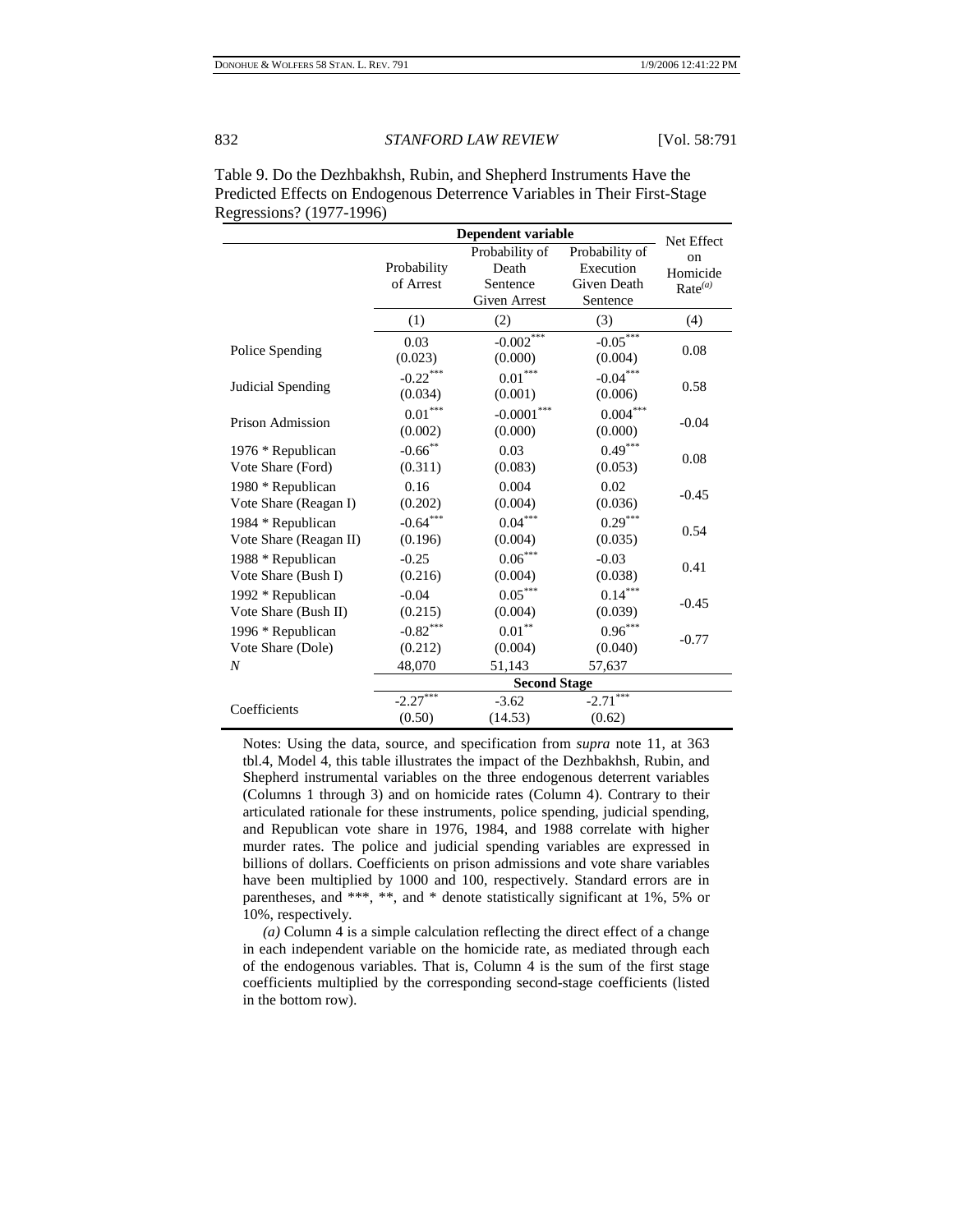Table 9. Do the Dezhbakhsh, Rubin, and Shepherd Instruments Have the Predicted Effects on Endogenous Deterrence Variables in Their First-Stage Regressions? (1977-1996)

| | Dependent variable | | | Net Effect on Homicide Rate[(a)] |
|---|---|---|---|---|
| | Probability of Arrest | Probability of Death Sentence Given Arrest | Probability of Execution Given Death Sentence | |
| | (1) | (2) | (3) | (4) |
| Police Spending | 0.03 (0.023) | -0.002*** (0.000) | -0.05*** (0.004) | 0.08 |
| Judicial Spending | -0.22*** (0.034) | 0.01*** (0.001) | -0.04*** (0.006) | 0.58 |
| Prison Admission | 0.01*** (0.002) | -0.0001*** (0.000) | 0.004*** (0.000) | -0.04 |
| 1976 * Republican Vote Share (Ford) | -0.66** (0.311) | 0.03 (0.083) | 0.49*** (0.053) | 0.08 |
| 1980 * Republican Vote Share (Reagan I) | 0.16 (0.202) | 0.004 (0.004) | 0.02 (0.036) | -0.45 |
| 1984 * Republican Vote Share (Reagan II) | -0.64*** (0.196) | 0.04*** (0.004) | 0.29*** (0.035) | 0.54 |
| 1988 * Republican Vote Share (Bush I) | -0.25 (0.216) | 0.06*** (0.004) | -0.03 (0.038) | 0.41 |
| 1992 * Republican Vote Share (Bush II) | -0.04 (0.215) | 0.05*** (0.004) | 0.14*** (0.039) | -0.45 |
| 1996 * Republican Vote Share (Dole) | -0.82*** (0.212) | 0.01** (0.004) | 0.96*** (0.040) | -0.77 |
| *N* | 48,070 | 51,143 | 57,637 | |
| | **Second Stage** | | | |
| Coefficients | -2.27*** (0.50) | -3.62 (14.53) | -2.71*** (0.62) | |

Notes: Using the data, source, and specification from *supra* note 11, at 363 tbl.4, Model 4, this table illustrates the impact of the Dezhbakhsh, Rubin, and Shepherd instrumental variables on the three endogenous deterrent variables (Columns 1 through 3) and on homicide rates (Column 4). Contrary to their articulated rationale for these instruments, police spending, judicial spending, and Republican vote share in 1976, 1984, and 1988 correlate with higher murder rates. The police and judicial spending variables are expressed in billions of dollars. Coefficients on prison admissions and vote share variables have been multiplied by 1000 and 100, respectively. Standard errors are in parentheses, and ***, **, and * denote statistically significant at 1%, 5% or 10%, respectively.

*(a)* Column 4 is a simple calculation reflecting the direct effect of a change in each independent variable on the homicide rate, as mediated through each of the endogenous variables. That is, Column 4 is the sum of the first stage coefficients multiplied by the corresponding second-stage coefficients (listed in the bottom row).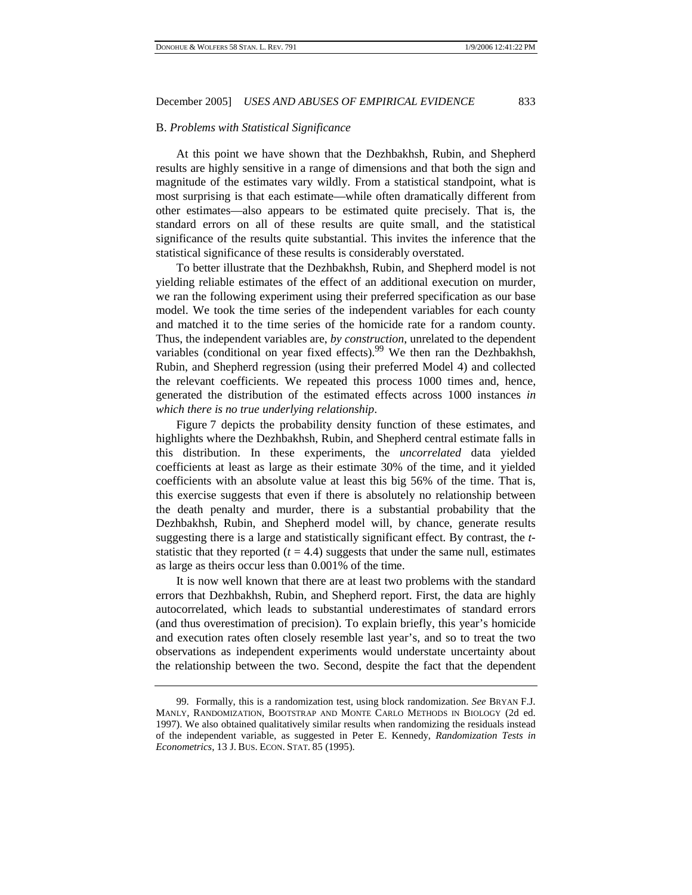### B. *Problems with Statistical Significance*

At this point we have shown that the Dezhbakhsh, Rubin, and Shepherd results are highly sensitive in a range of dimensions and that both the sign and magnitude of the estimates vary wildly. From a statistical standpoint, what is most surprising is that each estimate—while often dramatically different from other estimates—also appears to be estimated quite precisely. That is, the standard errors on all of these results are quite small, and the statistical significance of the results quite substantial. This invites the inference that the statistical significance of these results is considerably overstated.

To better illustrate that the Dezhbakhsh, Rubin, and Shepherd model is not yielding reliable estimates of the effect of an additional execution on murder, we ran the following experiment using their preferred specification as our base model. We took the time series of the independent variables for each county and matched it to the time series of the homicide rate for a random county. Thus, the independent variables are, *by construction*, unrelated to the dependent variables (conditional on year fixed effects).[99] We then ran the Dezhbakhsh, Rubin, and Shepherd regression (using their preferred Model 4) and collected the relevant coefficients. We repeated this process 1000 times and, hence, generated the distribution of the estimated effects across 1000 instances *in which there is no true underlying relationship*.

Figure 7 depicts the probability density function of these estimates, and highlights where the Dezhbakhsh, Rubin, and Shepherd central estimate falls in this distribution. In these experiments, the *uncorrelated* data yielded coefficients at least as large as their estimate 30% of the time, and it yielded coefficients with an absolute value at least this big 56% of the time. That is, this exercise suggests that even if there is absolutely no relationship between the death penalty and murder, there is a substantial probability that the Dezhbakhsh, Rubin, and Shepherd model will, by chance, generate results suggesting there is a large and statistically significant effect. By contrast, the *t*-statistic that they reported ($t = 4.4$) suggests that under the same null, estimates as large as theirs occur less than 0.001% of the time.

It is now well known that there are at least two problems with the standard errors that Dezhbakhsh, Rubin, and Shepherd report. First, the data are highly autocorrelated, which leads to substantial underestimates of standard errors (and thus overestimation of precision). To explain briefly, this year's homicide and execution rates often closely resemble last year's, and so to treat the two observations as independent experiments would understate uncertainty about the relationship between the two. Second, despite the fact that the dependent

---

99. Formally, this is a randomization test, using block randomization. *See* BRYAN F.J. MANLY, RANDOMIZATION, BOOTSTRAP AND MONTE CARLO METHODS IN BIOLOGY (2d ed. 1997). We also obtained qualitatively similar results when randomizing the residuals instead of the independent variable, as suggested in Peter E. Kennedy, *Randomization Tests in Econometrics*, 13 J. BUS. ECON. STAT. 85 (1995).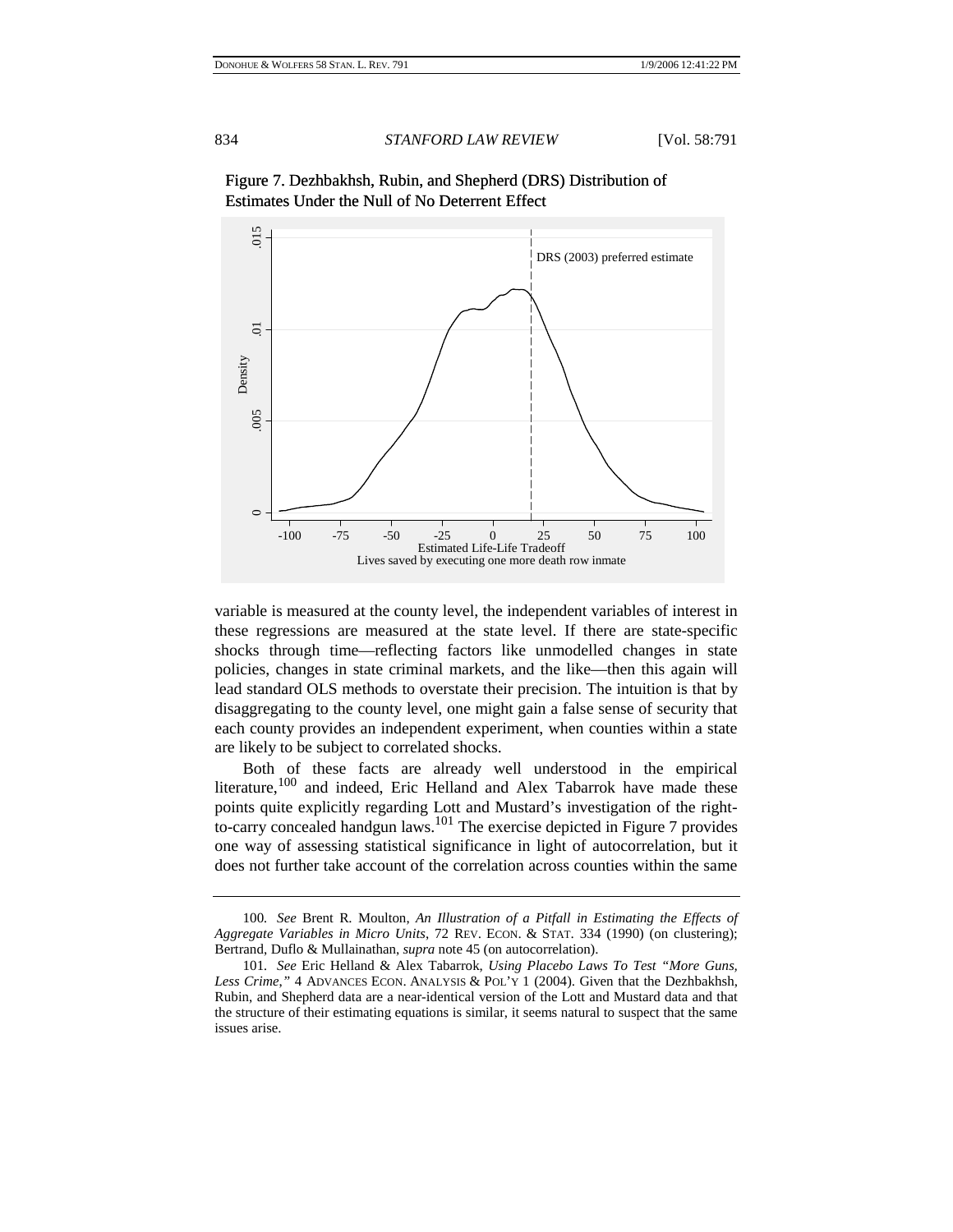Figure 7. Dezhbakhsh, Rubin, and Shepherd (DRS) Distribution of Estimates Under the Null of No Deterrent Effect

variable is measured at the county level, the independent variables of interest in these regressions are measured at the state level. If there are state-specific shocks through time—reflecting factors like unmodelled changes in state policies, changes in state criminal markets, and the like—then this again will lead standard OLS methods to overstate their precision. The intuition is that by disaggregating to the county level, one might gain a false sense of security that each county provides an independent experiment, when counties within a state are likely to be subject to correlated shocks.

Both of these facts are already well understood in the empirical literature,[100] and indeed, Eric Helland and Alex Tabarrok have made these points quite explicitly regarding Lott and Mustard's investigation of the right-to-carry concealed handgun laws.[101] The exercise depicted in Figure 7 provides one way of assessing statistical significance in light of autocorrelation, but it does not further take account of the correlation across counties within the same

---

100. *See* Brent R. Moulton, *An Illustration of a Pitfall in Estimating the Effects of Aggregate Variables in Micro Units*, 72 REV. ECON. & STAT. 334 (1990) (on clustering); Bertrand, Duflo & Mullainathan, *supra* note 45 (on autocorrelation).

101. *See* Eric Helland & Alex Tabarrok, *Using Placebo Laws To Test "More Guns, Less Crime,"* 4 ADVANCES ECON. ANALYSIS & POL'Y 1 (2004). Given that the Dezhbakhsh, Rubin, and Shepherd data are a near-identical version of the Lott and Mustard data and that the structure of their estimating equations is similar, it seems natural to suspect that the same issues arise.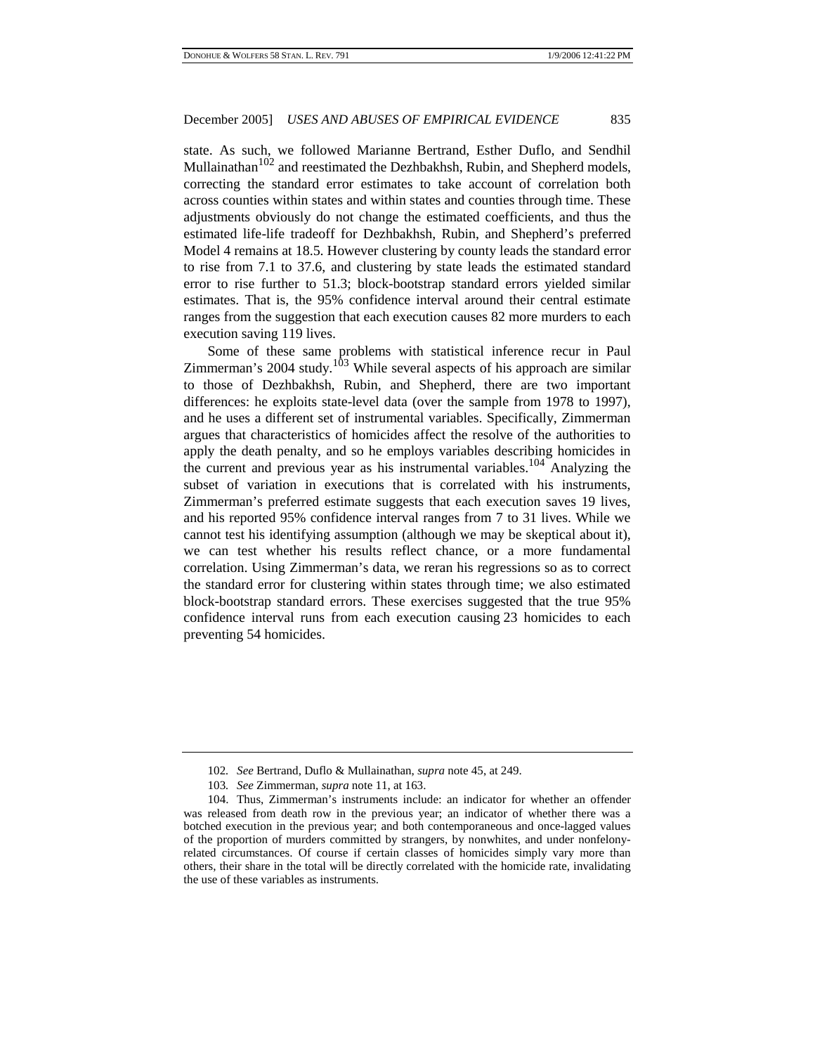state. As such, we followed Marianne Bertrand, Esther Duflo, and Sendhil Mullainathan[102] and reestimated the Dezhbakhsh, Rubin, and Shepherd models, correcting the standard error estimates to take account of correlation both across counties within states and within states and counties through time. These adjustments obviously do not change the estimated coefficients, and thus the estimated life-life tradeoff for Dezhbakhsh, Rubin, and Shepherd's preferred Model 4 remains at 18.5. However clustering by county leads the standard error to rise from 7.1 to 37.6, and clustering by state leads the estimated standard error to rise further to 51.3; block-bootstrap standard errors yielded similar estimates. That is, the 95% confidence interval around their central estimate ranges from the suggestion that each execution causes 82 more murders to each execution saving 119 lives.

Some of these same problems with statistical inference recur in Paul Zimmerman's 2004 study.[103] While several aspects of his approach are similar to those of Dezhbakhsh, Rubin, and Shepherd, there are two important differences: he exploits state-level data (over the sample from 1978 to 1997), and he uses a different set of instrumental variables. Specifically, Zimmerman argues that characteristics of homicides affect the resolve of the authorities to apply the death penalty, and so he employs variables describing homicides in the current and previous year as his instrumental variables.[104] Analyzing the subset of variation in executions that is correlated with his instruments, Zimmerman's preferred estimate suggests that each execution saves 19 lives, and his reported 95% confidence interval ranges from 7 to 31 lives. While we cannot test his identifying assumption (although we may be skeptical about it), we can test whether his results reflect chance, or a more fundamental correlation. Using Zimmerman's data, we reran his regressions so as to correct the standard error for clustering within states through time; we also estimated block-bootstrap standard errors. These exercises suggested that the true 95% confidence interval runs from each execution causing 23 homicides to each preventing 54 homicides.

---

102. *See* Bertrand, Duflo & Mullainathan, *supra* note 45, at 249.

103. *See* Zimmerman, *supra* note 11, at 163.

104. Thus, Zimmerman's instruments include: an indicator for whether an offender was released from death row in the previous year; an indicator of whether there was a botched execution in the previous year; and both contemporaneous and once-lagged values of the proportion of murders committed by strangers, by nonwhites, and under nonfelony-related circumstances. Of course if certain classes of homicides simply vary more than others, their share in the total will be directly correlated with the homicide rate, invalidating the use of these variables as instruments.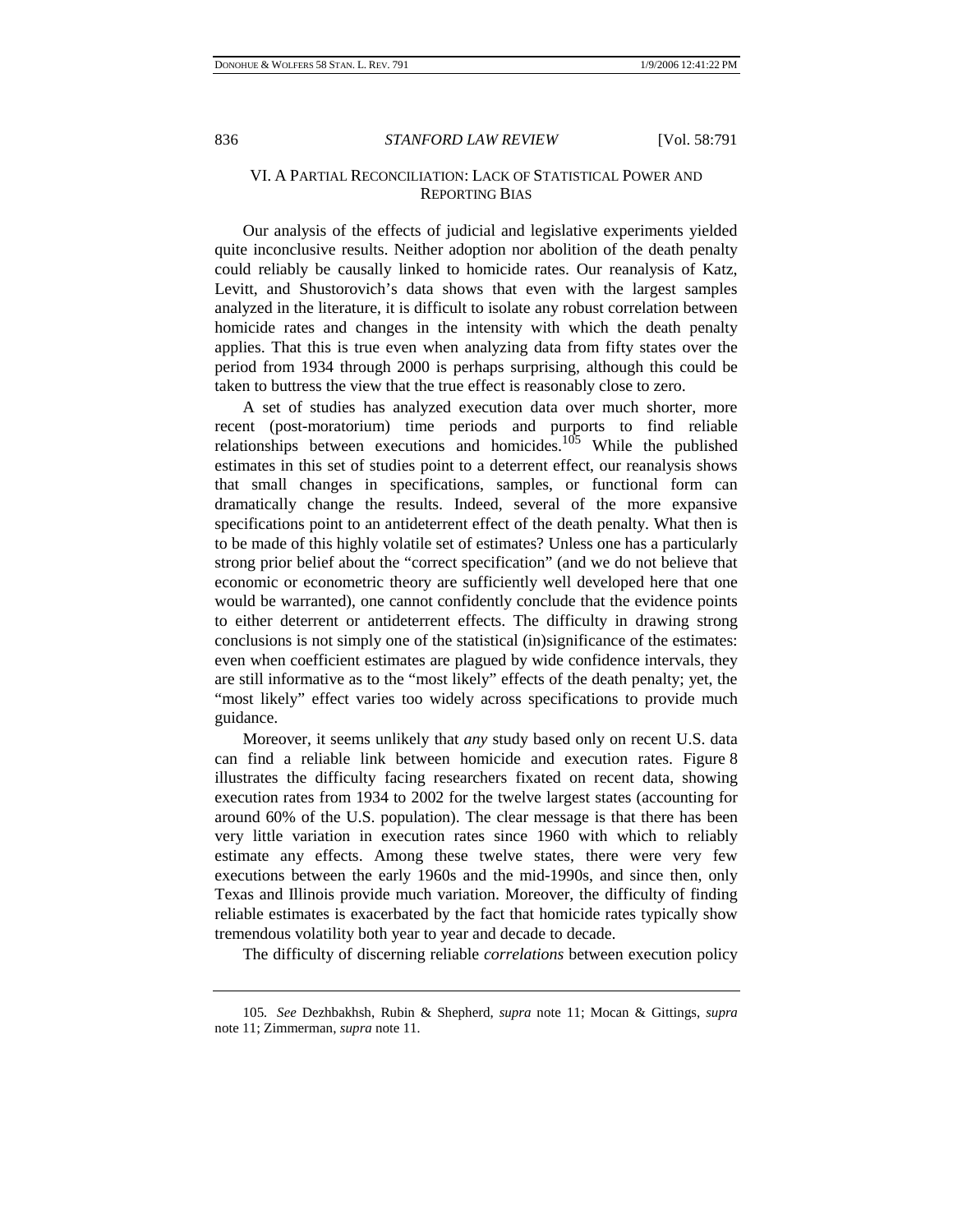## VI. A PARTIAL RECONCILIATION: LACK OF STATISTICAL POWER AND REPORTING BIAS

Our analysis of the effects of judicial and legislative experiments yielded quite inconclusive results. Neither adoption nor abolition of the death penalty could reliably be causally linked to homicide rates. Our reanalysis of Katz, Levitt, and Shustorovich's data shows that even with the largest samples analyzed in the literature, it is difficult to isolate any robust correlation between homicide rates and changes in the intensity with which the death penalty applies. That this is true even when analyzing data from fifty states over the period from 1934 through 2000 is perhaps surprising, although this could be taken to buttress the view that the true effect is reasonably close to zero.

A set of studies has analyzed execution data over much shorter, more recent (post-moratorium) time periods and purports to find reliable relationships between executions and homicides.[105] While the published estimates in this set of studies point to a deterrent effect, our reanalysis shows that small changes in specifications, samples, or functional form can dramatically change the results. Indeed, several of the more expansive specifications point to an antideterrent effect of the death penalty. What then is to be made of this highly volatile set of estimates? Unless one has a particularly strong prior belief about the "correct specification" (and we do not believe that economic or econometric theory are sufficiently well developed here that one would be warranted), one cannot confidently conclude that the evidence points to either deterrent or antideterrent effects. The difficulty in drawing strong conclusions is not simply one of the statistical (in)significance of the estimates: even when coefficient estimates are plagued by wide confidence intervals, they are still informative as to the "most likely" effects of the death penalty; yet, the "most likely" effect varies too widely across specifications to provide much guidance.

Moreover, it seems unlikely that *any* study based only on recent U.S. data can find a reliable link between homicide and execution rates. Figure 8 illustrates the difficulty facing researchers fixated on recent data, showing execution rates from 1934 to 2002 for the twelve largest states (accounting for around 60% of the U.S. population). The clear message is that there has been very little variation in execution rates since 1960 with which to reliably estimate any effects. Among these twelve states, there were very few executions between the early 1960s and the mid-1990s, and since then, only Texas and Illinois provide much variation. Moreover, the difficulty of finding reliable estimates is exacerbated by the fact that homicide rates typically show tremendous volatility both year to year and decade to decade.

The difficulty of discerning reliable *correlations* between execution policy

---

105. *See* Dezhbakhsh, Rubin & Shepherd, *supra* note 11; Mocan & Gittings, *supra* note 11; Zimmerman, *supra* note 11.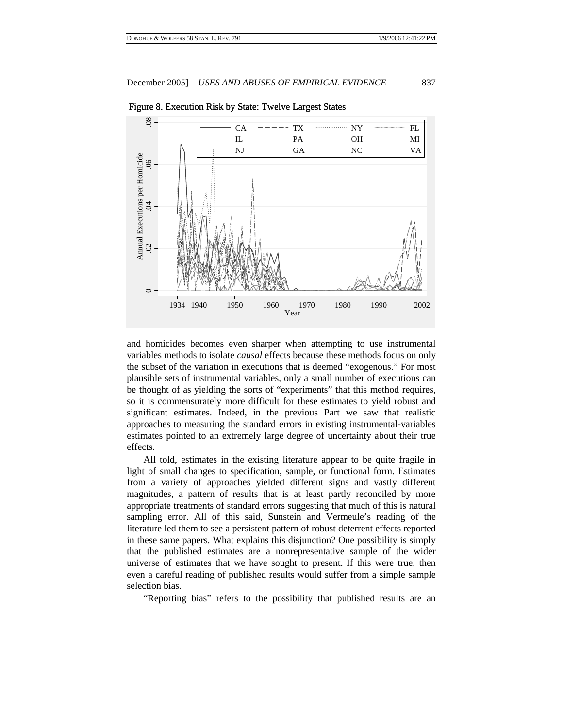Figure 8. Execution Risk by State: Twelve Largest States

and homicides becomes even sharper when attempting to use instrumental variables methods to isolate *causal* effects because these methods focus on only the subset of the variation in executions that is deemed "exogenous." For most plausible sets of instrumental variables, only a small number of executions can be thought of as yielding the sorts of "experiments" that this method requires, so it is commensurately more difficult for these estimates to yield robust and significant estimates. Indeed, in the previous Part we saw that realistic approaches to measuring the standard errors in existing instrumental-variables estimates pointed to an extremely large degree of uncertainty about their true effects.

All told, estimates in the existing literature appear to be quite fragile in light of small changes to specification, sample, or functional form. Estimates from a variety of approaches yielded different signs and vastly different magnitudes, a pattern of results that is at least partly reconciled by more appropriate treatments of standard errors suggesting that much of this is natural sampling error. All of this said, Sunstein and Vermeule's reading of the literature led them to see a persistent pattern of robust deterrent effects reported in these same papers. What explains this disjunction? One possibility is simply that the published estimates are a nonrepresentative sample of the wider universe of estimates that we have sought to present. If this were true, then even a careful reading of published results would suffer from a simple sample selection bias.

"Reporting bias" refers to the possibility that published results are an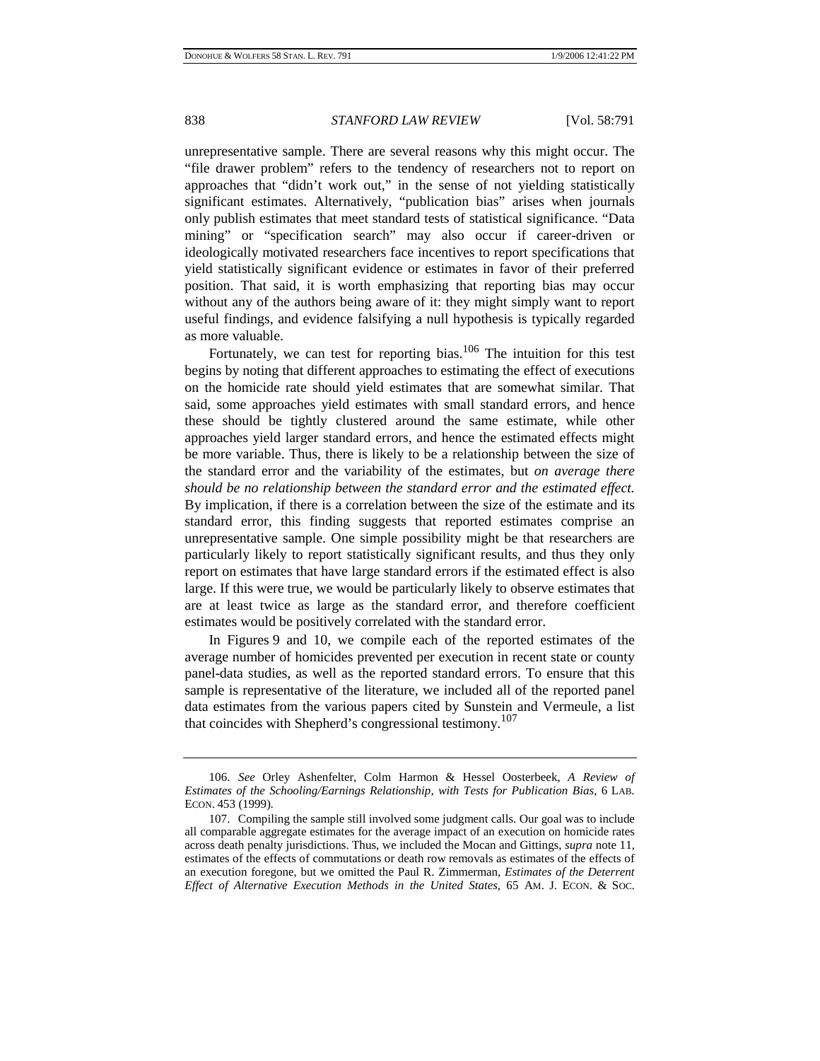unrepresentative sample. There are several reasons why this might occur. The "file drawer problem" refers to the tendency of researchers not to report on approaches that "didn't work out," in the sense of not yielding statistically significant estimates. Alternatively, "publication bias" arises when journals only publish estimates that meet standard tests of statistical significance. "Data mining" or "specification search" may also occur if career-driven or ideologically motivated researchers face incentives to report specifications that yield statistically significant evidence or estimates in favor of their preferred position. That said, it is worth emphasizing that reporting bias may occur without any of the authors being aware of it: they might simply want to report useful findings, and evidence falsifying a null hypothesis is typically regarded as more valuable.

Fortunately, we can test for reporting bias.[106] The intuition for this test begins by noting that different approaches to estimating the effect of executions on the homicide rate should yield estimates that are somewhat similar. That said, some approaches yield estimates with small standard errors, and hence these should be tightly clustered around the same estimate, while other approaches yield larger standard errors, and hence the estimated effects might be more variable. Thus, there is likely to be a relationship between the size of the standard error and the variability of the estimates, but *on average there should be no relationship between the standard error and the estimated effect.* By implication, if there is a correlation between the size of the estimate and its standard error, this finding suggests that reported estimates comprise an unrepresentative sample. One simple possibility might be that researchers are particularly likely to report statistically significant results, and thus they only report on estimates that have large standard errors if the estimated effect is also large. If this were true, we would be particularly likely to observe estimates that are at least twice as large as the standard error, and therefore coefficient estimates would be positively correlated with the standard error.

In Figures 9 and 10, we compile each of the reported estimates of the average number of homicides prevented per execution in recent state or county panel-data studies, as well as the reported standard errors. To ensure that this sample is representative of the literature, we included all of the reported panel data estimates from the various papers cited by Sunstein and Vermeule, a list that coincides with Shepherd's congressional testimony.[107]

---

106. *See* Orley Ashenfelter, Colm Harmon & Hessel Oosterbeek, *A Review of Estimates of the Schooling/Earnings Relationship, with Tests for Publication Bias*, 6 LAB. ECON. 453 (1999).

107. Compiling the sample still involved some judgment calls. Our goal was to include all comparable aggregate estimates for the average impact of an execution on homicide rates across death penalty jurisdictions. Thus, we included the Mocan and Gittings, *supra* note 11, estimates of the effects of commutations or death row removals as estimates of the effects of an execution foregone, but we omitted the Paul R. Zimmerman, *Estimates of the Deterrent Effect of Alternative Execution Methods in the United States*, 65 AM. J. ECON. & SOC.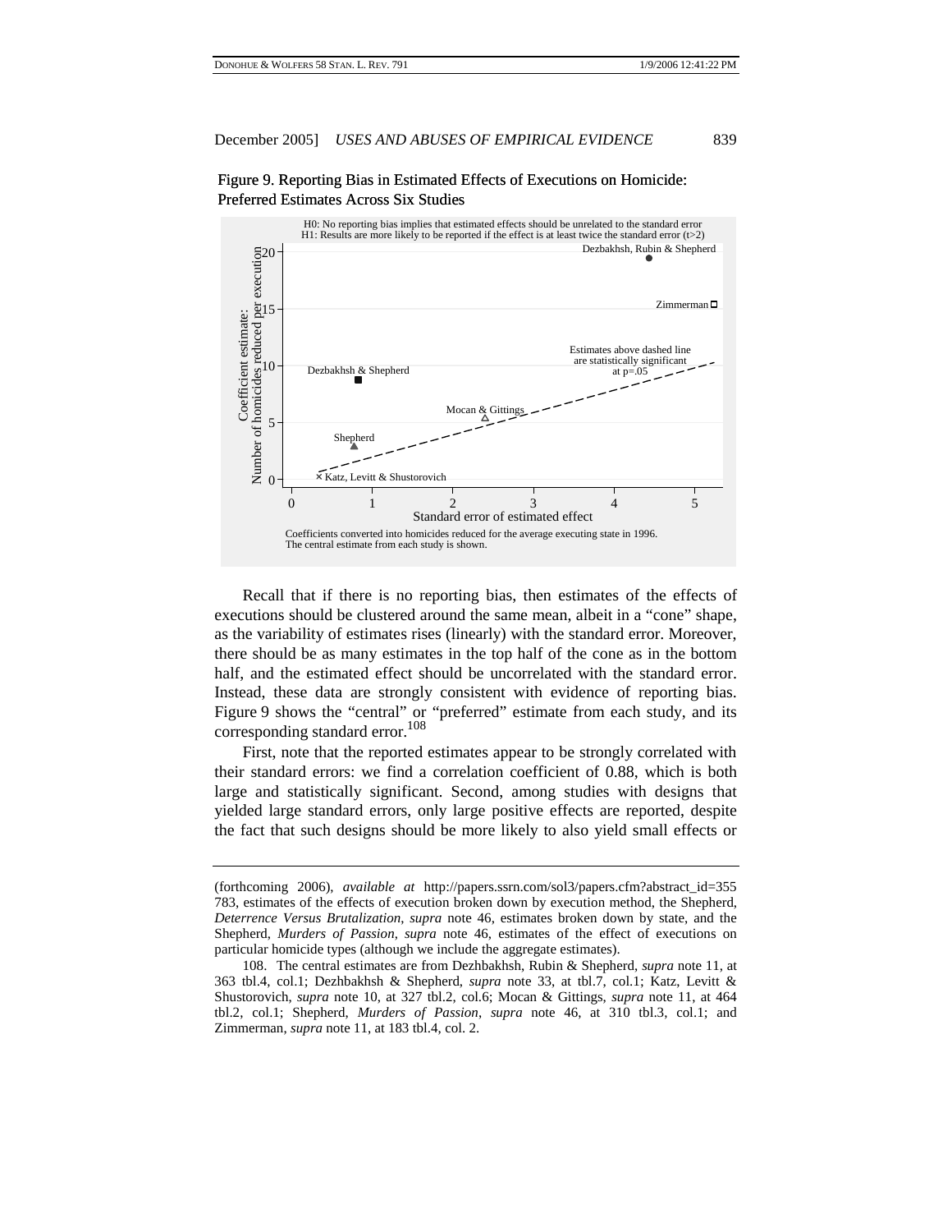Figure 9. Reporting Bias in Estimated Effects of Executions on Homicide: Preferred Estimates Across Six Studies

H0: No reporting bias implies that estimated effects should be unrelated to the standard error
H1: Results are more likely to be reported if the effect is at least twice the standard error (t>2)

Coefficients converted into homicides reduced for the average executing state in 1996.
The central estimate from each study is shown.

Recall that if there is no reporting bias, then estimates of the effects of executions should be clustered around the same mean, albeit in a "cone" shape, as the variability of estimates rises (linearly) with the standard error. Moreover, there should be as many estimates in the top half of the cone as in the bottom half, and the estimated effect should be uncorrelated with the standard error. Instead, these data are strongly consistent with evidence of reporting bias. Figure 9 shows the "central" or "preferred" estimate from each study, and its corresponding standard error.[108]

First, note that the reported estimates appear to be strongly correlated with their standard errors: we find a correlation coefficient of 0.88, which is both large and statistically significant. Second, among studies with designs that yielded large standard errors, only large positive effects are reported, despite the fact that such designs should be more likely to also yield small effects or

---

(forthcoming 2006), *available at* http://papers.ssrn.com/sol3/papers.cfm?abstract_id=355783, estimates of the effects of execution broken down by execution method, the Shepherd, *Deterrence Versus Brutalization*, *supra* note 46, estimates broken down by state, and the Shepherd, *Murders of Passion*, *supra* note 46, estimates of the effect of executions on particular homicide types (although we include the aggregate estimates).

108. The central estimates are from Dezhbakhsh, Rubin & Shepherd, *supra* note 11, at 363 tbl.4, col.1; Dezhbakhsh & Shepherd, *supra* note 33, at tbl.7, col.1; Katz, Levitt & Shustorovich, *supra* note 10, at 327 tbl.2, col.6; Mocan & Gittings, *supra* note 11, at 464 tbl.2, col.1; Shepherd, *Murders of Passion*, *supra* note 46, at 310 tbl.3, col.1; and Zimmerman, *supra* note 11, at 183 tbl.4, col. 2.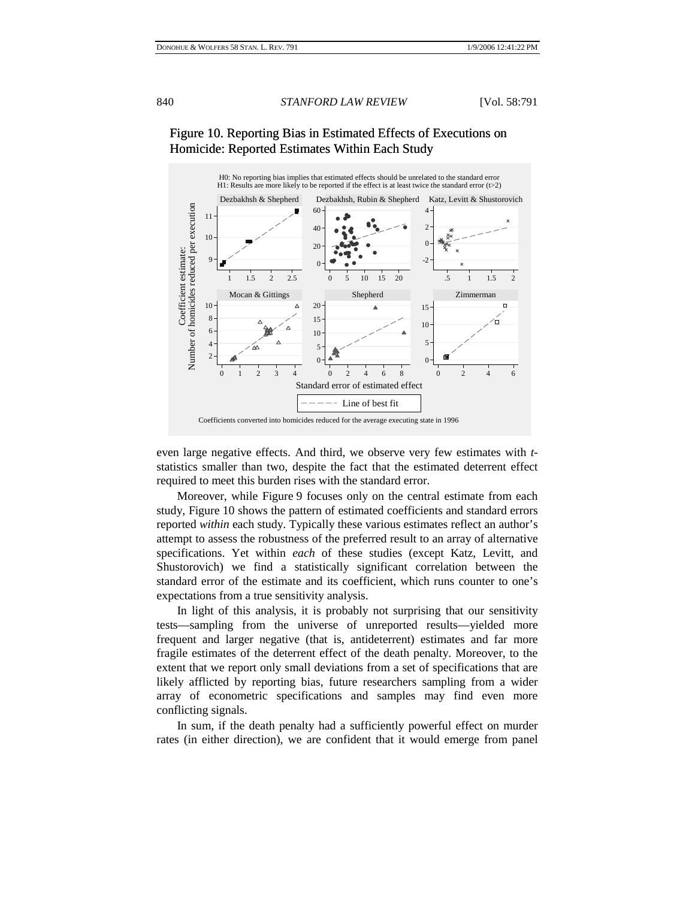## Figure 10. Reporting Bias in Estimated Effects of Executions on Homicide: Reported Estimates Within Each Study

H0: No reporting bias implies that estimated effects should be unrelated to the standard error
H1: Results are more likely to be reported if the effect is at least twice the standard error (t>2)

Coefficients converted into homicides reduced for the average executing state in 1996

even large negative effects. And third, we observe very few estimates with *t*-statistics smaller than two, despite the fact that the estimated deterrent effect required to meet this burden rises with the standard error.

Moreover, while Figure 9 focuses only on the central estimate from each study, Figure 10 shows the pattern of estimated coefficients and standard errors reported *within* each study. Typically these various estimates reflect an author's attempt to assess the robustness of the preferred result to an array of alternative specifications. Yet within *each* of these studies (except Katz, Levitt, and Shustorovich) we find a statistically significant correlation between the standard error of the estimate and its coefficient, which runs counter to one's expectations from a true sensitivity analysis.

In light of this analysis, it is probably not surprising that our sensitivity tests—sampling from the universe of unreported results—yielded more frequent and larger negative (that is, antideterrent) estimates and far more fragile estimates of the deterrent effect of the death penalty. Moreover, to the extent that we report only small deviations from a set of specifications that are likely afflicted by reporting bias, future researchers sampling from a wider array of econometric specifications and samples may find even more conflicting signals.

In sum, if the death penalty had a sufficiently powerful effect on murder rates (in either direction), we are confident that it would emerge from panel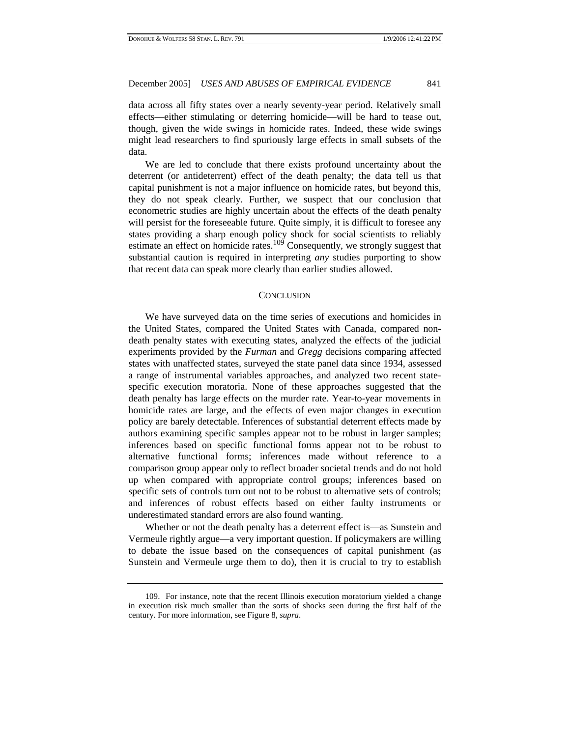data across all fifty states over a nearly seventy-year period. Relatively small effects—either stimulating or deterring homicide—will be hard to tease out, though, given the wide swings in homicide rates. Indeed, these wide swings might lead researchers to find spuriously large effects in small subsets of the data.

We are led to conclude that there exists profound uncertainty about the deterrent (or antideterrent) effect of the death penalty; the data tell us that capital punishment is not a major influence on homicide rates, but beyond this, they do not speak clearly. Further, we suspect that our conclusion that econometric studies are highly uncertain about the effects of the death penalty will persist for the foreseeable future. Quite simply, it is difficult to foresee any states providing a sharp enough policy shock for social scientists to reliably estimate an effect on homicide rates.[109] Consequently, we strongly suggest that substantial caution is required in interpreting *any* studies purporting to show that recent data can speak more clearly than earlier studies allowed.

## CONCLUSION

We have surveyed data on the time series of executions and homicides in the United States, compared the United States with Canada, compared non-death penalty states with executing states, analyzed the effects of the judicial experiments provided by the *Furman* and *Gregg* decisions comparing affected states with unaffected states, surveyed the state panel data since 1934, assessed a range of instrumental variables approaches, and analyzed two recent state-specific execution moratoria. None of these approaches suggested that the death penalty has large effects on the murder rate. Year-to-year movements in homicide rates are large, and the effects of even major changes in execution policy are barely detectable. Inferences of substantial deterrent effects made by authors examining specific samples appear not to be robust in larger samples; inferences based on specific functional forms appear not to be robust to alternative functional forms; inferences made without reference to a comparison group appear only to reflect broader societal trends and do not hold up when compared with appropriate control groups; inferences based on specific sets of controls turn out not to be robust to alternative sets of controls; and inferences of robust effects based on either faulty instruments or underestimated standard errors are also found wanting.

Whether or not the death penalty has a deterrent effect is—as Sunstein and Vermeule rightly argue—a very important question. If policymakers are willing to debate the issue based on the consequences of capital punishment (as Sunstein and Vermeule urge them to do), then it is crucial to try to establish

---

109. For instance, note that the recent Illinois execution moratorium yielded a change in execution risk much smaller than the sorts of shocks seen during the first half of the century. For more information, see Figure 8, *supra*.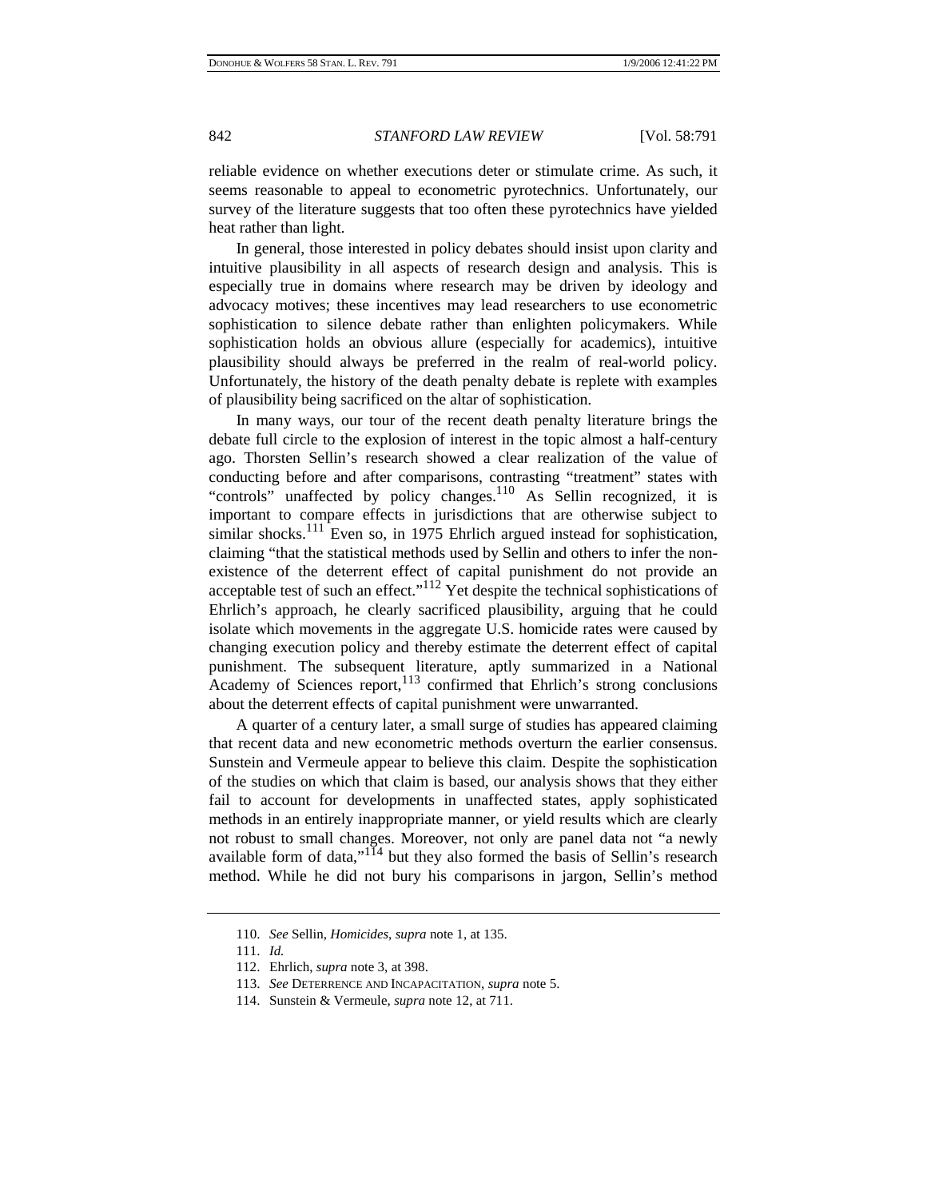reliable evidence on whether executions deter or stimulate crime. As such, it seems reasonable to appeal to econometric pyrotechnics. Unfortunately, our survey of the literature suggests that too often these pyrotechnics have yielded heat rather than light.

In general, those interested in policy debates should insist upon clarity and intuitive plausibility in all aspects of research design and analysis. This is especially true in domains where research may be driven by ideology and advocacy motives; these incentives may lead researchers to use econometric sophistication to silence debate rather than enlighten policymakers. While sophistication holds an obvious allure (especially for academics), intuitive plausibility should always be preferred in the realm of real-world policy. Unfortunately, the history of the death penalty debate is replete with examples of plausibility being sacrificed on the altar of sophistication.

In many ways, our tour of the recent death penalty literature brings the debate full circle to the explosion of interest in the topic almost a half-century ago. Thorsten Sellin's research showed a clear realization of the value of conducting before and after comparisons, contrasting "treatment" states with "controls" unaffected by policy changes.[110] As Sellin recognized, it is important to compare effects in jurisdictions that are otherwise subject to similar shocks.[111] Even so, in 1975 Ehrlich argued instead for sophistication, claiming "that the statistical methods used by Sellin and others to infer the non-existence of the deterrent effect of capital punishment do not provide an acceptable test of such an effect."[112] Yet despite the technical sophistications of Ehrlich's approach, he clearly sacrificed plausibility, arguing that he could isolate which movements in the aggregate U.S. homicide rates were caused by changing execution policy and thereby estimate the deterrent effect of capital punishment. The subsequent literature, aptly summarized in a National Academy of Sciences report,[113] confirmed that Ehrlich's strong conclusions about the deterrent effects of capital punishment were unwarranted.

A quarter of a century later, a small surge of studies has appeared claiming that recent data and new econometric methods overturn the earlier consensus. Sunstein and Vermeule appear to believe this claim. Despite the sophistication of the studies on which that claim is based, our analysis shows that they either fail to account for developments in unaffected states, apply sophisticated methods in an entirely inappropriate manner, or yield results which are clearly not robust to small changes. Moreover, not only are panel data not "a newly available form of data,"[114] but they also formed the basis of Sellin's research method. While he did not bury his comparisons in jargon, Sellin's method

---

110. *See* Sellin, *Homicides*, *supra* note 1, at 135.

111. *Id.*

112. Ehrlich, *supra* note 3, at 398.

113. *See* DETERRENCE AND INCAPACITATION, *supra* note 5.

114. Sunstein & Vermeule, *supra* note 12, at 711.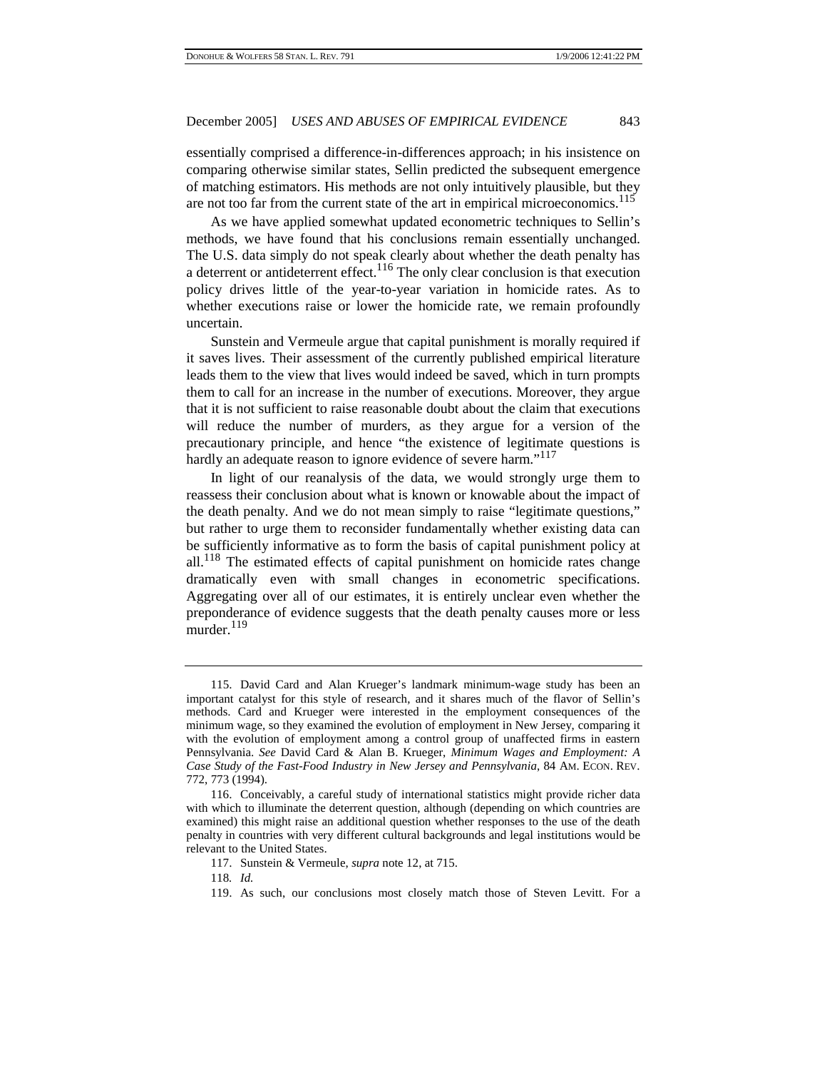essentially comprised a difference-in-differences approach; in his insistence on comparing otherwise similar states, Sellin predicted the subsequent emergence of matching estimators. His methods are not only intuitively plausible, but they are not too far from the current state of the art in empirical microeconomics.[115]

As we have applied somewhat updated econometric techniques to Sellin's methods, we have found that his conclusions remain essentially unchanged. The U.S. data simply do not speak clearly about whether the death penalty has a deterrent or antideterrent effect.[116] The only clear conclusion is that execution policy drives little of the year-to-year variation in homicide rates. As to whether executions raise or lower the homicide rate, we remain profoundly uncertain.

Sunstein and Vermeule argue that capital punishment is morally required if it saves lives. Their assessment of the currently published empirical literature leads them to the view that lives would indeed be saved, which in turn prompts them to call for an increase in the number of executions. Moreover, they argue that it is not sufficient to raise reasonable doubt about the claim that executions will reduce the number of murders, as they argue for a version of the precautionary principle, and hence "the existence of legitimate questions is hardly an adequate reason to ignore evidence of severe harm."[117]

In light of our reanalysis of the data, we would strongly urge them to reassess their conclusion about what is known or knowable about the impact of the death penalty. And we do not mean simply to raise "legitimate questions," but rather to urge them to reconsider fundamentally whether existing data can be sufficiently informative as to form the basis of capital punishment policy at all.[118] The estimated effects of capital punishment on homicide rates change dramatically even with small changes in econometric specifications. Aggregating over all of our estimates, it is entirely unclear even whether the preponderance of evidence suggests that the death penalty causes more or less murder.[119]

---

115. David Card and Alan Krueger's landmark minimum-wage study has been an important catalyst for this style of research, and it shares much of the flavor of Sellin's methods. Card and Krueger were interested in the employment consequences of the minimum wage, so they examined the evolution of employment in New Jersey, comparing it with the evolution of employment among a control group of unaffected firms in eastern Pennsylvania. *See* David Card & Alan B. Krueger, *Minimum Wages and Employment: A Case Study of the Fast-Food Industry in New Jersey and Pennsylvania*, 84 AM. ECON. REV. 772, 773 (1994).

116. Conceivably, a careful study of international statistics might provide richer data with which to illuminate the deterrent question, although (depending on which countries are examined) this might raise an additional question whether responses to the use of the death penalty in countries with very different cultural backgrounds and legal institutions would be relevant to the United States.

117. Sunstein & Vermeule, *supra* note 12, at 715.

118. *Id.*

119. As such, our conclusions most closely match those of Steven Levitt. For a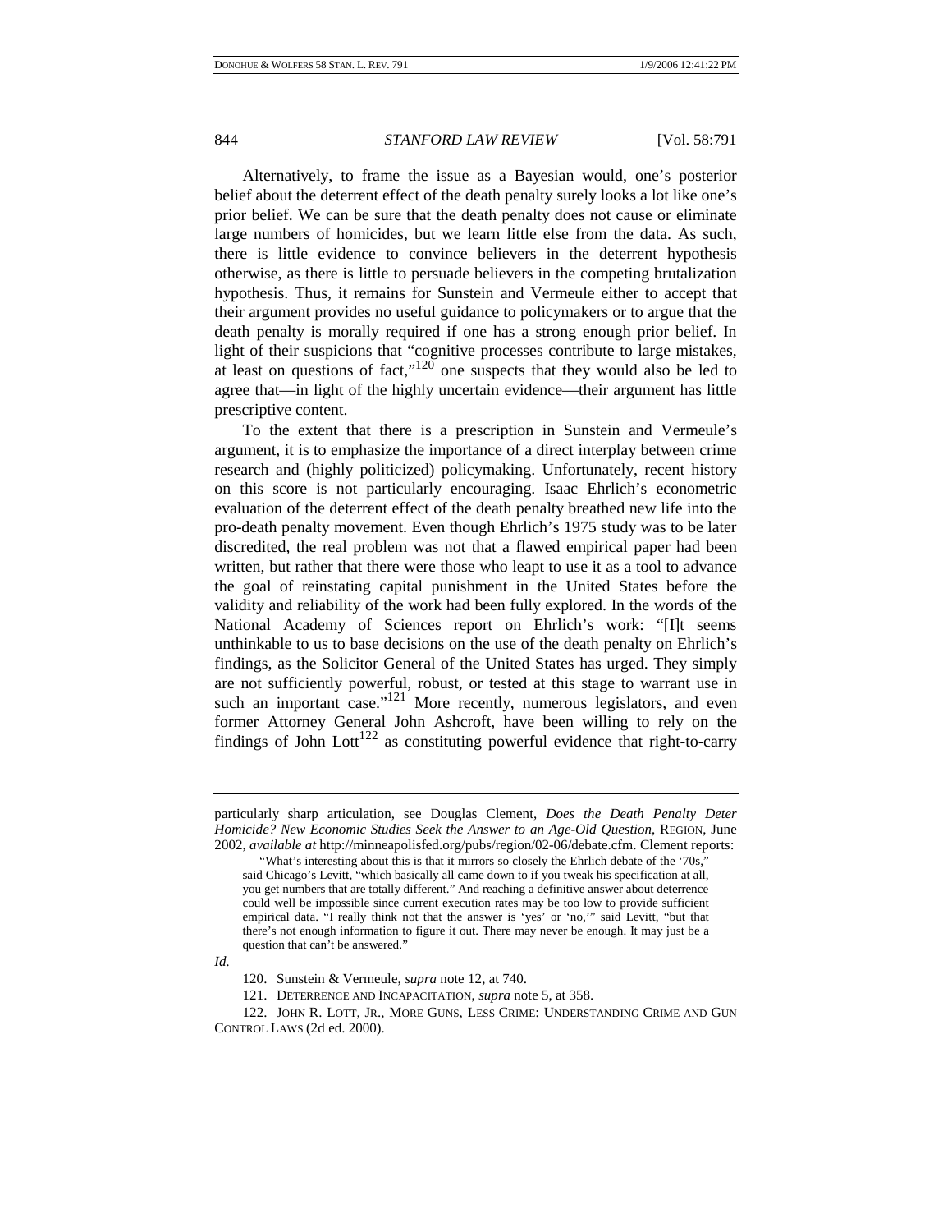Alternatively, to frame the issue as a Bayesian would, one's posterior belief about the deterrent effect of the death penalty surely looks a lot like one's prior belief. We can be sure that the death penalty does not cause or eliminate large numbers of homicides, but we learn little else from the data. As such, there is little evidence to convince believers in the deterrent hypothesis otherwise, as there is little to persuade believers in the competing brutalization hypothesis. Thus, it remains for Sunstein and Vermeule either to accept that their argument provides no useful guidance to policymakers or to argue that the death penalty is morally required if one has a strong enough prior belief. In light of their suspicions that "cognitive processes contribute to large mistakes, at least on questions of fact,"[120] one suspects that they would also be led to agree that—in light of the highly uncertain evidence—their argument has little prescriptive content.

To the extent that there is a prescription in Sunstein and Vermeule's argument, it is to emphasize the importance of a direct interplay between crime research and (highly politicized) policymaking. Unfortunately, recent history on this score is not particularly encouraging. Isaac Ehrlich's econometric evaluation of the deterrent effect of the death penalty breathed new life into the pro-death penalty movement. Even though Ehrlich's 1975 study was to be later discredited, the real problem was not that a flawed empirical paper had been written, but rather that there were those who leapt to use it as a tool to advance the goal of reinstating capital punishment in the United States before the validity and reliability of the work had been fully explored. In the words of the National Academy of Sciences report on Ehrlich's work: "[I]t seems unthinkable to us to base decisions on the use of the death penalty on Ehrlich's findings, as the Solicitor General of the United States has urged. They simply are not sufficiently powerful, robust, or tested at this stage to warrant use in such an important case."[121] More recently, numerous legislators, and even former Attorney General John Ashcroft, have been willing to rely on the findings of John Lott[122] as constituting powerful evidence that right-to-carry

---

particularly sharp articulation, see Douglas Clement, *Does the Death Penalty Deter Homicide? New Economic Studies Seek the Answer to an Age-Old Question*, REGION, June 2002, *available at* http://minneapolisfed.org/pubs/region/02-06/debate.cfm. Clement reports:

> "What's interesting about this is that it mirrors so closely the Ehrlich debate of the '70s," said Chicago's Levitt, "which basically all came down to if you tweak his specification at all, you get numbers that are totally different." And reaching a definitive answer about deterrence could well be impossible since current execution rates may be too low to provide sufficient empirical data. "I really think not that the answer is 'yes' or 'no,'" said Levitt, "but that there's not enough information to figure it out. There may never be enough. It may just be a question that can't be answered."

*Id.*

120. Sunstein & Vermeule, *supra* note 12, at 740.

121. DETERRENCE AND INCAPACITATION, *supra* note 5, at 358.

122. JOHN R. LOTT, JR., MORE GUNS, LESS CRIME: UNDERSTANDING CRIME AND GUN CONTROL LAWS (2d ed. 2000).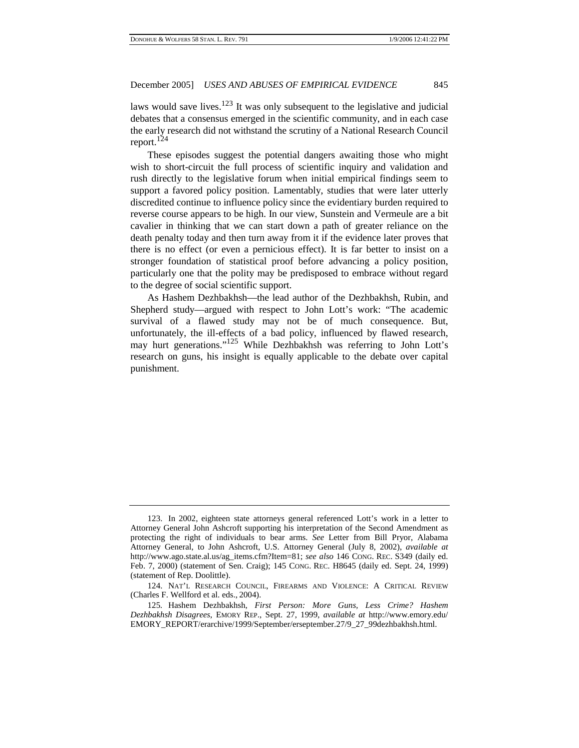laws would save lives.[123] It was only subsequent to the legislative and judicial debates that a consensus emerged in the scientific community, and in each case the early research did not withstand the scrutiny of a National Research Council report.[124]

These episodes suggest the potential dangers awaiting those who might wish to short-circuit the full process of scientific inquiry and validation and rush directly to the legislative forum when initial empirical findings seem to support a favored policy position. Lamentably, studies that were later utterly discredited continue to influence policy since the evidentiary burden required to reverse course appears to be high. In our view, Sunstein and Vermeule are a bit cavalier in thinking that we can start down a path of greater reliance on the death penalty today and then turn away from it if the evidence later proves that there is no effect (or even a pernicious effect). It is far better to insist on a stronger foundation of statistical proof before advancing a policy position, particularly one that the polity may be predisposed to embrace without regard to the degree of social scientific support.

As Hashem Dezhbakhsh—the lead author of the Dezhbakhsh, Rubin, and Shepherd study—argued with respect to John Lott's work: "The academic survival of a flawed study may not be of much consequence. But, unfortunately, the ill-effects of a bad policy, influenced by flawed research, may hurt generations."[125] While Dezhbakhsh was referring to John Lott's research on guns, his insight is equally applicable to the debate over capital punishment.

---

123. In 2002, eighteen state attorneys general referenced Lott's work in a letter to Attorney General John Ashcroft supporting his interpretation of the Second Amendment as protecting the right of individuals to bear arms. *See* Letter from Bill Pryor, Alabama Attorney General, to John Ashcroft, U.S. Attorney General (July 8, 2002), *available at* http://www.ago.state.al.us/ag_items.cfm?Item=81; *see also* 146 CONG. REC. S349 (daily ed. Feb. 7, 2000) (statement of Sen. Craig); 145 CONG. REC. H8645 (daily ed. Sept. 24, 1999) (statement of Rep. Doolittle).

124. NAT'L RESEARCH COUNCIL, FIREARMS AND VIOLENCE: A CRITICAL REVIEW (Charles F. Wellford et al. eds., 2004).

125. Hashem Dezhbakhsh, *First Person: More Guns, Less Crime? Hashem Dezhbakhsh Disagrees*, EMORY REP., Sept. 27, 1999, *available at* http://www.emory.edu/EMORY_REPORT/erarchive/1999/September/erseptember.27/9_27_99dezhbakhsh.html.